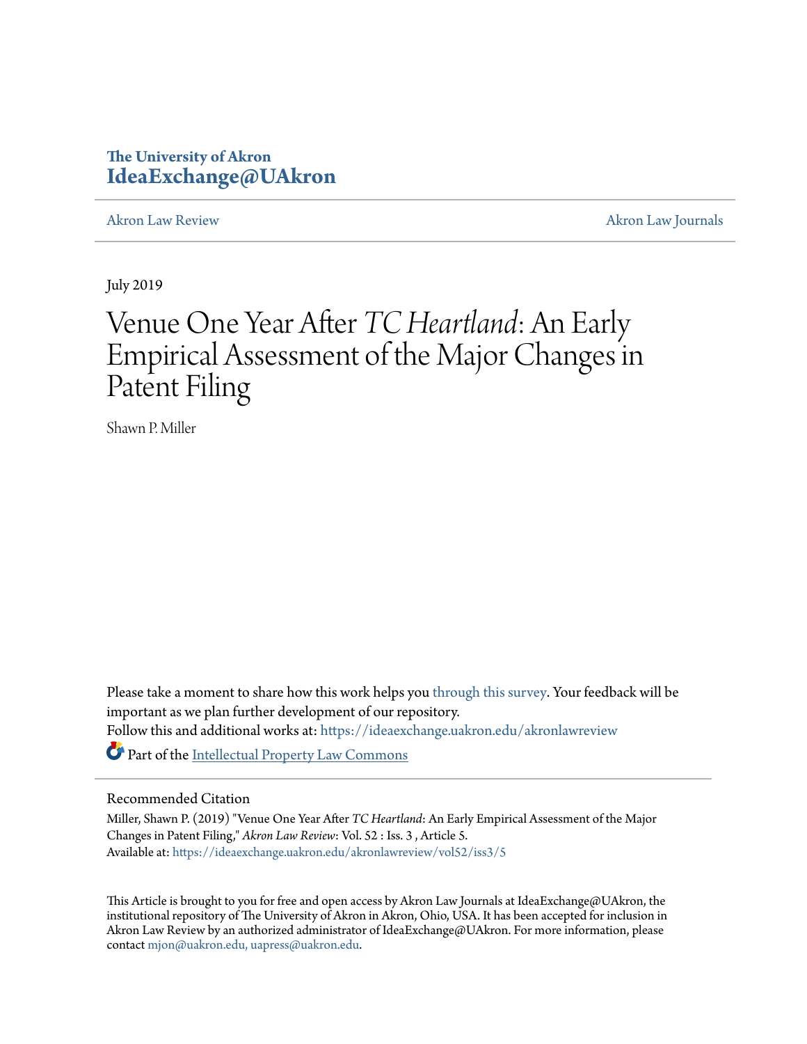The University of Akron
**IdeaExchange@UAkron**

Akron Law Review | Akron Law Journals

July 2019

# Venue One Year After *TC Heartland*: An Early Empirical Assessment of the Major Changes in Patent Filing

Shawn P. Miller

Please take a moment to share how this work helps you through this survey. Your feedback will be important as we plan further development of our repository.
Follow this and additional works at: https://ideaexchange.uakron.edu/akronlawreview

Part of the Intellectual Property Law Commons

## Recommended Citation

Miller, Shawn P. (2019) "Venue One Year After *TC Heartland*: An Early Empirical Assessment of the Major Changes in Patent Filing," *Akron Law Review*: Vol. 52 : Iss. 3 , Article 5.
Available at: https://ideaexchange.uakron.edu/akronlawreview/vol52/iss3/5

This Article is brought to you for free and open access by Akron Law Journals at IdeaExchange@UAkron, the institutional repository of The University of Akron in Akron, Ohio, USA. It has been accepted for inclusion in Akron Law Review by an authorized administrator of IdeaExchange@UAkron. For more information, please contact mjon@uakron.edu, uapress@uakron.edu.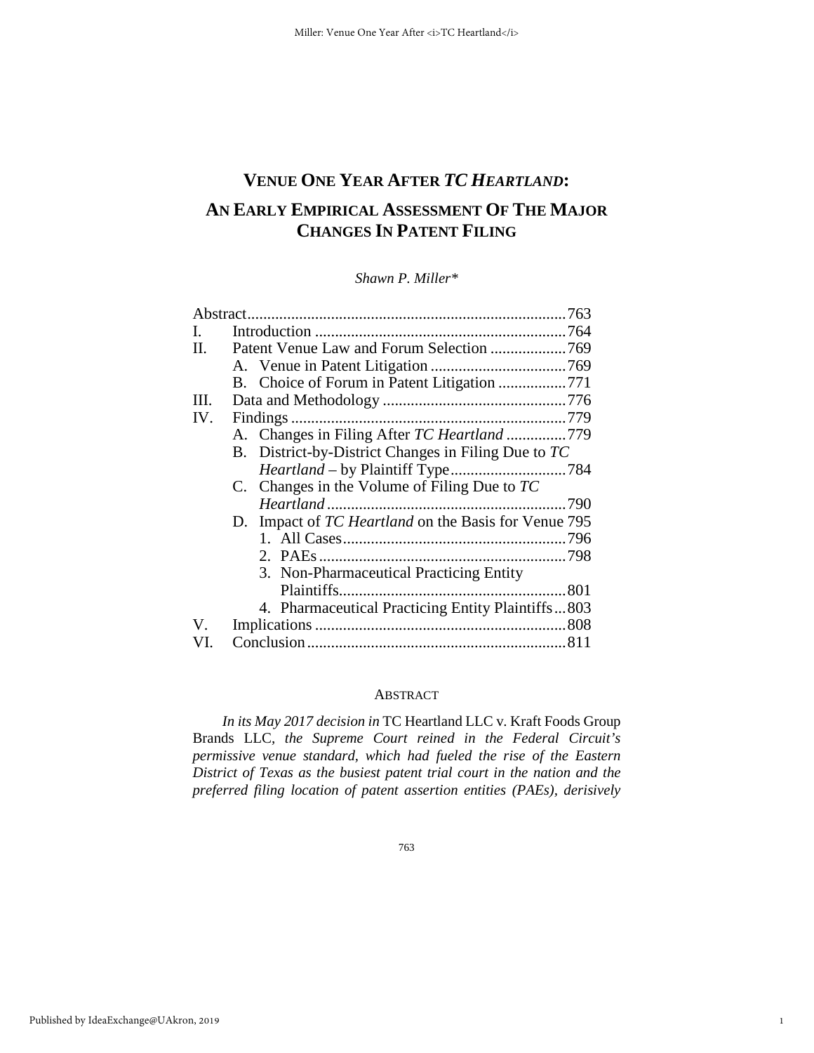# VENUE ONE YEAR AFTER *TC HEARTLAND*: AN EARLY EMPIRICAL ASSESSMENT OF THE MAJOR CHANGES IN PATENT FILING

*Shawn P. Miller\**

| | | |
|---|---|---|
| Abstract | | 763 |
| I. | Introduction | 764 |
| II. | Patent Venue Law and Forum Selection | 769 |
| | A. Venue in Patent Litigation | 769 |
| | B. Choice of Forum in Patent Litigation | 771 |
| III. | Data and Methodology | 776 |
| IV. | Findings | 779 |
| | A. Changes in Filing After *TC Heartland* | 779 |
| | B. District-by-District Changes in Filing Due to *TC Heartland* – by Plaintiff Type | 784 |
| | C. Changes in the Volume of Filing Due to *TC Heartland* | 790 |
| | D. Impact of *TC Heartland* on the Basis for Venue | 795 |
| | 1. All Cases | 796 |
| | 2. PAEs | 798 |
| | 3. Non-Pharmaceutical Practicing Entity Plaintiffs | 801 |
| | 4. Pharmaceutical Practicing Entity Plaintiffs | 803 |
| V. | Implications | 808 |
| VI. | Conclusion | 811 |

## ABSTRACT

*In its May 2017 decision in* TC Heartland LLC v. Kraft Foods Group Brands LLC, *the Supreme Court reined in the Federal Circuit's permissive venue standard, which had fueled the rise of the Eastern District of Texas as the busiest patent trial court in the nation and the preferred filing location of patent assertion entities (PAEs), derisively*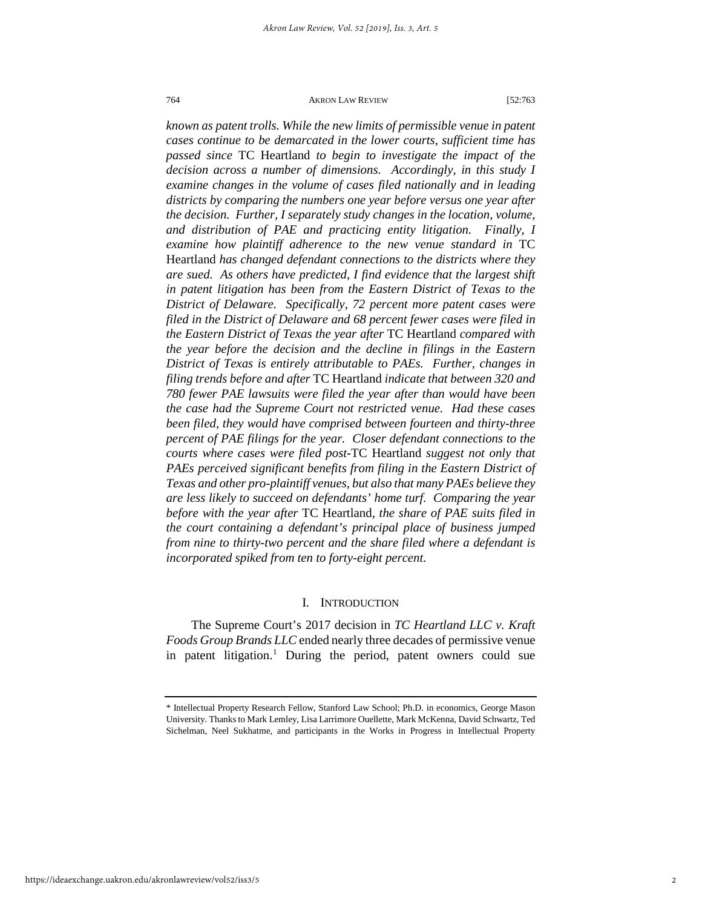*known as patent trolls. While the new limits of permissible venue in patent cases continue to be demarcated in the lower courts, sufficient time has passed since* TC Heartland *to begin to investigate the impact of the decision across a number of dimensions. Accordingly, in this study I examine changes in the volume of cases filed nationally and in leading districts by comparing the numbers one year before versus one year after the decision. Further, I separately study changes in the location, volume, and distribution of PAE and practicing entity litigation. Finally, I examine how plaintiff adherence to the new venue standard in* TC Heartland *has changed defendant connections to the districts where they are sued. As others have predicted, I find evidence that the largest shift in patent litigation has been from the Eastern District of Texas to the District of Delaware. Specifically, 72 percent more patent cases were filed in the District of Delaware and 68 percent fewer cases were filed in the Eastern District of Texas the year after* TC Heartland *compared with the year before the decision and the decline in filings in the Eastern District of Texas is entirely attributable to PAEs. Further, changes in filing trends before and after* TC Heartland *indicate that between 320 and 780 fewer PAE lawsuits were filed the year after than would have been the case had the Supreme Court not restricted venue. Had these cases been filed, they would have comprised between fourteen and thirty-three percent of PAE filings for the year. Closer defendant connections to the courts where cases were filed post-*TC Heartland *suggest not only that PAEs perceived significant benefits from filing in the Eastern District of Texas and other pro-plaintiff venues, but also that many PAEs believe they are less likely to succeed on defendants' home turf. Comparing the year before with the year after* TC Heartland*, the share of PAE suits filed in the court containing a defendant's principal place of business jumped from nine to thirty-two percent and the share filed where a defendant is incorporated spiked from ten to forty-eight percent.*

## I. INTRODUCTION

The Supreme Court's 2017 decision in *TC Heartland LLC v. Kraft Foods Group Brands LLC* ended nearly three decades of permissive venue in patent litigation.[1] During the period, patent owners could sue

---

\* Intellectual Property Research Fellow, Stanford Law School; Ph.D. in economics, George Mason University. Thanks to Mark Lemley, Lisa Larrimore Ouellette, Mark McKenna, David Schwartz, Ted Sichelman, Neel Sukhatme, and participants in the Works in Progress in Intellectual Property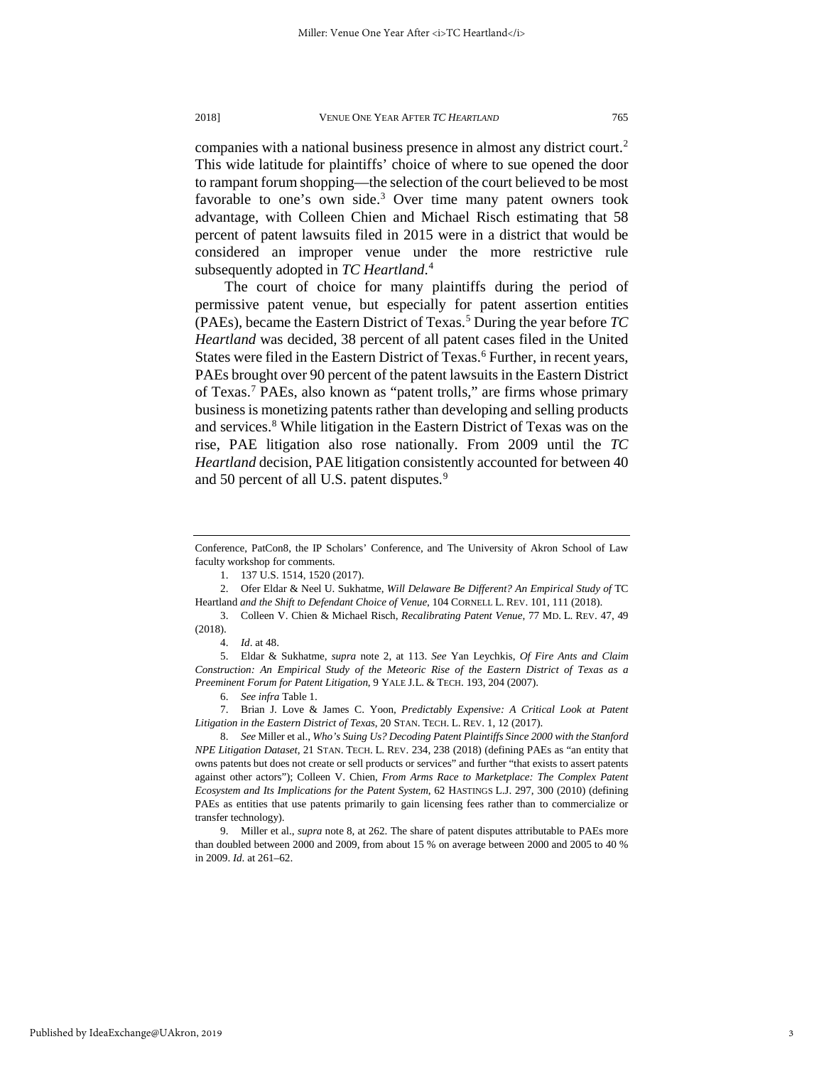companies with a national business presence in almost any district court.[2] This wide latitude for plaintiffs' choice of where to sue opened the door to rampant forum shopping—the selection of the court believed to be most favorable to one's own side.[3] Over time many patent owners took advantage, with Colleen Chien and Michael Risch estimating that 58 percent of patent lawsuits filed in 2015 were in a district that would be considered an improper venue under the more restrictive rule subsequently adopted in *TC Heartland*.[4]

The court of choice for many plaintiffs during the period of permissive patent venue, but especially for patent assertion entities (PAEs), became the Eastern District of Texas.[5] During the year before *TC Heartland* was decided, 38 percent of all patent cases filed in the United States were filed in the Eastern District of Texas.[6] Further, in recent years, PAEs brought over 90 percent of the patent lawsuits in the Eastern District of Texas.[7] PAEs, also known as "patent trolls," are firms whose primary business is monetizing patents rather than developing and selling products and services.[8] While litigation in the Eastern District of Texas was on the rise, PAE litigation also rose nationally. From 2009 until the *TC Heartland* decision, PAE litigation consistently accounted for between 40 and 50 percent of all U.S. patent disputes.[9]

---

Conference, PatCon8, the IP Scholars' Conference, and The University of Akron School of Law faculty workshop for comments.

1. 137 U.S. 1514, 1520 (2017).

2. Ofer Eldar & Neel U. Sukhatme, *Will Delaware Be Different? An Empirical Study of* TC Heartland *and the Shift to Defendant Choice of Venue*, 104 CORNELL L. REV. 101, 111 (2018).

3. Colleen V. Chien & Michael Risch, *Recalibrating Patent Venue*, 77 MD. L. REV. 47, 49 (2018).

4. *Id*. at 48.

5. Eldar & Sukhatme, *supra* note 2, at 113. *See* Yan Leychkis, *Of Fire Ants and Claim Construction: An Empirical Study of the Meteoric Rise of the Eastern District of Texas as a Preeminent Forum for Patent Litigation*, 9 YALE J.L. & TECH. 193, 204 (2007).

6. *See infra* Table 1.

7. Brian J. Love & James C. Yoon, *Predictably Expensive: A Critical Look at Patent Litigation in the Eastern District of Texas*, 20 STAN. TECH. L. REV. 1, 12 (2017).

8. *See* Miller et al., *Who's Suing Us? Decoding Patent Plaintiffs Since 2000 with the Stanford NPE Litigation Dataset*, 21 STAN. TECH. L. REV. 234, 238 (2018) (defining PAEs as "an entity that owns patents but does not create or sell products or services" and further "that exists to assert patents against other actors"); Colleen V. Chien, *From Arms Race to Marketplace: The Complex Patent Ecosystem and Its Implications for the Patent System*, 62 HASTINGS L.J. 297, 300 (2010) (defining PAEs as entities that use patents primarily to gain licensing fees rather than to commercialize or transfer technology).

9. Miller et al., *supra* note 8, at 262. The share of patent disputes attributable to PAEs more than doubled between 2000 and 2009, from about 15 % on average between 2000 and 2005 to 40 % in 2009. *Id*. at 261–62.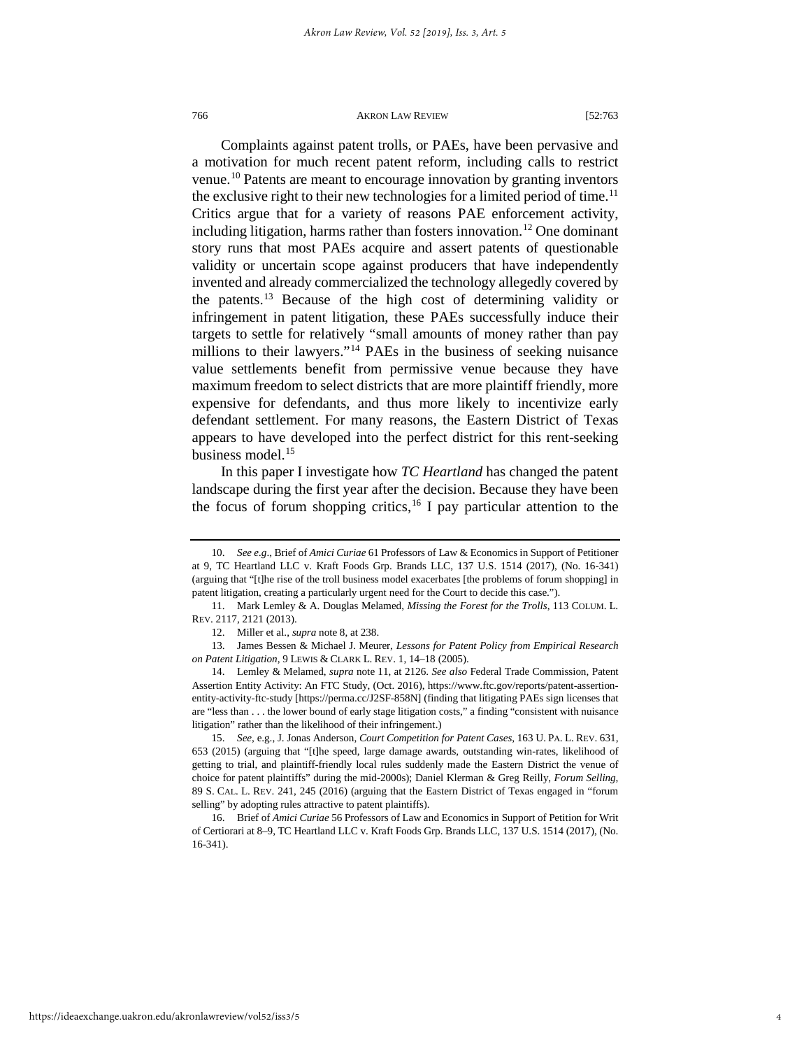Complaints against patent trolls, or PAEs, have been pervasive and a motivation for much recent patent reform, including calls to restrict venue.[10] Patents are meant to encourage innovation by granting inventors the exclusive right to their new technologies for a limited period of time.[11] Critics argue that for a variety of reasons PAE enforcement activity, including litigation, harms rather than fosters innovation.[12] One dominant story runs that most PAEs acquire and assert patents of questionable validity or uncertain scope against producers that have independently invented and already commercialized the technology allegedly covered by the patents.[13] Because of the high cost of determining validity or infringement in patent litigation, these PAEs successfully induce their targets to settle for relatively "small amounts of money rather than pay millions to their lawyers."[14] PAEs in the business of seeking nuisance value settlements benefit from permissive venue because they have maximum freedom to select districts that are more plaintiff friendly, more expensive for defendants, and thus more likely to incentivize early defendant settlement. For many reasons, the Eastern District of Texas appears to have developed into the perfect district for this rent-seeking business model.[15]

In this paper I investigate how *TC Heartland* has changed the patent landscape during the first year after the decision. Because they have been the focus of forum shopping critics,[16] I pay particular attention to the

---

10. *See e.g.*, Brief of *Amici Curiae* 61 Professors of Law & Economics in Support of Petitioner at 9, TC Heartland LLC v. Kraft Foods Grp. Brands LLC, 137 U.S. 1514 (2017), (No. 16-341) (arguing that "[t]he rise of the troll business model exacerbates [the problems of forum shopping] in patent litigation, creating a particularly urgent need for the Court to decide this case.").

11. Mark Lemley & A. Douglas Melamed, *Missing the Forest for the Trolls*, 113 COLUM. L. REV. 2117, 2121 (2013).

12. Miller et al., *supra* note 8, at 238.

13. James Bessen & Michael J. Meurer, *Lessons for Patent Policy from Empirical Research on Patent Litigation*, 9 LEWIS & CLARK L. REV. 1, 14–18 (2005).

14. Lemley & Melamed, *supra* note 11, at 2126. *See also* Federal Trade Commission, Patent Assertion Entity Activity: An FTC Study, (Oct. 2016), https://www.ftc.gov/reports/patent-assertion-entity-activity-ftc-study [https://perma.cc/J2SF-858N] (finding that litigating PAEs sign licenses that are "less than . . . the lower bound of early stage litigation costs," a finding "consistent with nuisance litigation" rather than the likelihood of their infringement.)

15. *See*, e.g., J. Jonas Anderson, *Court Competition for Patent Cases*, 163 U. PA. L. REV. 631, 653 (2015) (arguing that "[t]he speed, large damage awards, outstanding win-rates, likelihood of getting to trial, and plaintiff-friendly local rules suddenly made the Eastern District the venue of choice for patent plaintiffs" during the mid-2000s); Daniel Klerman & Greg Reilly, *Forum Selling*, 89 S. CAL. L. REV. 241, 245 (2016) (arguing that the Eastern District of Texas engaged in "forum selling" by adopting rules attractive to patent plaintiffs).

16. Brief of *Amici Curiae* 56 Professors of Law and Economics in Support of Petition for Writ of Certiorari at 8–9, TC Heartland LLC v. Kraft Foods Grp. Brands LLC, 137 U.S. 1514 (2017), (No. 16-341).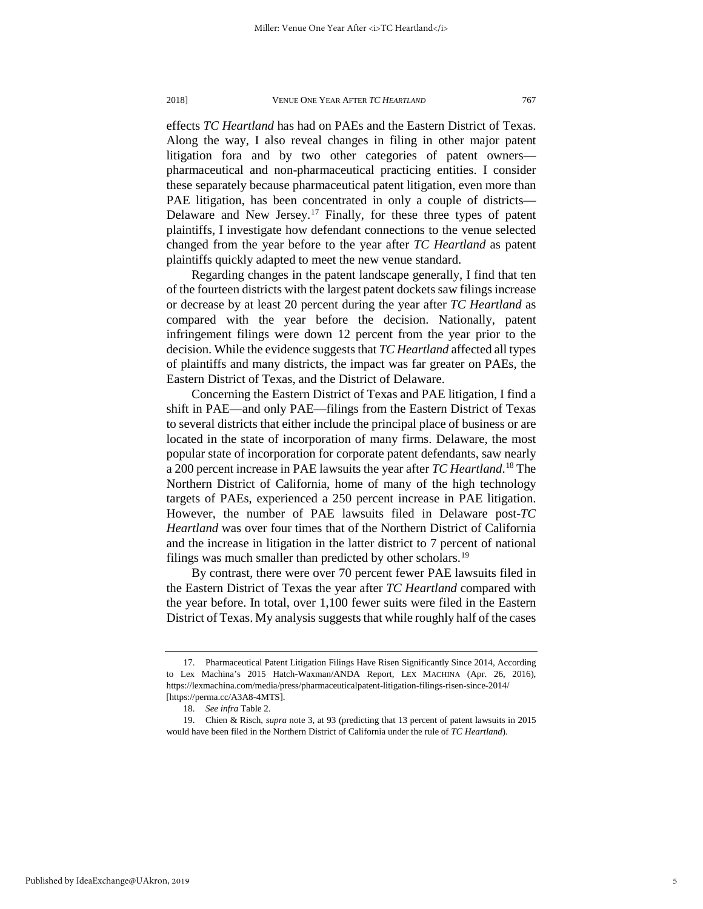effects *TC Heartland* has had on PAEs and the Eastern District of Texas. Along the way, I also reveal changes in filing in other major patent litigation fora and by two other categories of patent owners—pharmaceutical and non-pharmaceutical practicing entities. I consider these separately because pharmaceutical patent litigation, even more than PAE litigation, has been concentrated in only a couple of districts—Delaware and New Jersey.[17] Finally, for these three types of patent plaintiffs, I investigate how defendant connections to the venue selected changed from the year before to the year after *TC Heartland* as patent plaintiffs quickly adapted to meet the new venue standard.

Regarding changes in the patent landscape generally, I find that ten of the fourteen districts with the largest patent dockets saw filings increase or decrease by at least 20 percent during the year after *TC Heartland* as compared with the year before the decision. Nationally, patent infringement filings were down 12 percent from the year prior to the decision. While the evidence suggests that *TC Heartland* affected all types of plaintiffs and many districts, the impact was far greater on PAEs, the Eastern District of Texas, and the District of Delaware.

Concerning the Eastern District of Texas and PAE litigation, I find a shift in PAE—and only PAE—filings from the Eastern District of Texas to several districts that either include the principal place of business or are located in the state of incorporation of many firms. Delaware, the most popular state of incorporation for corporate patent defendants, saw nearly a 200 percent increase in PAE lawsuits the year after *TC Heartland*.[18] The Northern District of California, home of many of the high technology targets of PAEs, experienced a 250 percent increase in PAE litigation. However, the number of PAE lawsuits filed in Delaware post-*TC Heartland* was over four times that of the Northern District of California and the increase in litigation in the latter district to 7 percent of national filings was much smaller than predicted by other scholars.[19]

By contrast, there were over 70 percent fewer PAE lawsuits filed in the Eastern District of Texas the year after *TC Heartland* compared with the year before. In total, over 1,100 fewer suits were filed in the Eastern District of Texas. My analysis suggests that while roughly half of the cases

---

17. Pharmaceutical Patent Litigation Filings Have Risen Significantly Since 2014, According to Lex Machina's 2015 Hatch-Waxman/ANDA Report, LEX MACHINA (Apr. 26, 2016), https://lexmachina.com/media/press/pharmaceuticalpatent-litigation-filings-risen-since-2014/ [https://perma.cc/A3A8-4MTS].

18. *See infra* Table 2.

19. Chien & Risch, *supra* note 3, at 93 (predicting that 13 percent of patent lawsuits in 2015 would have been filed in the Northern District of California under the rule of *TC Heartland*).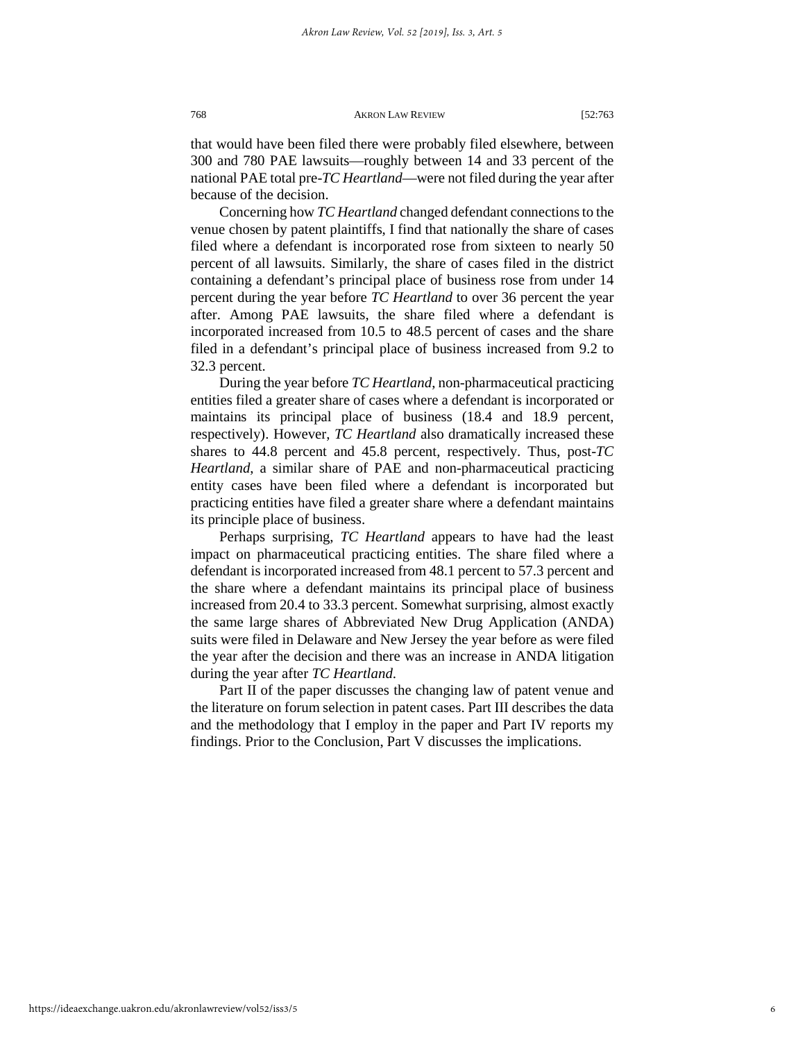that would have been filed there were probably filed elsewhere, between 300 and 780 PAE lawsuits—roughly between 14 and 33 percent of the national PAE total pre-*TC Heartland*—were not filed during the year after because of the decision.

Concerning how *TC Heartland* changed defendant connections to the venue chosen by patent plaintiffs, I find that nationally the share of cases filed where a defendant is incorporated rose from sixteen to nearly 50 percent of all lawsuits. Similarly, the share of cases filed in the district containing a defendant's principal place of business rose from under 14 percent during the year before *TC Heartland* to over 36 percent the year after. Among PAE lawsuits, the share filed where a defendant is incorporated increased from 10.5 to 48.5 percent of cases and the share filed in a defendant's principal place of business increased from 9.2 to 32.3 percent.

During the year before *TC Heartland*, non-pharmaceutical practicing entities filed a greater share of cases where a defendant is incorporated or maintains its principal place of business (18.4 and 18.9 percent, respectively). However, *TC Heartland* also dramatically increased these shares to 44.8 percent and 45.8 percent, respectively. Thus, post-*TC Heartland*, a similar share of PAE and non-pharmaceutical practicing entity cases have been filed where a defendant is incorporated but practicing entities have filed a greater share where a defendant maintains its principle place of business.

Perhaps surprising, *TC Heartland* appears to have had the least impact on pharmaceutical practicing entities. The share filed where a defendant is incorporated increased from 48.1 percent to 57.3 percent and the share where a defendant maintains its principal place of business increased from 20.4 to 33.3 percent. Somewhat surprising, almost exactly the same large shares of Abbreviated New Drug Application (ANDA) suits were filed in Delaware and New Jersey the year before as were filed the year after the decision and there was an increase in ANDA litigation during the year after *TC Heartland*.

Part II of the paper discusses the changing law of patent venue and the literature on forum selection in patent cases. Part III describes the data and the methodology that I employ in the paper and Part IV reports my findings. Prior to the Conclusion, Part V discusses the implications.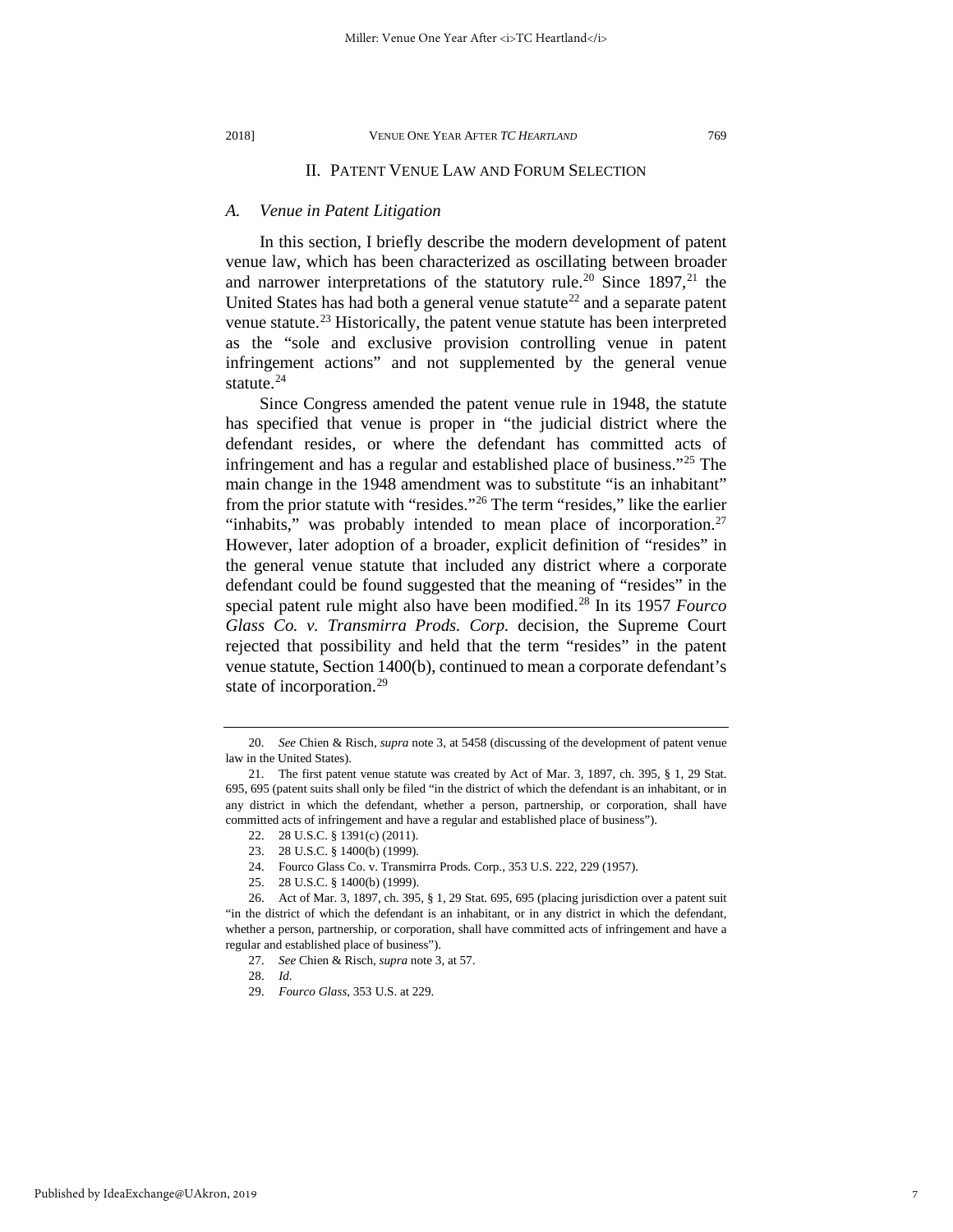## II. PATENT VENUE LAW AND FORUM SELECTION

### *A. Venue in Patent Litigation*

In this section, I briefly describe the modern development of patent venue law, which has been characterized as oscillating between broader and narrower interpretations of the statutory rule.[20] Since 1897,[21] the United States has had both a general venue statute[22] and a separate patent venue statute.[23] Historically, the patent venue statute has been interpreted as the "sole and exclusive provision controlling venue in patent infringement actions" and not supplemented by the general venue statute.[24]

Since Congress amended the patent venue rule in 1948, the statute has specified that venue is proper in "the judicial district where the defendant resides, or where the defendant has committed acts of infringement and has a regular and established place of business."[25] The main change in the 1948 amendment was to substitute "is an inhabitant" from the prior statute with "resides."[26] The term "resides," like the earlier "inhabits," was probably intended to mean place of incorporation.[27] However, later adoption of a broader, explicit definition of "resides" in the general venue statute that included any district where a corporate defendant could be found suggested that the meaning of "resides" in the special patent rule might also have been modified.[28] In its 1957 *Fourco Glass Co. v. Transmirra Prods. Corp.* decision, the Supreme Court rejected that possibility and held that the term "resides" in the patent venue statute, Section 1400(b), continued to mean a corporate defendant's state of incorporation.[29]

---

20. *See* Chien & Risch, *supra* note 3, at 5458 (discussing of the development of patent venue law in the United States).

21. The first patent venue statute was created by Act of Mar. 3, 1897, ch. 395, § 1, 29 Stat. 695, 695 (patent suits shall only be filed "in the district of which the defendant is an inhabitant, or in any district in which the defendant, whether a person, partnership, or corporation, shall have committed acts of infringement and have a regular and established place of business").

22. 28 U.S.C. § 1391(c) (2011).

23. 28 U.S.C. § 1400(b) (1999).

24. Fourco Glass Co. v. Transmirra Prods. Corp., 353 U.S. 222, 229 (1957).

25. 28 U.S.C. § 1400(b) (1999).

26. Act of Mar. 3, 1897, ch. 395, § 1, 29 Stat. 695, 695 (placing jurisdiction over a patent suit "in the district of which the defendant is an inhabitant, or in any district in which the defendant, whether a person, partnership, or corporation, shall have committed acts of infringement and have a regular and established place of business").

27. *See* Chien & Risch, *supra* note 3, at 57.

28. *Id.*

29. *Fourco Glass*, 353 U.S. at 229.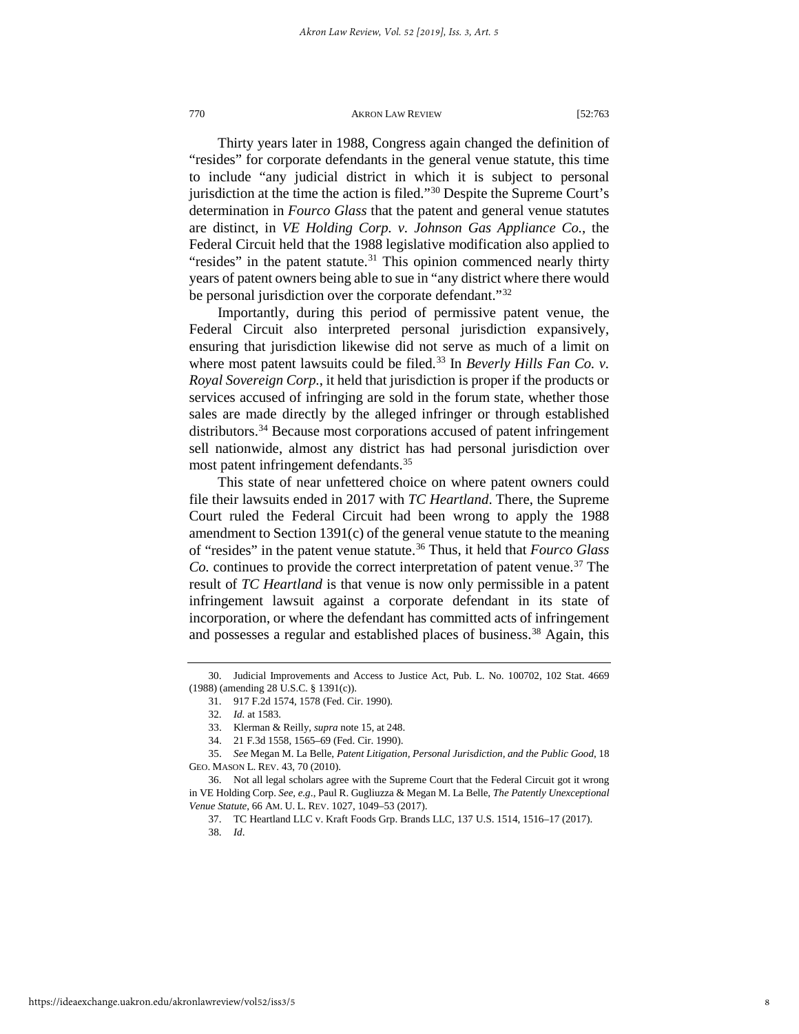Thirty years later in 1988, Congress again changed the definition of "resides" for corporate defendants in the general venue statute, this time to include "any judicial district in which it is subject to personal jurisdiction at the time the action is filed."[30] Despite the Supreme Court's determination in *Fourco Glass* that the patent and general venue statutes are distinct, in *VE Holding Corp. v. Johnson Gas Appliance Co.*, the Federal Circuit held that the 1988 legislative modification also applied to "resides" in the patent statute.[31] This opinion commenced nearly thirty years of patent owners being able to sue in "any district where there would be personal jurisdiction over the corporate defendant."[32]

Importantly, during this period of permissive patent venue, the Federal Circuit also interpreted personal jurisdiction expansively, ensuring that jurisdiction likewise did not serve as much of a limit on where most patent lawsuits could be filed.[33] In *Beverly Hills Fan Co. v. Royal Sovereign Corp.*, it held that jurisdiction is proper if the products or services accused of infringing are sold in the forum state, whether those sales are made directly by the alleged infringer or through established distributors.[34] Because most corporations accused of patent infringement sell nationwide, almost any district has had personal jurisdiction over most patent infringement defendants.[35]

This state of near unfettered choice on where patent owners could file their lawsuits ended in 2017 with *TC Heartland*. There, the Supreme Court ruled the Federal Circuit had been wrong to apply the 1988 amendment to Section 1391(c) of the general venue statute to the meaning of "resides" in the patent venue statute.[36] Thus, it held that *Fourco Glass Co.* continues to provide the correct interpretation of patent venue.[37] The result of *TC Heartland* is that venue is now only permissible in a patent infringement lawsuit against a corporate defendant in its state of incorporation, or where the defendant has committed acts of infringement and possesses a regular and established places of business.[38] Again, this

---

30. Judicial Improvements and Access to Justice Act, Pub. L. No. 100702, 102 Stat. 4669 (1988) (amending 28 U.S.C. § 1391(c)).

31. 917 F.2d 1574, 1578 (Fed. Cir. 1990).

32. *Id.* at 1583.

33. Klerman & Reilly, *supra* note 15, at 248.

34. 21 F.3d 1558, 1565–69 (Fed. Cir. 1990).

35. *See* Megan M. La Belle, *Patent Litigation, Personal Jurisdiction, and the Public Good*, 18 GEO. MASON L. REV. 43, 70 (2010).

36. Not all legal scholars agree with the Supreme Court that the Federal Circuit got it wrong in VE Holding Corp. *See, e.g.*, Paul R. Gugliuzza & Megan M. La Belle, *The Patently Unexceptional Venue Statute*, 66 AM. U. L. REV. 1027, 1049–53 (2017).

37. TC Heartland LLC v. Kraft Foods Grp. Brands LLC, 137 U.S. 1514, 1516–17 (2017).

38. *Id*.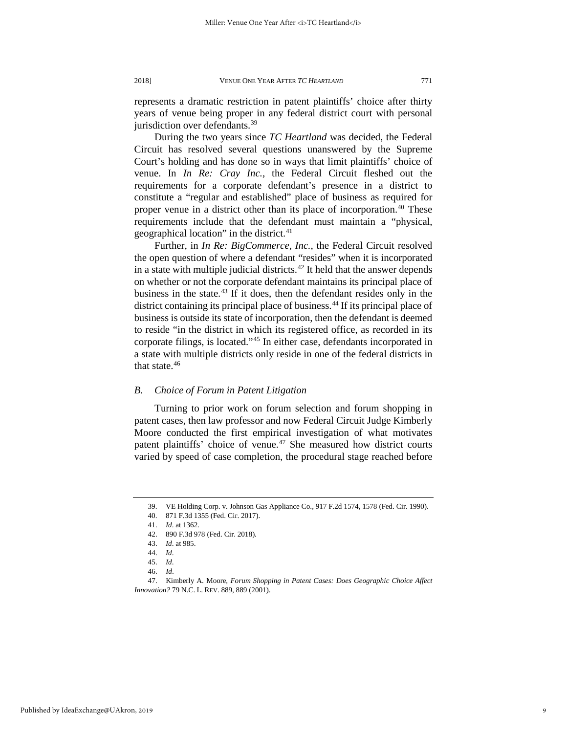represents a dramatic restriction in patent plaintiffs' choice after thirty years of venue being proper in any federal district court with personal jurisdiction over defendants.[39]

During the two years since *TC Heartland* was decided, the Federal Circuit has resolved several questions unanswered by the Supreme Court's holding and has done so in ways that limit plaintiffs' choice of venue. In *In Re: Cray Inc.*, the Federal Circuit fleshed out the requirements for a corporate defendant's presence in a district to constitute a "regular and established" place of business as required for proper venue in a district other than its place of incorporation.[40] These requirements include that the defendant must maintain a "physical, geographical location" in the district.[41]

Further, in *In Re: BigCommerce, Inc.*, the Federal Circuit resolved the open question of where a defendant "resides" when it is incorporated in a state with multiple judicial districts.[42] It held that the answer depends on whether or not the corporate defendant maintains its principal place of business in the state.[43] If it does, then the defendant resides only in the district containing its principal place of business.[44] If its principal place of business is outside its state of incorporation, then the defendant is deemed to reside "in the district in which its registered office, as recorded in its corporate filings, is located."[45] In either case, defendants incorporated in a state with multiple districts only reside in one of the federal districts in that state.[46]

### *B. Choice of Forum in Patent Litigation*

Turning to prior work on forum selection and forum shopping in patent cases, then law professor and now Federal Circuit Judge Kimberly Moore conducted the first empirical investigation of what motivates patent plaintiffs' choice of venue.[47] She measured how district courts varied by speed of case completion, the procedural stage reached before

---

39. VE Holding Corp. v. Johnson Gas Appliance Co., 917 F.2d 1574, 1578 (Fed. Cir. 1990).

40. 871 F.3d 1355 (Fed. Cir. 2017).

41. *Id*. at 1362.

42. 890 F.3d 978 (Fed. Cir. 2018).

43. *Id*. at 985.

44. *Id*.

45. *Id*.

46. *Id*.

47. Kimberly A. Moore, *Forum Shopping in Patent Cases: Does Geographic Choice Affect Innovation?* 79 N.C. L. REV. 889, 889 (2001).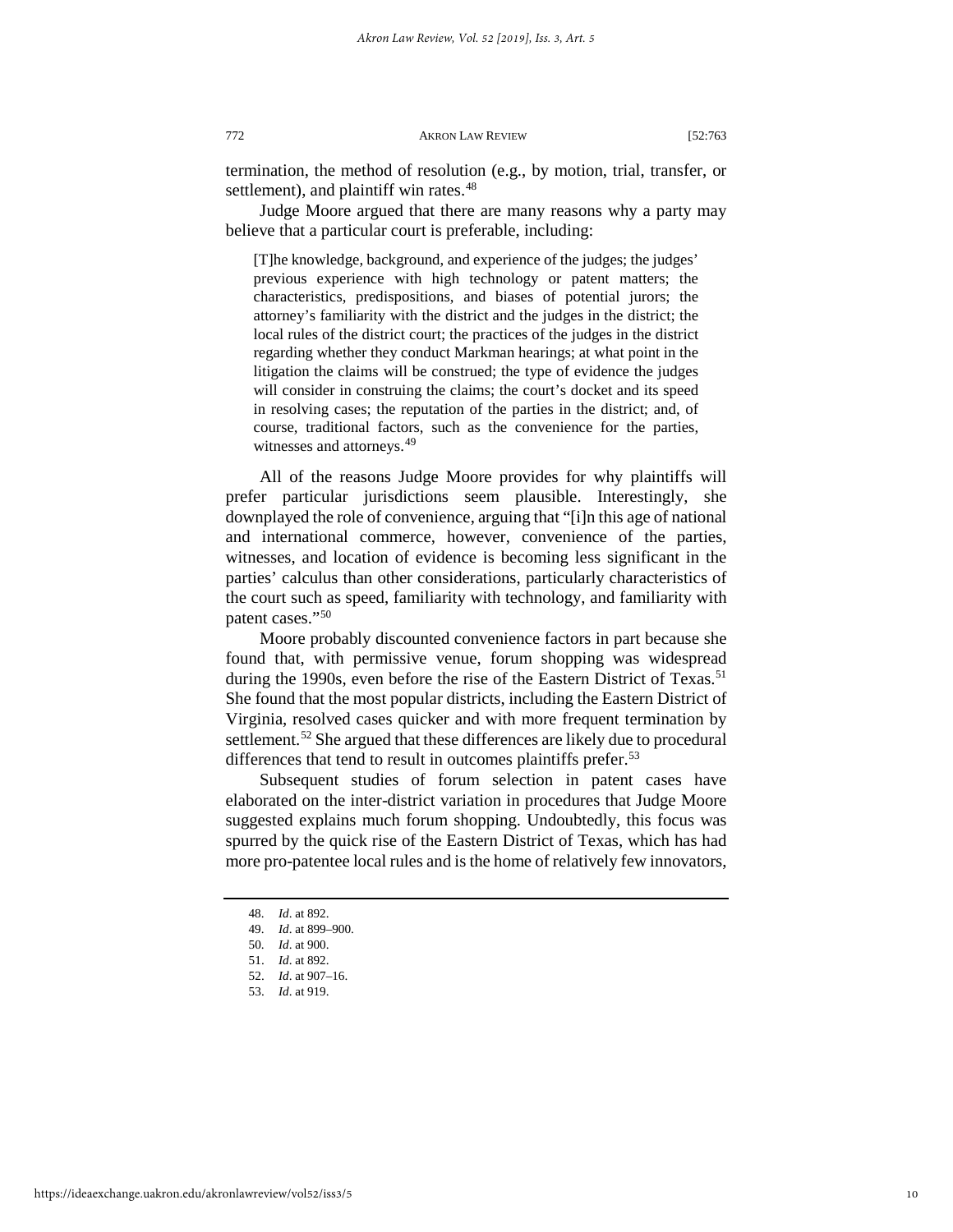termination, the method of resolution (e.g., by motion, trial, transfer, or settlement), and plaintiff win rates.[48]

Judge Moore argued that there are many reasons why a party may believe that a particular court is preferable, including:

> [T]he knowledge, background, and experience of the judges; the judges' previous experience with high technology or patent matters; the characteristics, predispositions, and biases of potential jurors; the attorney's familiarity with the district and the judges in the district; the local rules of the district court; the practices of the judges in the district regarding whether they conduct Markman hearings; at what point in the litigation the claims will be construed; the type of evidence the judges will consider in construing the claims; the court's docket and its speed in resolving cases; the reputation of the parties in the district; and, of course, traditional factors, such as the convenience for the parties, witnesses and attorneys.[49]

All of the reasons Judge Moore provides for why plaintiffs will prefer particular jurisdictions seem plausible. Interestingly, she downplayed the role of convenience, arguing that "[i]n this age of national and international commerce, however, convenience of the parties, witnesses, and location of evidence is becoming less significant in the parties' calculus than other considerations, particularly characteristics of the court such as speed, familiarity with technology, and familiarity with patent cases."[50]

Moore probably discounted convenience factors in part because she found that, with permissive venue, forum shopping was widespread during the 1990s, even before the rise of the Eastern District of Texas.[51] She found that the most popular districts, including the Eastern District of Virginia, resolved cases quicker and with more frequent termination by settlement.[52] She argued that these differences are likely due to procedural differences that tend to result in outcomes plaintiffs prefer.[53]

Subsequent studies of forum selection in patent cases have elaborated on the inter-district variation in procedures that Judge Moore suggested explains much forum shopping. Undoubtedly, this focus was spurred by the quick rise of the Eastern District of Texas, which has had more pro-patentee local rules and is the home of relatively few innovators,

---

48. *Id*. at 892.
49. *Id*. at 899–900.
50. *Id*. at 900.
51. *Id*. at 892.
52. *Id*. at 907–16.
53. *Id*. at 919.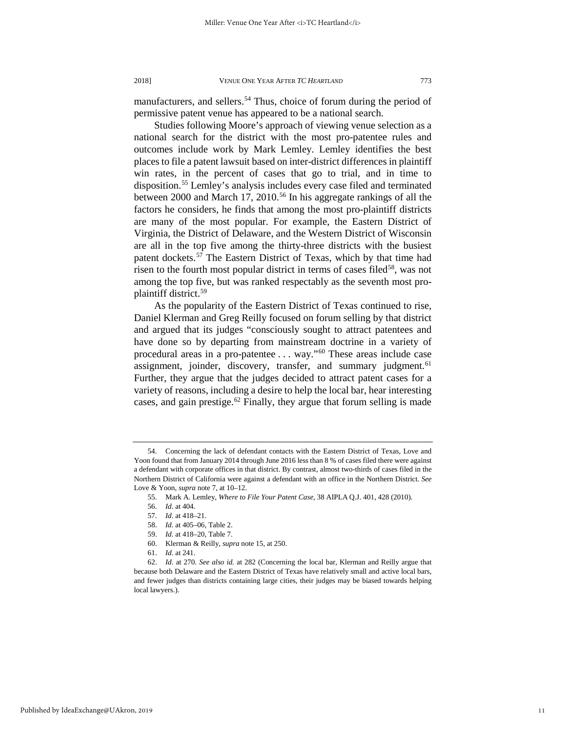manufacturers, and sellers.[54] Thus, choice of forum during the period of permissive patent venue has appeared to be a national search.

Studies following Moore's approach of viewing venue selection as a national search for the district with the most pro-patentee rules and outcomes include work by Mark Lemley. Lemley identifies the best places to file a patent lawsuit based on inter-district differences in plaintiff win rates, in the percent of cases that go to trial, and in time to disposition.[55] Lemley's analysis includes every case filed and terminated between 2000 and March 17, 2010.[56] In his aggregate rankings of all the factors he considers, he finds that among the most pro-plaintiff districts are many of the most popular. For example, the Eastern District of Virginia, the District of Delaware, and the Western District of Wisconsin are all in the top five among the thirty-three districts with the busiest patent dockets.[57] The Eastern District of Texas, which by that time had risen to the fourth most popular district in terms of cases filed[58], was not among the top five, but was ranked respectably as the seventh most pro-plaintiff district.[59]

As the popularity of the Eastern District of Texas continued to rise, Daniel Klerman and Greg Reilly focused on forum selling by that district and argued that its judges "consciously sought to attract patentees and have done so by departing from mainstream doctrine in a variety of procedural areas in a pro-patentee . . . way."[60] These areas include case assignment, joinder, discovery, transfer, and summary judgment.[61] Further, they argue that the judges decided to attract patent cases for a variety of reasons, including a desire to help the local bar, hear interesting cases, and gain prestige.[62] Finally, they argue that forum selling is made

---

54. Concerning the lack of defendant contacts with the Eastern District of Texas, Love and Yoon found that from January 2014 through June 2016 less than 8 % of cases filed there were against a defendant with corporate offices in that district. By contrast, almost two-thirds of cases filed in the Northern District of California were against a defendant with an office in the Northern District. *See* Love & Yoon, *supra* note 7, at 10–12.

55. Mark A. Lemley, *Where to File Your Patent Case*, 38 AIPLA Q.J. 401, 428 (2010).

56. *Id*. at 404.

57. *Id*. at 418–21.

58. *Id*. at 405–06, Table 2.

59. *Id.* at 418–20, Table 7.

60. Klerman & Reilly, *supra* note 15, at 250.

61. *Id*. at 241.

62. *Id*. at 270. *See also id.* at 282 (Concerning the local bar, Klerman and Reilly argue that because both Delaware and the Eastern District of Texas have relatively small and active local bars, and fewer judges than districts containing large cities, their judges may be biased towards helping local lawyers.).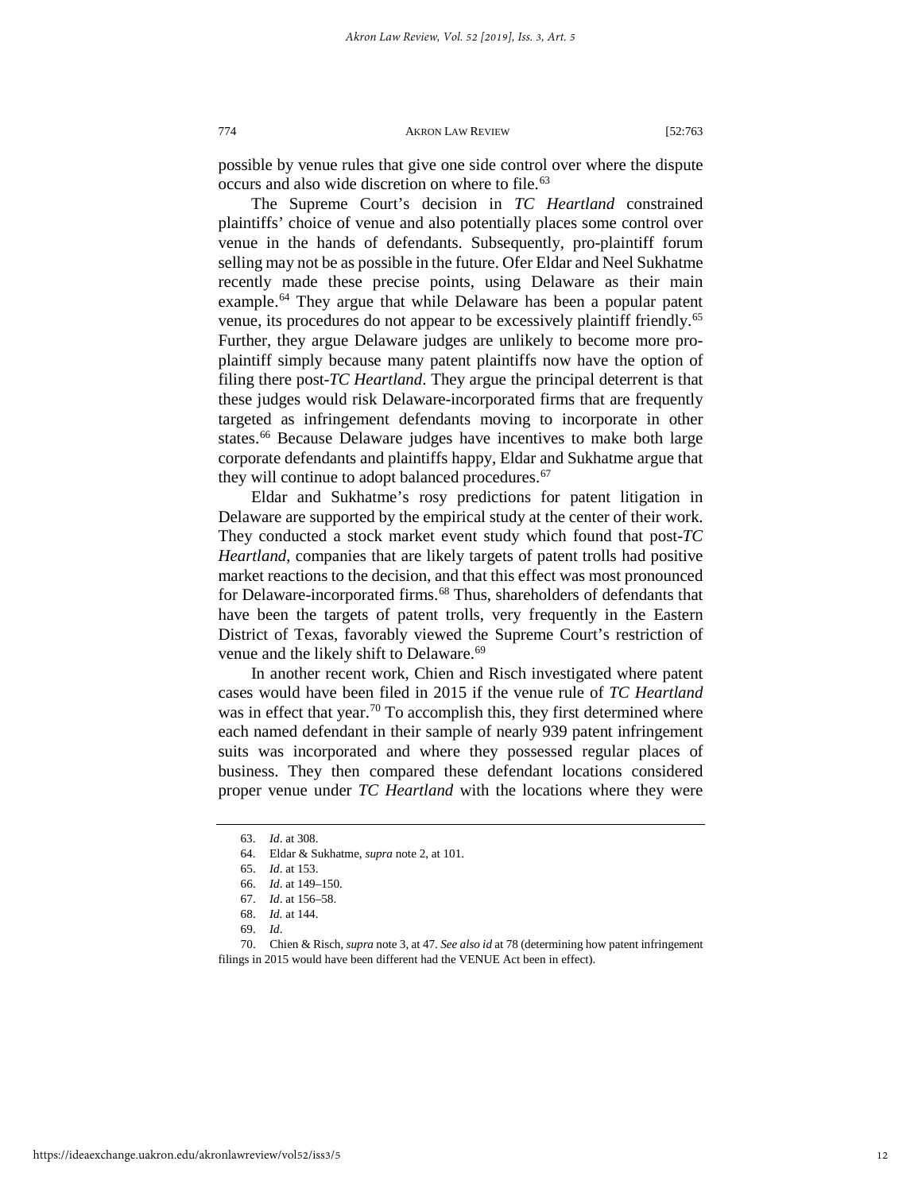possible by venue rules that give one side control over where the dispute occurs and also wide discretion on where to file.[63]

The Supreme Court's decision in *TC Heartland* constrained plaintiffs' choice of venue and also potentially places some control over venue in the hands of defendants. Subsequently, pro-plaintiff forum selling may not be as possible in the future. Ofer Eldar and Neel Sukhatme recently made these precise points, using Delaware as their main example.[64] They argue that while Delaware has been a popular patent venue, its procedures do not appear to be excessively plaintiff friendly.[65] Further, they argue Delaware judges are unlikely to become more pro-plaintiff simply because many patent plaintiffs now have the option of filing there post-*TC Heartland*. They argue the principal deterrent is that these judges would risk Delaware-incorporated firms that are frequently targeted as infringement defendants moving to incorporate in other states.[66] Because Delaware judges have incentives to make both large corporate defendants and plaintiffs happy, Eldar and Sukhatme argue that they will continue to adopt balanced procedures.[67]

Eldar and Sukhatme's rosy predictions for patent litigation in Delaware are supported by the empirical study at the center of their work. They conducted a stock market event study which found that post-*TC Heartland*, companies that are likely targets of patent trolls had positive market reactions to the decision, and that this effect was most pronounced for Delaware-incorporated firms.[68] Thus, shareholders of defendants that have been the targets of patent trolls, very frequently in the Eastern District of Texas, favorably viewed the Supreme Court's restriction of venue and the likely shift to Delaware.[69]

In another recent work, Chien and Risch investigated where patent cases would have been filed in 2015 if the venue rule of *TC Heartland* was in effect that year.[70] To accomplish this, they first determined where each named defendant in their sample of nearly 939 patent infringement suits was incorporated and where they possessed regular places of business. They then compared these defendant locations considered proper venue under *TC Heartland* with the locations where they were

---

63. *Id*. at 308.

64. Eldar & Sukhatme, *supra* note 2, at 101.

65. *Id*. at 153.

66. *Id*. at 149–150.

67. *Id*. at 156–58.

68. *Id.* at 144.

69. *Id*.

70. Chien & Risch, *supra* note 3, at 47. *See also id* at 78 (determining how patent infringement filings in 2015 would have been different had the VENUE Act been in effect).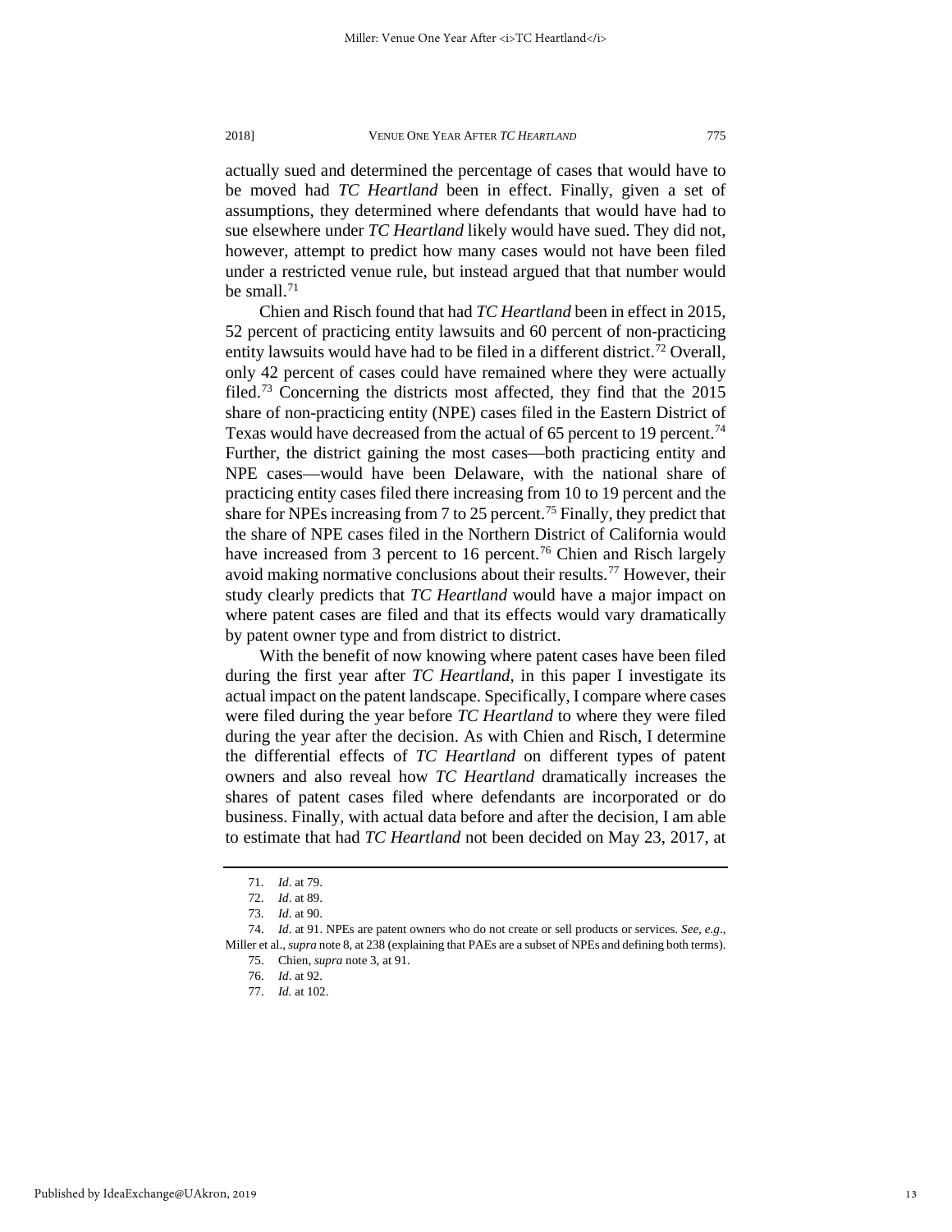actually sued and determined the percentage of cases that would have to be moved had *TC Heartland* been in effect. Finally, given a set of assumptions, they determined where defendants that would have had to sue elsewhere under *TC Heartland* likely would have sued. They did not, however, attempt to predict how many cases would not have been filed under a restricted venue rule, but instead argued that that number would be small.[71]

Chien and Risch found that had *TC Heartland* been in effect in 2015, 52 percent of practicing entity lawsuits and 60 percent of non-practicing entity lawsuits would have had to be filed in a different district.[72] Overall, only 42 percent of cases could have remained where they were actually filed.[73] Concerning the districts most affected, they find that the 2015 share of non-practicing entity (NPE) cases filed in the Eastern District of Texas would have decreased from the actual of 65 percent to 19 percent.[74] Further, the district gaining the most cases—both practicing entity and NPE cases—would have been Delaware, with the national share of practicing entity cases filed there increasing from 10 to 19 percent and the share for NPEs increasing from 7 to 25 percent.[75] Finally, they predict that the share of NPE cases filed in the Northern District of California would have increased from 3 percent to 16 percent.[76] Chien and Risch largely avoid making normative conclusions about their results.[77] However, their study clearly predicts that *TC Heartland* would have a major impact on where patent cases are filed and that its effects would vary dramatically by patent owner type and from district to district.

With the benefit of now knowing where patent cases have been filed during the first year after *TC Heartland*, in this paper I investigate its actual impact on the patent landscape. Specifically, I compare where cases were filed during the year before *TC Heartland* to where they were filed during the year after the decision. As with Chien and Risch, I determine the differential effects of *TC Heartland* on different types of patent owners and also reveal how *TC Heartland* dramatically increases the shares of patent cases filed where defendants are incorporated or do business. Finally, with actual data before and after the decision, I am able to estimate that had *TC Heartland* not been decided on May 23, 2017, at

---

71. *Id*. at 79.

72. *Id*. at 89.

73. *Id*. at 90.

74. *Id*. at 91. NPEs are patent owners who do not create or sell products or services. *See, e.g.*, Miller et al., *supra* note 8, at 238 (explaining that PAEs are a subset of NPEs and defining both terms).

75. Chien, *supra* note 3, at 91.

76. *Id*. at 92.

77. *Id.* at 102.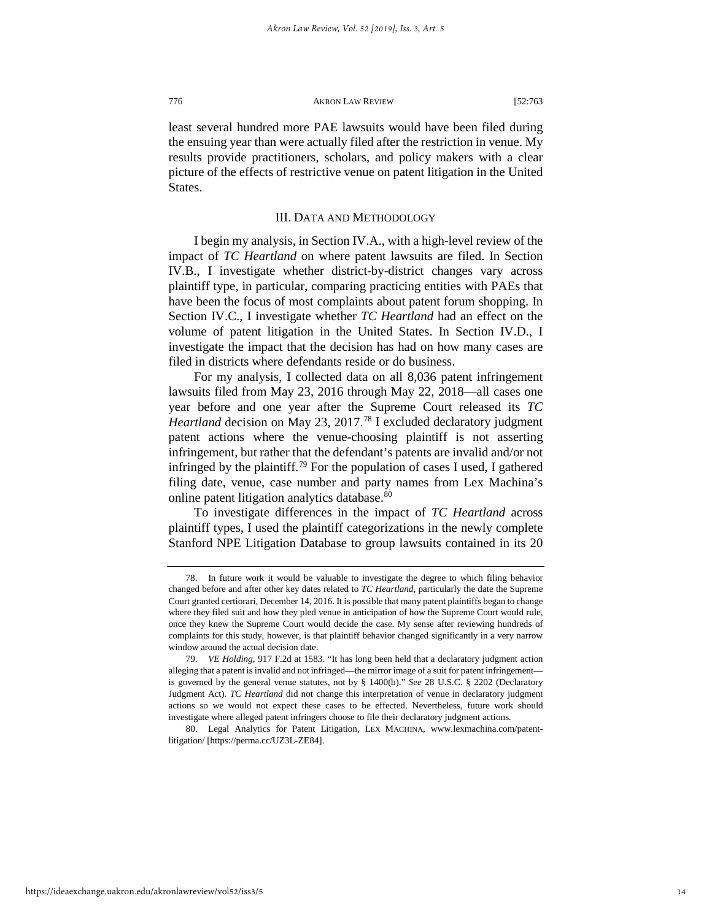least several hundred more PAE lawsuits would have been filed during the ensuing year than were actually filed after the restriction in venue. My results provide practitioners, scholars, and policy makers with a clear picture of the effects of restrictive venue on patent litigation in the United States.

## III. DATA AND METHODOLOGY

I begin my analysis, in Section IV.A., with a high-level review of the impact of *TC Heartland* on where patent lawsuits are filed. In Section IV.B., I investigate whether district-by-district changes vary across plaintiff type, in particular, comparing practicing entities with PAEs that have been the focus of most complaints about patent forum shopping. In Section IV.C., I investigate whether *TC Heartland* had an effect on the volume of patent litigation in the United States. In Section IV.D., I investigate the impact that the decision has had on how many cases are filed in districts where defendants reside or do business.

For my analysis, I collected data on all 8,036 patent infringement lawsuits filed from May 23, 2016 through May 22, 2018—all cases one year before and one year after the Supreme Court released its *TC Heartland* decision on May 23, 2017.[78] I excluded declaratory judgment patent actions where the venue-choosing plaintiff is not asserting infringement, but rather that the defendant's patents are invalid and/or not infringed by the plaintiff.[79] For the population of cases I used, I gathered filing date, venue, case number and party names from Lex Machina's online patent litigation analytics database.[80]

To investigate differences in the impact of *TC Heartland* across plaintiff types, I used the plaintiff categorizations in the newly complete Stanford NPE Litigation Database to group lawsuits contained in its 20

---

78. In future work it would be valuable to investigate the degree to which filing behavior changed before and after other key dates related to *TC Heartland*, particularly the date the Supreme Court granted certiorari, December 14, 2016. It is possible that many patent plaintiffs began to change where they filed suit and how they pled venue in anticipation of how the Supreme Court would rule, once they knew the Supreme Court would decide the case. My sense after reviewing hundreds of complaints for this study, however, is that plaintiff behavior changed significantly in a very narrow window around the actual decision date.

79. *VE Holding*, 917 F.2d at 1583. "It has long been held that a declaratory judgment action alleging that a patent is invalid and not infringed—the mirror image of a suit for patent infringement—is governed by the general venue statutes, not by § 1400(b)." *See* 28 U.S.C. § 2202 (Declaratory Judgment Act). *TC Heartland* did not change this interpretation of venue in declaratory judgment actions so we would not expect these cases to be effected. Nevertheless, future work should investigate where alleged patent infringers choose to file their declaratory judgment actions.

80. Legal Analytics for Patent Litigation, LEX MACHINA, www.lexmachina.com/patent-litigation/ [https://perma.cc/UZ3L-ZE84].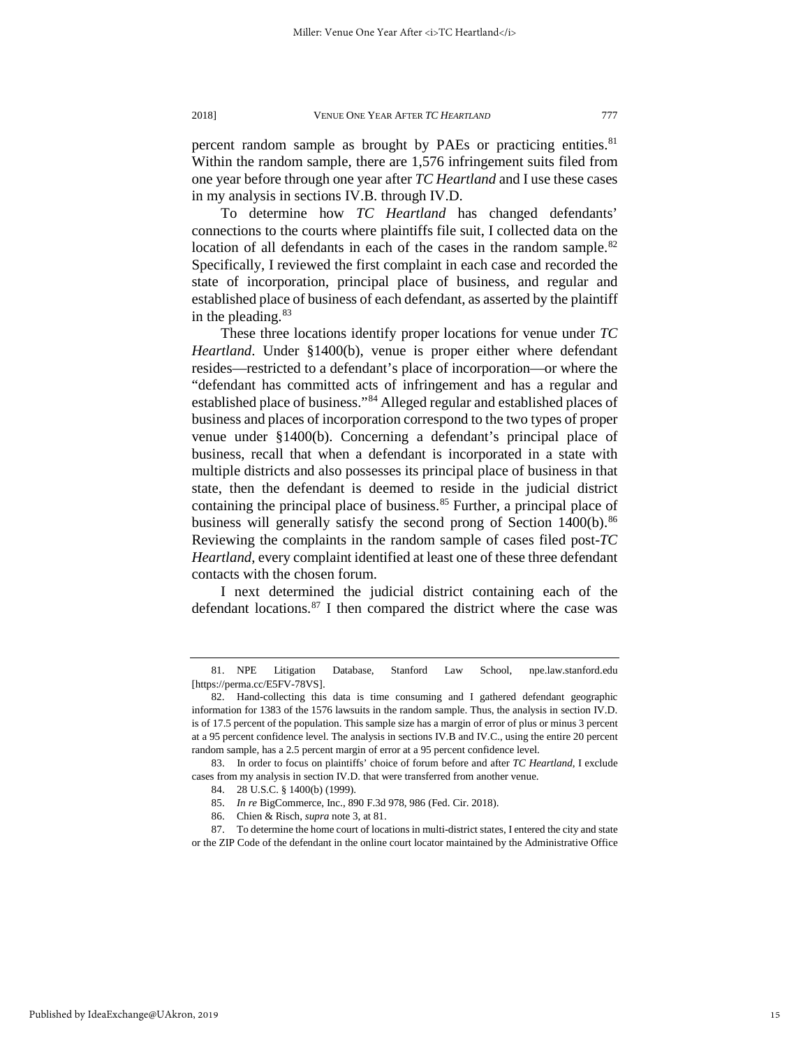percent random sample as brought by PAEs or practicing entities.[81] Within the random sample, there are 1,576 infringement suits filed from one year before through one year after *TC Heartland* and I use these cases in my analysis in sections IV.B. through IV.D.

To determine how *TC Heartland* has changed defendants' connections to the courts where plaintiffs file suit, I collected data on the location of all defendants in each of the cases in the random sample.[82] Specifically, I reviewed the first complaint in each case and recorded the state of incorporation, principal place of business, and regular and established place of business of each defendant, as asserted by the plaintiff in the pleading.[83]

These three locations identify proper locations for venue under *TC Heartland*. Under §1400(b), venue is proper either where defendant resides—restricted to a defendant's place of incorporation—or where the "defendant has committed acts of infringement and has a regular and established place of business."[84] Alleged regular and established places of business and places of incorporation correspond to the two types of proper venue under §1400(b). Concerning a defendant's principal place of business, recall that when a defendant is incorporated in a state with multiple districts and also possesses its principal place of business in that state, then the defendant is deemed to reside in the judicial district containing the principal place of business.[85] Further, a principal place of business will generally satisfy the second prong of Section 1400(b).[86] Reviewing the complaints in the random sample of cases filed post-*TC Heartland*, every complaint identified at least one of these three defendant contacts with the chosen forum.

I next determined the judicial district containing each of the defendant locations.[87] I then compared the district where the case was

---

81. NPE Litigation Database, Stanford Law School, npe.law.stanford.edu [https://perma.cc/E5FV-78VS].

82. Hand-collecting this data is time consuming and I gathered defendant geographic information for 1383 of the 1576 lawsuits in the random sample. Thus, the analysis in section IV.D. is of 17.5 percent of the population. This sample size has a margin of error of plus or minus 3 percent at a 95 percent confidence level. The analysis in sections IV.B and IV.C., using the entire 20 percent random sample, has a 2.5 percent margin of error at a 95 percent confidence level.

83. In order to focus on plaintiffs' choice of forum before and after *TC Heartland*, I exclude cases from my analysis in section IV.D. that were transferred from another venue.

84. 28 U.S.C. § 1400(b) (1999).

85. *In re* BigCommerce, Inc., 890 F.3d 978, 986 (Fed. Cir. 2018).

86. Chien & Risch, *supra* note 3, at 81.

87. To determine the home court of locations in multi-district states, I entered the city and state or the ZIP Code of the defendant in the online court locator maintained by the Administrative Office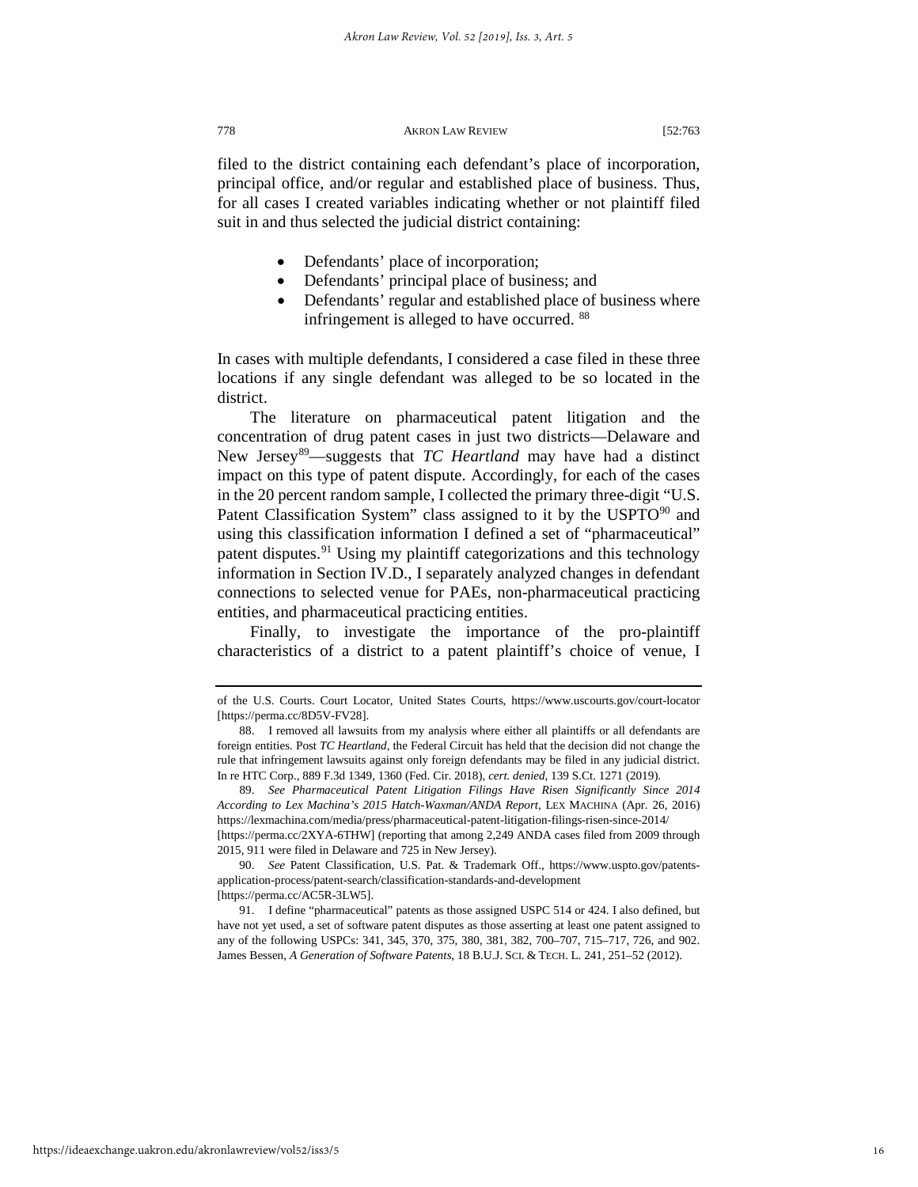filed to the district containing each defendant's place of incorporation, principal office, and/or regular and established place of business. Thus, for all cases I created variables indicating whether or not plaintiff filed suit in and thus selected the judicial district containing:

- Defendants' place of incorporation;
- Defendants' principal place of business; and
- Defendants' regular and established place of business where infringement is alleged to have occurred. [88]

In cases with multiple defendants, I considered a case filed in these three locations if any single defendant was alleged to be so located in the district.

The literature on pharmaceutical patent litigation and the concentration of drug patent cases in just two districts—Delaware and New Jersey[89]—suggests that *TC Heartland* may have had a distinct impact on this type of patent dispute. Accordingly, for each of the cases in the 20 percent random sample, I collected the primary three-digit "U.S. Patent Classification System" class assigned to it by the USPTO[90] and using this classification information I defined a set of "pharmaceutical" patent disputes.[91] Using my plaintiff categorizations and this technology information in Section IV.D., I separately analyzed changes in defendant connections to selected venue for PAEs, non-pharmaceutical practicing entities, and pharmaceutical practicing entities.

Finally, to investigate the importance of the pro-plaintiff characteristics of a district to a patent plaintiff's choice of venue, I

---

of the U.S. Courts. Court Locator, United States Courts, https://www.uscourts.gov/court-locator [https://perma.cc/8D5V-FV28].

88. I removed all lawsuits from my analysis where either all plaintiffs or all defendants are foreign entities. Post *TC Heartland*, the Federal Circuit has held that the decision did not change the rule that infringement lawsuits against only foreign defendants may be filed in any judicial district. In re HTC Corp., 889 F.3d 1349, 1360 (Fed. Cir. 2018), *cert. denied*, 139 S.Ct. 1271 (2019).

89. *See Pharmaceutical Patent Litigation Filings Have Risen Significantly Since 2014 According to Lex Machina's 2015 Hatch-Waxman/ANDA Report*, LEX MACHINA (Apr. 26, 2016) https://lexmachina.com/media/press/pharmaceutical-patent-litigation-filings-risen-since-2014/ [https://perma.cc/2XYA-6THW] (reporting that among 2,249 ANDA cases filed from 2009 through 2015, 911 were filed in Delaware and 725 in New Jersey).

90. *See* Patent Classification, U.S. Pat. & Trademark Off., https://www.uspto.gov/patents-application-process/patent-search/classification-standards-and-development [https://perma.cc/AC5R-3LW5].

91. I define "pharmaceutical" patents as those assigned USPC 514 or 424. I also defined, but have not yet used, a set of software patent disputes as those asserting at least one patent assigned to any of the following USPCs: 341, 345, 370, 375, 380, 381, 382, 700–707, 715–717, 726, and 902. James Bessen, *A Generation of Software Patents*, 18 B.U.J. SCI. & TECH. L. 241, 251–52 (2012).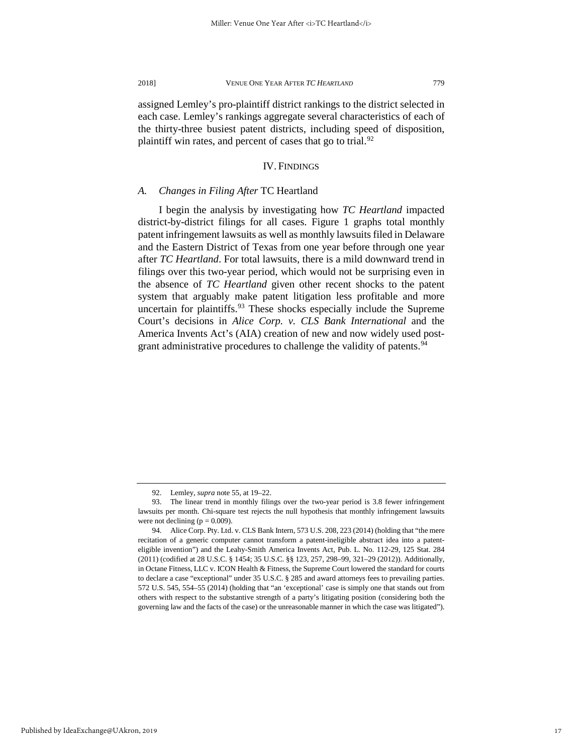assigned Lemley's pro-plaintiff district rankings to the district selected in each case. Lemley's rankings aggregate several characteristics of each of the thirty-three busiest patent districts, including speed of disposition, plaintiff win rates, and percent of cases that go to trial.[92]

## IV. FINDINGS

### A. *Changes in Filing After* TC Heartland

I begin the analysis by investigating how *TC Heartland* impacted district-by-district filings for all cases. Figure 1 graphs total monthly patent infringement lawsuits as well as monthly lawsuits filed in Delaware and the Eastern District of Texas from one year before through one year after *TC Heartland*. For total lawsuits, there is a mild downward trend in filings over this two-year period, which would not be surprising even in the absence of *TC Heartland* given other recent shocks to the patent system that arguably make patent litigation less profitable and more uncertain for plaintiffs.[93] These shocks especially include the Supreme Court's decisions in *Alice Corp. v. CLS Bank International* and the America Invents Act's (AIA) creation of new and now widely used post-grant administrative procedures to challenge the validity of patents.[94]

---

92. Lemley, *supra* note 55, at 19–22.

93. The linear trend in monthly filings over the two-year period is 3.8 fewer infringement lawsuits per month. Chi-square test rejects the null hypothesis that monthly infringement lawsuits were not declining ($p = 0.009$).

94. Alice Corp. Pty. Ltd. v. CLS Bank Intern, 573 U.S. 208, 223 (2014) (holding that "the mere recitation of a generic computer cannot transform a patent-ineligible abstract idea into a patent-eligible invention") and the Leahy-Smith America Invents Act, Pub. L. No. 112-29, 125 Stat. 284 (2011) (codified at 28 U.S.C. § 1454; 35 U.S.C. §§ 123, 257, 298–99, 321–29 (2012)). Additionally, in Octane Fitness, LLC v. ICON Health & Fitness, the Supreme Court lowered the standard for courts to declare a case "exceptional" under 35 U.S.C. § 285 and award attorneys fees to prevailing parties. 572 U.S. 545, 554–55 (2014) (holding that "an 'exceptional' case is simply one that stands out from others with respect to the substantive strength of a party's litigating position (considering both the governing law and the facts of the case) or the unreasonable manner in which the case was litigated").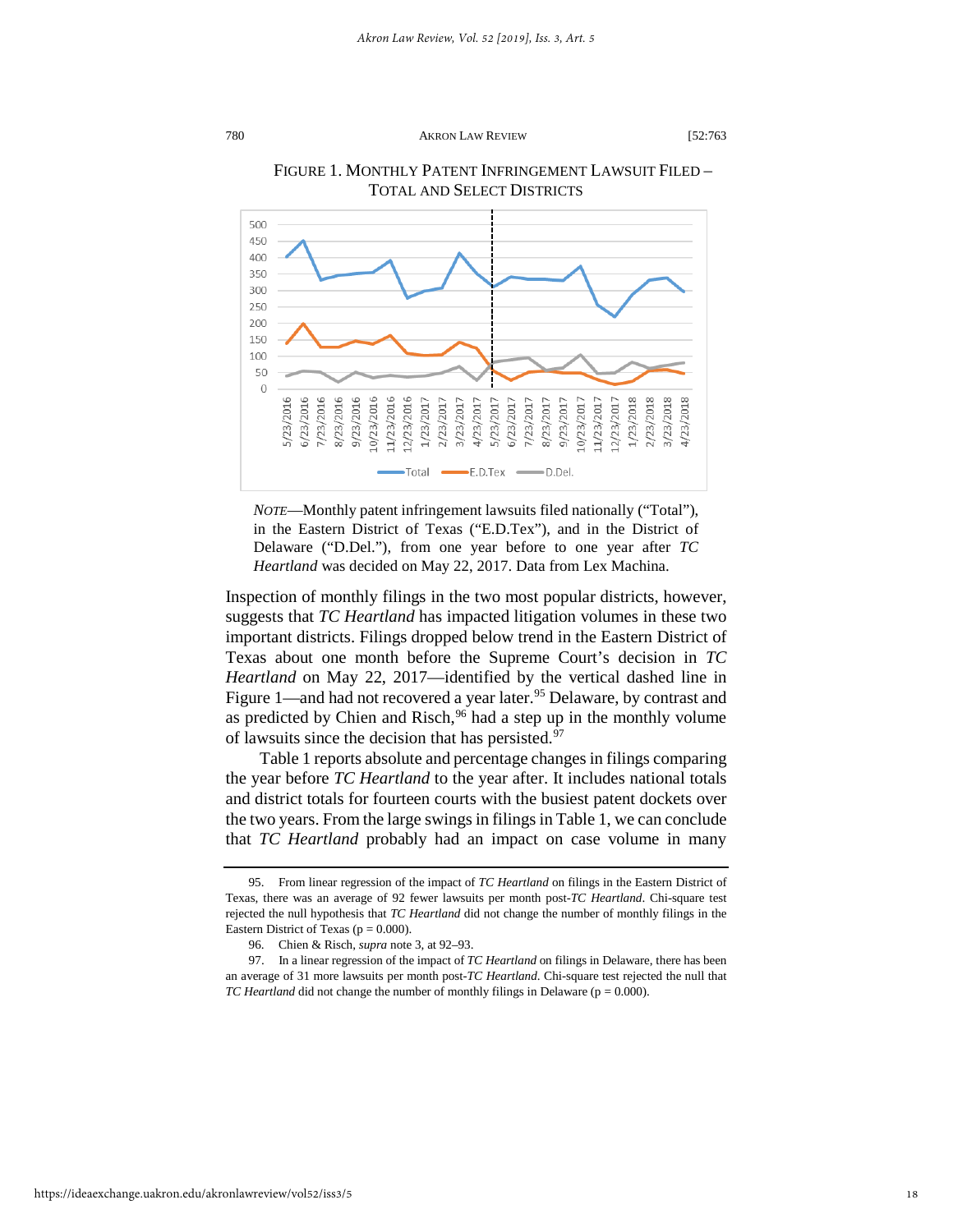FIGURE 1. MONTHLY PATENT INFRINGEMENT LAWSUIT FILED – TOTAL AND SELECT DISTRICTS

*NOTE*—Monthly patent infringement lawsuits filed nationally ("Total"), in the Eastern District of Texas ("E.D.Tex"), and in the District of Delaware ("D.Del."), from one year before to one year after *TC Heartland* was decided on May 22, 2017. Data from Lex Machina.

Inspection of monthly filings in the two most popular districts, however, suggests that *TC Heartland* has impacted litigation volumes in these two important districts. Filings dropped below trend in the Eastern District of Texas about one month before the Supreme Court's decision in *TC Heartland* on May 22, 2017—identified by the vertical dashed line in Figure 1—and had not recovered a year later.[95] Delaware, by contrast and as predicted by Chien and Risch,[96] had a step up in the monthly volume of lawsuits since the decision that has persisted.[97]

Table 1 reports absolute and percentage changes in filings comparing the year before *TC Heartland* to the year after. It includes national totals and district totals for fourteen courts with the busiest patent dockets over the two years. From the large swings in filings in Table 1, we can conclude that *TC Heartland* probably had an impact on case volume in many

---

95. From linear regression of the impact of *TC Heartland* on filings in the Eastern District of Texas, there was an average of 92 fewer lawsuits per month post-*TC Heartland*. Chi-square test rejected the null hypothesis that *TC Heartland* did not change the number of monthly filings in the Eastern District of Texas ($p = 0.000$).

96. Chien & Risch, *supra* note 3, at 92–93.

97. In a linear regression of the impact of *TC Heartland* on filings in Delaware, there has been an average of 31 more lawsuits per month post-*TC Heartland*. Chi-square test rejected the null that *TC Heartland* did not change the number of monthly filings in Delaware ($p = 0.000$).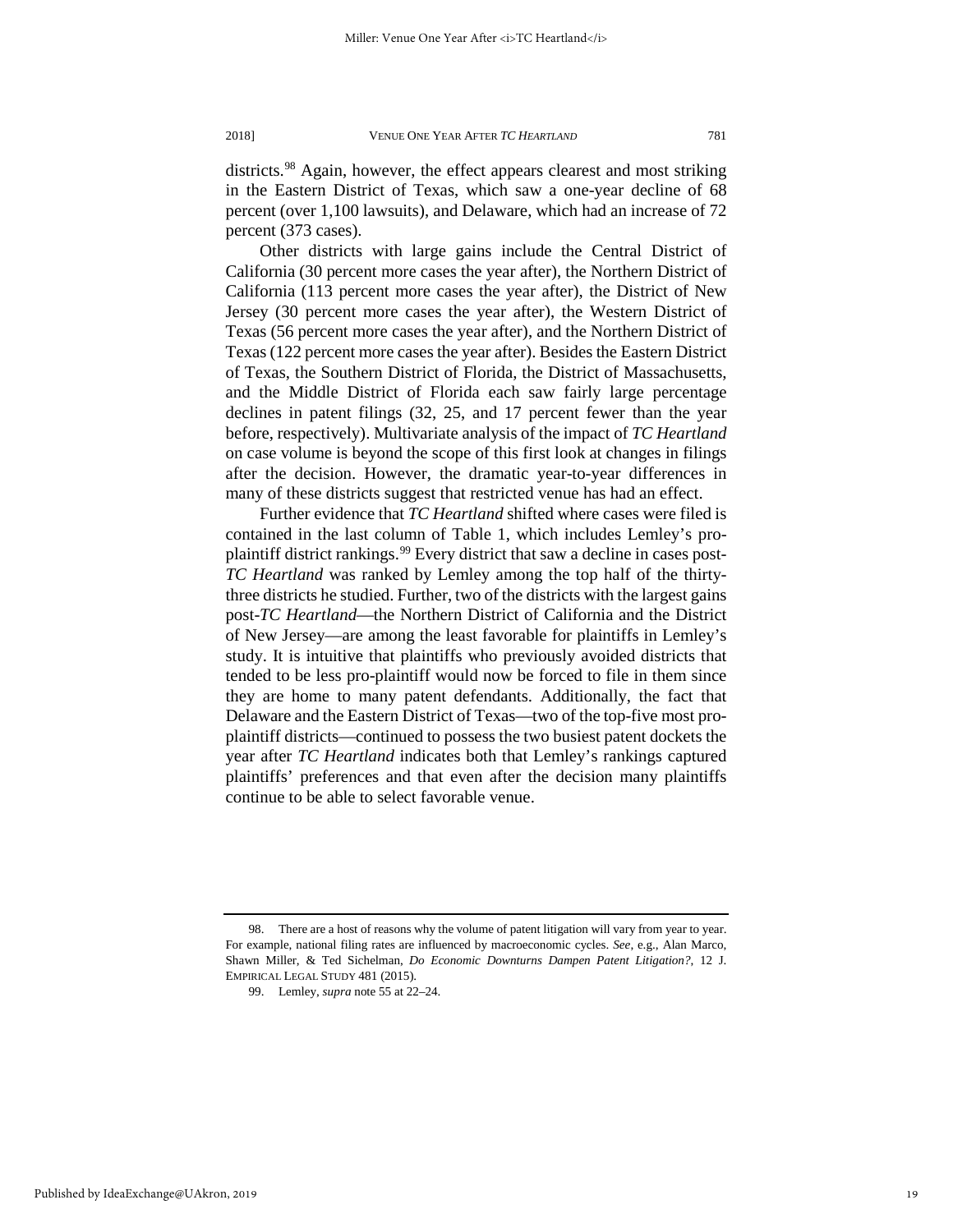districts.[98] Again, however, the effect appears clearest and most striking in the Eastern District of Texas, which saw a one-year decline of 68 percent (over 1,100 lawsuits), and Delaware, which had an increase of 72 percent (373 cases).

Other districts with large gains include the Central District of California (30 percent more cases the year after), the Northern District of California (113 percent more cases the year after), the District of New Jersey (30 percent more cases the year after), the Western District of Texas (56 percent more cases the year after), and the Northern District of Texas (122 percent more cases the year after). Besides the Eastern District of Texas, the Southern District of Florida, the District of Massachusetts, and the Middle District of Florida each saw fairly large percentage declines in patent filings (32, 25, and 17 percent fewer than the year before, respectively). Multivariate analysis of the impact of *TC Heartland* on case volume is beyond the scope of this first look at changes in filings after the decision. However, the dramatic year-to-year differences in many of these districts suggest that restricted venue has had an effect.

Further evidence that *TC Heartland* shifted where cases were filed is contained in the last column of Table 1, which includes Lemley's pro-plaintiff district rankings.[99] Every district that saw a decline in cases post-*TC Heartland* was ranked by Lemley among the top half of the thirty-three districts he studied. Further, two of the districts with the largest gains post-*TC Heartland*—the Northern District of California and the District of New Jersey—are among the least favorable for plaintiffs in Lemley's study. It is intuitive that plaintiffs who previously avoided districts that tended to be less pro-plaintiff would now be forced to file in them since they are home to many patent defendants. Additionally, the fact that Delaware and the Eastern District of Texas—two of the top-five most pro-plaintiff districts—continued to possess the two busiest patent dockets the year after *TC Heartland* indicates both that Lemley's rankings captured plaintiffs' preferences and that even after the decision many plaintiffs continue to be able to select favorable venue.

---

98. There are a host of reasons why the volume of patent litigation will vary from year to year. For example, national filing rates are influenced by macroeconomic cycles. *See*, e.g., Alan Marco, Shawn Miller, & Ted Sichelman, *Do Economic Downturns Dampen Patent Litigation?*, 12 J. EMPIRICAL LEGAL STUDY 481 (2015).

99. Lemley, *supra* note 55 at 22–24.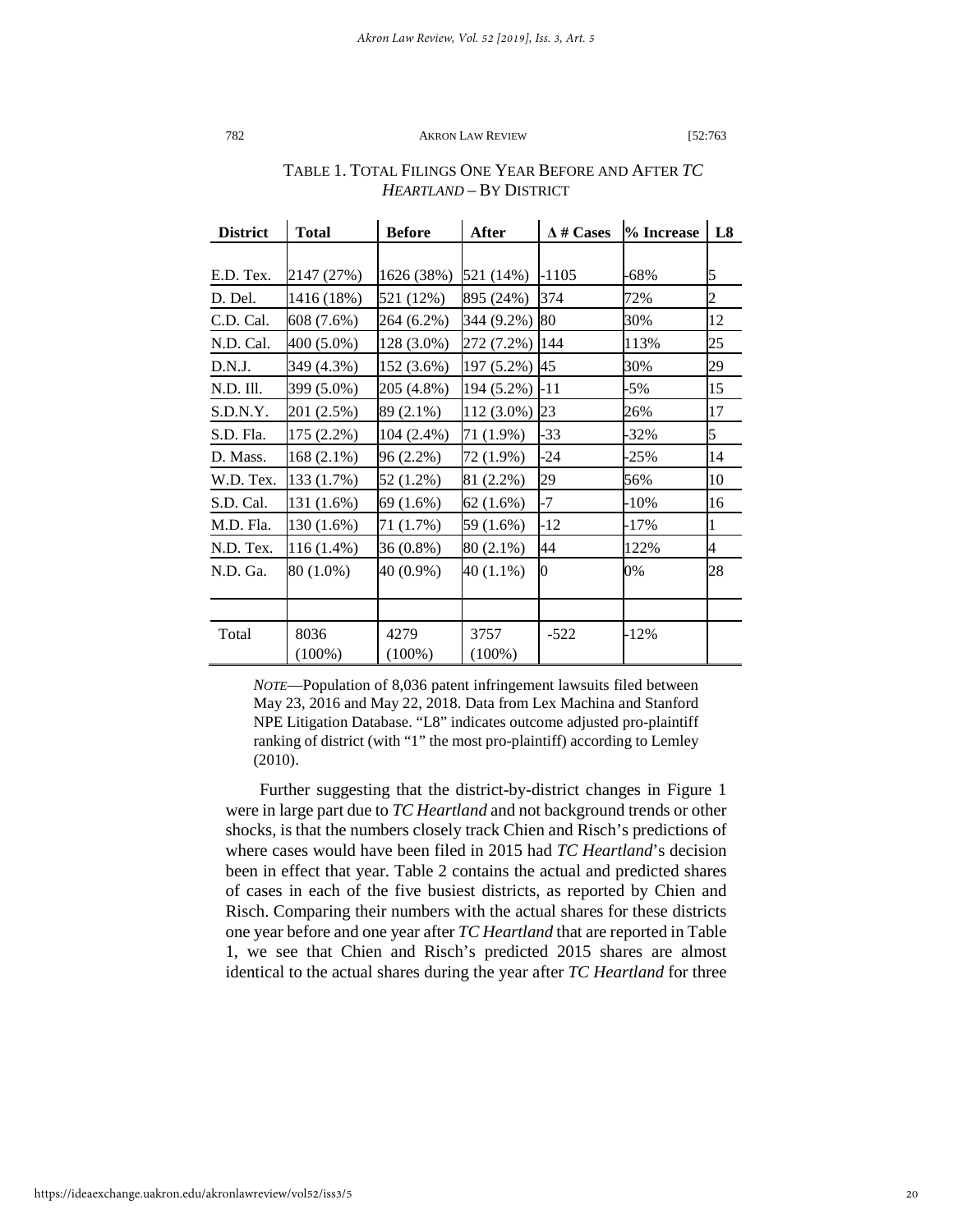TABLE 1. TOTAL FILINGS ONE YEAR BEFORE AND AFTER *TC HEARTLAND* – BY DISTRICT

| District | Total | Before | After | Δ # Cases | % Increase | L8 |
|---|---|---|---|---|---|---|
| E.D. Tex. | 2147 (27%) | 1626 (38%) | 521 (14%) | -1105 | -68% | 5 |
| D. Del. | 1416 (18%) | 521 (12%) | 895 (24%) | 374 | 72% | 2 |
| C.D. Cal. | 608 (7.6%) | 264 (6.2%) | 344 (9.2%) | 80 | 30% | 12 |
| N.D. Cal. | 400 (5.0%) | 128 (3.0%) | 272 (7.2%) | 144 | 113% | 25 |
| D.N.J. | 349 (4.3%) | 152 (3.6%) | 197 (5.2%) | 45 | 30% | 29 |
| N.D. Ill. | 399 (5.0%) | 205 (4.8%) | 194 (5.2%) | -11 | -5% | 15 |
| S.D.N.Y. | 201 (2.5%) | 89 (2.1%) | 112 (3.0%) | 23 | 26% | 17 |
| S.D. Fla. | 175 (2.2%) | 104 (2.4%) | 71 (1.9%) | -33 | -32% | 5 |
| D. Mass. | 168 (2.1%) | 96 (2.2%) | 72 (1.9%) | -24 | -25% | 14 |
| W.D. Tex. | 133 (1.7%) | 52 (1.2%) | 81 (2.2%) | 29 | 56% | 10 |
| S.D. Cal. | 131 (1.6%) | 69 (1.6%) | 62 (1.6%) | -7 | -10% | 16 |
| M.D. Fla. | 130 (1.6%) | 71 (1.7%) | 59 (1.6%) | -12 | -17% | 1 |
| N.D. Tex. | 116 (1.4%) | 36 (0.8%) | 80 (2.1%) | 44 | 122% | 4 |
| N.D. Ga. | 80 (1.0%) | 40 (0.9%) | 40 (1.1%) | 0 | 0% | 28 |
| | | | | | | |
| Total | 8036 (100%) | 4279 (100%) | 3757 (100%) | -522 | -12% | |

*NOTE*—Population of 8,036 patent infringement lawsuits filed between May 23, 2016 and May 22, 2018. Data from Lex Machina and Stanford NPE Litigation Database. "L8" indicates outcome adjusted pro-plaintiff ranking of district (with "1" the most pro-plaintiff) according to Lemley (2010).

Further suggesting that the district-by-district changes in Figure 1 were in large part due to *TC Heartland* and not background trends or other shocks, is that the numbers closely track Chien and Risch's predictions of where cases would have been filed in 2015 had *TC Heartland*'s decision been in effect that year. Table 2 contains the actual and predicted shares of cases in each of the five busiest districts, as reported by Chien and Risch. Comparing their numbers with the actual shares for these districts one year before and one year after *TC Heartland* that are reported in Table 1, we see that Chien and Risch's predicted 2015 shares are almost identical to the actual shares during the year after *TC Heartland* for three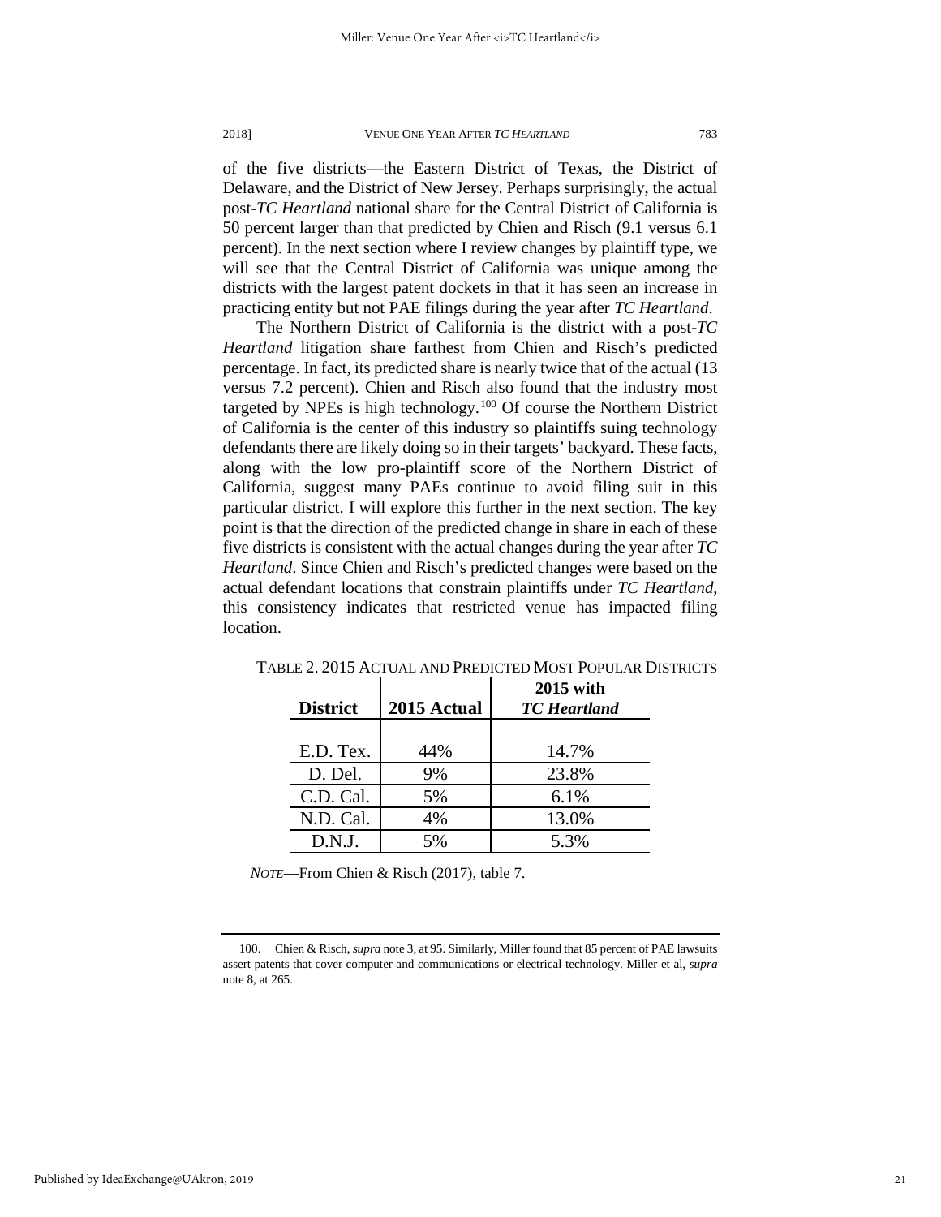of the five districts—the Eastern District of Texas, the District of Delaware, and the District of New Jersey. Perhaps surprisingly, the actual post-*TC Heartland* national share for the Central District of California is 50 percent larger than that predicted by Chien and Risch (9.1 versus 6.1 percent). In the next section where I review changes by plaintiff type, we will see that the Central District of California was unique among the districts with the largest patent dockets in that it has seen an increase in practicing entity but not PAE filings during the year after *TC Heartland*.

The Northern District of California is the district with a post-*TC Heartland* litigation share farthest from Chien and Risch's predicted percentage. In fact, its predicted share is nearly twice that of the actual (13 versus 7.2 percent). Chien and Risch also found that the industry most targeted by NPEs is high technology.[100] Of course the Northern District of California is the center of this industry so plaintiffs suing technology defendants there are likely doing so in their targets' backyard. These facts, along with the low pro-plaintiff score of the Northern District of California, suggest many PAEs continue to avoid filing suit in this particular district. I will explore this further in the next section. The key point is that the direction of the predicted change in share in each of these five districts is consistent with the actual changes during the year after *TC Heartland*. Since Chien and Risch's predicted changes were based on the actual defendant locations that constrain plaintiffs under *TC Heartland*, this consistency indicates that restricted venue has impacted filing location.

TABLE 2. 2015 ACTUAL AND PREDICTED MOST POPULAR DISTRICTS

| **District** | **2015 Actual** | **2015 with *TC Heartland*** |
|---|---|---|
| E.D. Tex. | 44% | 14.7% |
| D. Del. | 9% | 23.8% |
| C.D. Cal. | 5% | 6.1% |
| N.D. Cal. | 4% | 13.0% |
| D.N.J. | 5% | 5.3% |

*NOTE*—From Chien & Risch (2017), table 7.

100. Chien & Risch, *supra* note 3, at 95. Similarly, Miller found that 85 percent of PAE lawsuits assert patents that cover computer and communications or electrical technology. Miller et al, *supra* note 8, at 265.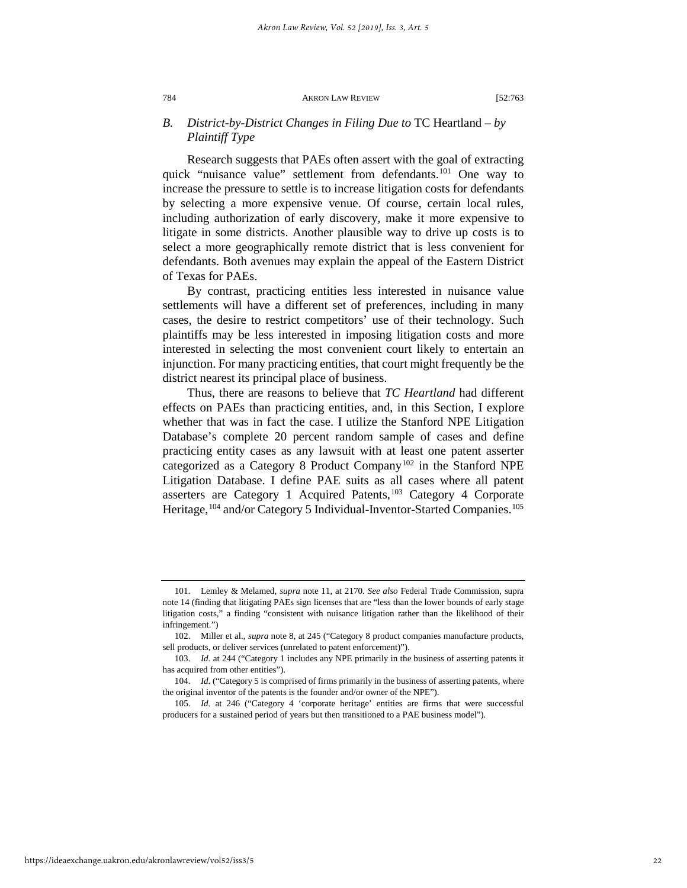### *B. District-by-District Changes in Filing Due to* TC Heartland *– by Plaintiff Type*

Research suggests that PAEs often assert with the goal of extracting quick "nuisance value" settlement from defendants.[101] One way to increase the pressure to settle is to increase litigation costs for defendants by selecting a more expensive venue. Of course, certain local rules, including authorization of early discovery, make it more expensive to litigate in some districts. Another plausible way to drive up costs is to select a more geographically remote district that is less convenient for defendants. Both avenues may explain the appeal of the Eastern District of Texas for PAEs.

By contrast, practicing entities less interested in nuisance value settlements will have a different set of preferences, including in many cases, the desire to restrict competitors' use of their technology. Such plaintiffs may be less interested in imposing litigation costs and more interested in selecting the most convenient court likely to entertain an injunction. For many practicing entities, that court might frequently be the district nearest its principal place of business.

Thus, there are reasons to believe that *TC Heartland* had different effects on PAEs than practicing entities, and, in this Section, I explore whether that was in fact the case. I utilize the Stanford NPE Litigation Database's complete 20 percent random sample of cases and define practicing entity cases as any lawsuit with at least one patent asserter categorized as a Category 8 Product Company[102] in the Stanford NPE Litigation Database. I define PAE suits as all cases where all patent asserters are Category 1 Acquired Patents,[103] Category 4 Corporate Heritage,[104] and/or Category 5 Individual-Inventor-Started Companies.[105]

---

101. Lemley & Melamed, *supra* note 11, at 2170. *See also* Federal Trade Commission, supra note 14 (finding that litigating PAEs sign licenses that are "less than the lower bounds of early stage litigation costs," a finding "consistent with nuisance litigation rather than the likelihood of their infringement.")

102. Miller et al., *supra* note 8, at 245 ("Category 8 product companies manufacture products, sell products, or deliver services (unrelated to patent enforcement)").

103. *Id.* at 244 ("Category 1 includes any NPE primarily in the business of asserting patents it has acquired from other entities").

104. *Id.* ("Category 5 is comprised of firms primarily in the business of asserting patents, where the original inventor of the patents is the founder and/or owner of the NPE").

105. *Id.* at 246 ("Category 4 'corporate heritage' entities are firms that were successful producers for a sustained period of years but then transitioned to a PAE business model").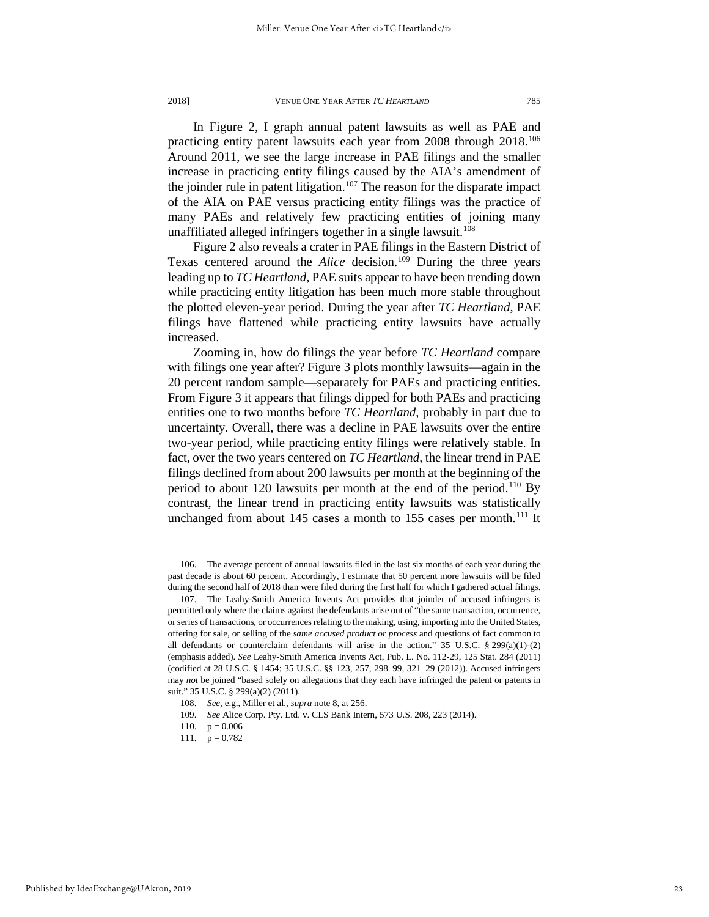In Figure 2, I graph annual patent lawsuits as well as PAE and practicing entity patent lawsuits each year from 2008 through 2018.[106] Around 2011, we see the large increase in PAE filings and the smaller increase in practicing entity filings caused by the AIA's amendment of the joinder rule in patent litigation.[107] The reason for the disparate impact of the AIA on PAE versus practicing entity filings was the practice of many PAEs and relatively few practicing entities of joining many unaffiliated alleged infringers together in a single lawsuit.[108]

Figure 2 also reveals a crater in PAE filings in the Eastern District of Texas centered around the *Alice* decision.[109] During the three years leading up to *TC Heartland*, PAE suits appear to have been trending down while practicing entity litigation has been much more stable throughout the plotted eleven-year period. During the year after *TC Heartland*, PAE filings have flattened while practicing entity lawsuits have actually increased.

Zooming in, how do filings the year before *TC Heartland* compare with filings one year after? Figure 3 plots monthly lawsuits—again in the 20 percent random sample—separately for PAEs and practicing entities. From Figure 3 it appears that filings dipped for both PAEs and practicing entities one to two months before *TC Heartland*, probably in part due to uncertainty. Overall, there was a decline in PAE lawsuits over the entire two-year period, while practicing entity filings were relatively stable. In fact, over the two years centered on *TC Heartland*, the linear trend in PAE filings declined from about 200 lawsuits per month at the beginning of the period to about 120 lawsuits per month at the end of the period.[110] By contrast, the linear trend in practicing entity lawsuits was statistically unchanged from about 145 cases a month to 155 cases per month.[111] It

---

106. The average percent of annual lawsuits filed in the last six months of each year during the past decade is about 60 percent. Accordingly, I estimate that 50 percent more lawsuits will be filed during the second half of 2018 than were filed during the first half for which I gathered actual filings.

107. The Leahy-Smith America Invents Act provides that joinder of accused infringers is permitted only where the claims against the defendants arise out of "the same transaction, occurrence, or series of transactions, or occurrences relating to the making, using, importing into the United States, offering for sale, or selling of the *same accused product or process* and questions of fact common to all defendants or counterclaim defendants will arise in the action." 35 U.S.C. § 299(a)(1)-(2) (emphasis added). *See* Leahy-Smith America Invents Act, Pub. L. No. 112-29, 125 Stat. 284 (2011) (codified at 28 U.S.C. § 1454; 35 U.S.C. §§ 123, 257, 298–99, 321–29 (2012)). Accused infringers may *not* be joined "based solely on allegations that they each have infringed the patent or patents in suit." 35 U.S.C. § 299(a)(2) (2011).

108. *See*, e.g., Miller et al., *supra* note 8, at 256.

109. *See* Alice Corp. Pty. Ltd. v. CLS Bank Intern, 573 U.S. 208, 223 (2014).

110. $p = 0.006$

111. $p = 0.782$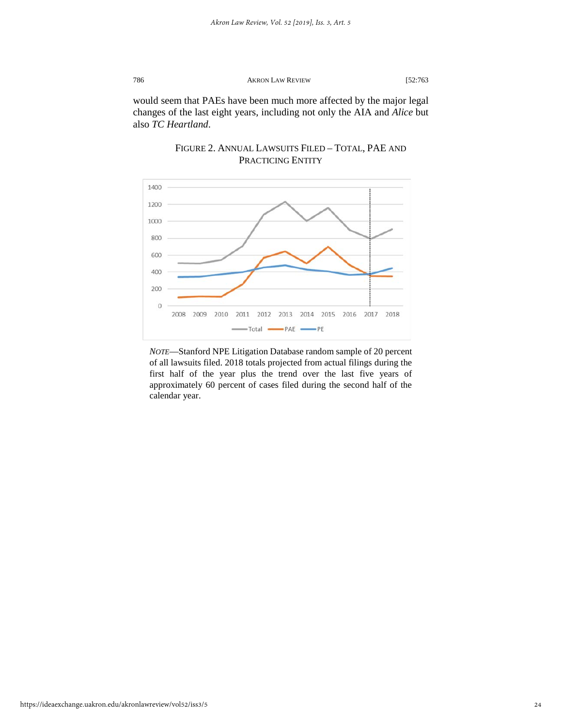would seem that PAEs have been much more affected by the major legal changes of the last eight years, including not only the AIA and *Alice* but also *TC Heartland*.

FIGURE 2. ANNUAL LAWSUITS FILED – TOTAL, PAE AND PRACTICING ENTITY

*NOTE*—Stanford NPE Litigation Database random sample of 20 percent of all lawsuits filed. 2018 totals projected from actual filings during the first half of the year plus the trend over the last five years of approximately 60 percent of cases filed during the second half of the calendar year.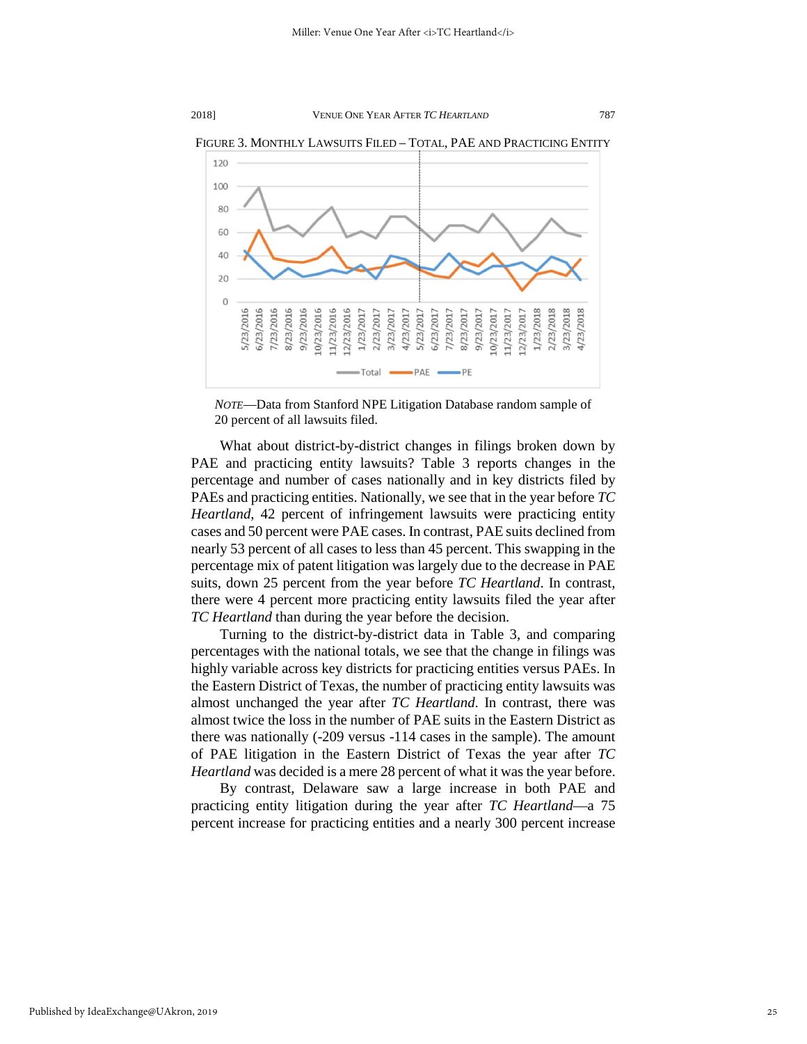FIGURE 3. MONTHLY LAWSUITS FILED – TOTAL, PAE AND PRACTICING ENTITY

*NOTE*—Data from Stanford NPE Litigation Database random sample of 20 percent of all lawsuits filed.

What about district-by-district changes in filings broken down by PAE and practicing entity lawsuits? Table 3 reports changes in the percentage and number of cases nationally and in key districts filed by PAEs and practicing entities. Nationally, we see that in the year before *TC Heartland*, 42 percent of infringement lawsuits were practicing entity cases and 50 percent were PAE cases. In contrast, PAE suits declined from nearly 53 percent of all cases to less than 45 percent. This swapping in the percentage mix of patent litigation was largely due to the decrease in PAE suits, down 25 percent from the year before *TC Heartland*. In contrast, there were 4 percent more practicing entity lawsuits filed the year after *TC Heartland* than during the year before the decision.

Turning to the district-by-district data in Table 3, and comparing percentages with the national totals, we see that the change in filings was highly variable across key districts for practicing entities versus PAEs. In the Eastern District of Texas, the number of practicing entity lawsuits was almost unchanged the year after *TC Heartland*. In contrast, there was almost twice the loss in the number of PAE suits in the Eastern District as there was nationally (-209 versus -114 cases in the sample). The amount of PAE litigation in the Eastern District of Texas the year after *TC Heartland* was decided is a mere 28 percent of what it was the year before.

By contrast, Delaware saw a large increase in both PAE and practicing entity litigation during the year after *TC Heartland*—a 75 percent increase for practicing entities and a nearly 300 percent increase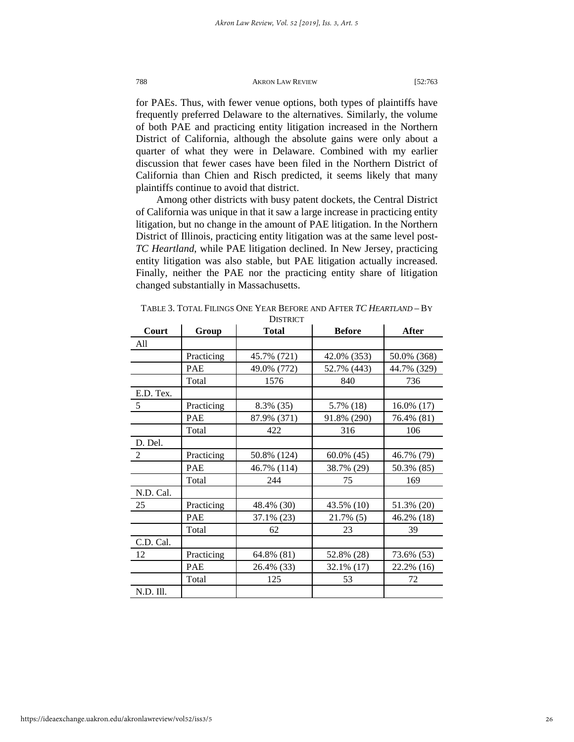for PAEs. Thus, with fewer venue options, both types of plaintiffs have frequently preferred Delaware to the alternatives. Similarly, the volume of both PAE and practicing entity litigation increased in the Northern District of California, although the absolute gains were only about a quarter of what they were in Delaware. Combined with my earlier discussion that fewer cases have been filed in the Northern District of California than Chien and Risch predicted, it seems likely that many plaintiffs continue to avoid that district.

Among other districts with busy patent dockets, the Central District of California was unique in that it saw a large increase in practicing entity litigation, but no change in the amount of PAE litigation. In the Northern District of Illinois, practicing entity litigation was at the same level post-*TC Heartland*, while PAE litigation declined. In New Jersey, practicing entity litigation was also stable, but PAE litigation actually increased. Finally, neither the PAE nor the practicing entity share of litigation changed substantially in Massachusetts.

TABLE 3. TOTAL FILINGS ONE YEAR BEFORE AND AFTER *TC HEARTLAND* – BY DISTRICT

| Court | Group | Total | Before | After |
|---|---|---|---|---|
| All | | | | |
| | Practicing | 45.7% (721) | 42.0% (353) | 50.0% (368) |
| | PAE | 49.0% (772) | 52.7% (443) | 44.7% (329) |
| | Total | 1576 | 840 | 736 |
| E.D. Tex. | | | | |
| 5 | Practicing | 8.3% (35) | 5.7% (18) | 16.0% (17) |
| | PAE | 87.9% (371) | 91.8% (290) | 76.4% (81) |
| | Total | 422 | 316 | 106 |
| D. Del. | | | | |
| 2 | Practicing | 50.8% (124) | 60.0% (45) | 46.7% (79) |
| | PAE | 46.7% (114) | 38.7% (29) | 50.3% (85) |
| | Total | 244 | 75 | 169 |
| N.D. Cal. | | | | |
| 25 | Practicing | 48.4% (30) | 43.5% (10) | 51.3% (20) |
| | PAE | 37.1% (23) | 21.7% (5) | 46.2% (18) |
| | Total | 62 | 23 | 39 |
| C.D. Cal. | | | | |
| 12 | Practicing | 64.8% (81) | 52.8% (28) | 73.6% (53) |
| | PAE | 26.4% (33) | 32.1% (17) | 22.2% (16) |
| | Total | 125 | 53 | 72 |
| N.D. Ill. | | | | |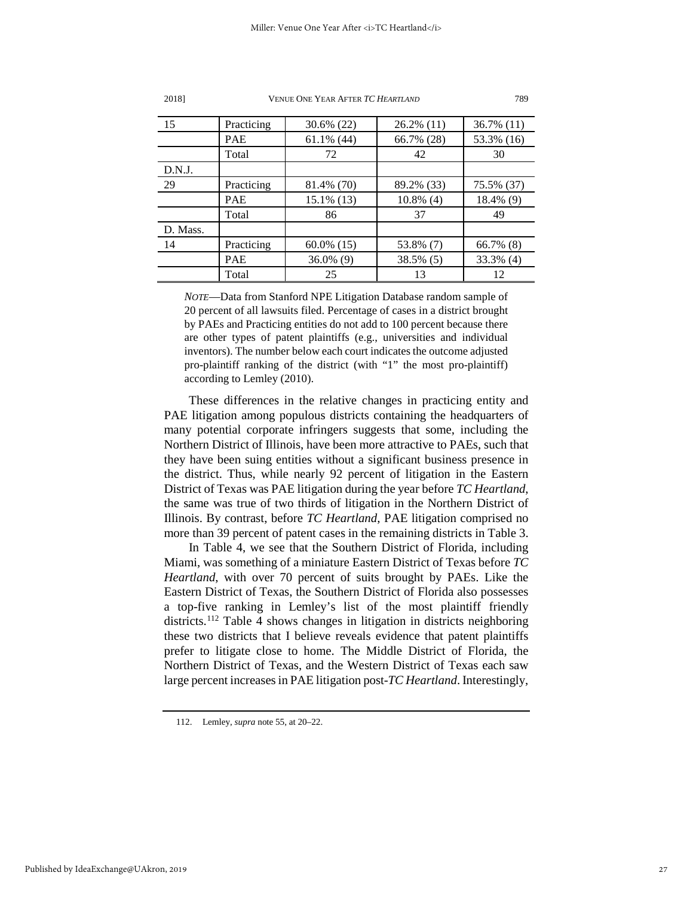| | | | | |
|---|---|---|---|---|
| 15 | Practicing | 30.6% (22) | 26.2% (11) | 36.7% (11) |
| | PAE | 61.1% (44) | 66.7% (28) | 53.3% (16) |
| | Total | 72 | 42 | 30 |
| D.N.J. | | | | |
| 29 | Practicing | 81.4% (70) | 89.2% (33) | 75.5% (37) |
| | PAE | 15.1% (13) | 10.8% (4) | 18.4% (9) |
| | Total | 86 | 37 | 49 |
| D. Mass. | | | | |
| 14 | Practicing | 60.0% (15) | 53.8% (7) | 66.7% (8) |
| | PAE | 36.0% (9) | 38.5% (5) | 33.3% (4) |
| | Total | 25 | 13 | 12 |

*NOTE*—Data from Stanford NPE Litigation Database random sample of 20 percent of all lawsuits filed. Percentage of cases in a district brought by PAEs and Practicing entities do not add to 100 percent because there are other types of patent plaintiffs (e.g., universities and individual inventors). The number below each court indicates the outcome adjusted pro-plaintiff ranking of the district (with "1" the most pro-plaintiff) according to Lemley (2010).

These differences in the relative changes in practicing entity and PAE litigation among populous districts containing the headquarters of many potential corporate infringers suggests that some, including the Northern District of Illinois, have been more attractive to PAEs, such that they have been suing entities without a significant business presence in the district. Thus, while nearly 92 percent of litigation in the Eastern District of Texas was PAE litigation during the year before *TC Heartland*, the same was true of two thirds of litigation in the Northern District of Illinois. By contrast, before *TC Heartland*, PAE litigation comprised no more than 39 percent of patent cases in the remaining districts in Table 3.

In Table 4, we see that the Southern District of Florida, including Miami, was something of a miniature Eastern District of Texas before *TC Heartland*, with over 70 percent of suits brought by PAEs. Like the Eastern District of Texas, the Southern District of Florida also possesses a top-five ranking in Lemley's list of the most plaintiff friendly districts.[112] Table 4 shows changes in litigation in districts neighboring these two districts that I believe reveals evidence that patent plaintiffs prefer to litigate close to home. The Middle District of Florida, the Northern District of Texas, and the Western District of Texas each saw large percent increases in PAE litigation post-*TC Heartland*. Interestingly,

112. Lemley, *supra* note 55, at 20–22.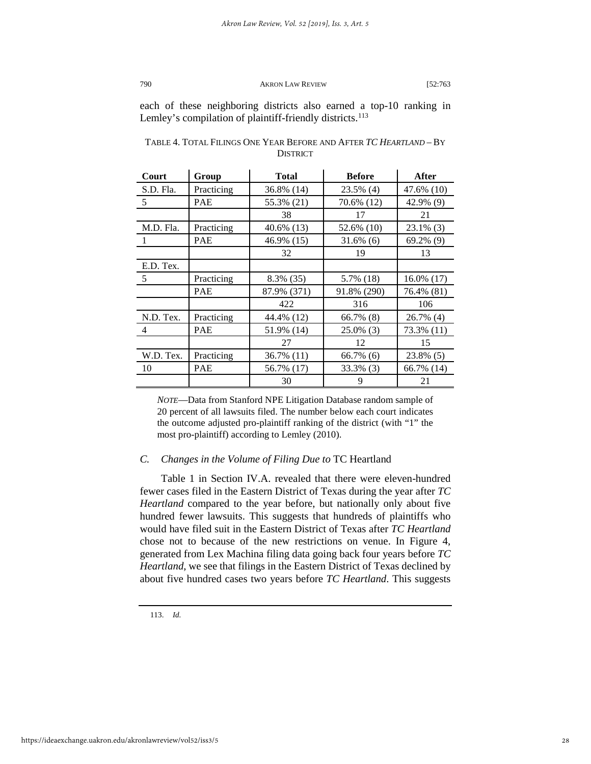each of these neighboring districts also earned a top-10 ranking in Lemley's compilation of plaintiff-friendly districts.[113]

TABLE 4. TOTAL FILINGS ONE YEAR BEFORE AND AFTER *TC HEARTLAND* – BY DISTRICT

| Court | Group | Total | Before | After |
|---|---|---|---|---|
| S.D. Fla. | Practicing | 36.8% (14) | 23.5% (4) | 47.6% (10) |
| 5 | PAE | 55.3% (21) | 70.6% (12) | 42.9% (9) |
| | | 38 | 17 | 21 |
| M.D. Fla. | Practicing | 40.6% (13) | 52.6% (10) | 23.1% (3) |
| 1 | PAE | 46.9% (15) | 31.6% (6) | 69.2% (9) |
| | | 32 | 19 | 13 |
| E.D. Tex. | | | | |
| 5 | Practicing | 8.3% (35) | 5.7% (18) | 16.0% (17) |
| | PAE | 87.9% (371) | 91.8% (290) | 76.4% (81) |
| | | 422 | 316 | 106 |
| N.D. Tex. | Practicing | 44.4% (12) | 66.7% (8) | 26.7% (4) |
| 4 | PAE | 51.9% (14) | 25.0% (3) | 73.3% (11) |
| | | 27 | 12 | 15 |
| W.D. Tex. | Practicing | 36.7% (11) | 66.7% (6) | 23.8% (5) |
| 10 | PAE | 56.7% (17) | 33.3% (3) | 66.7% (14) |
| | | 30 | 9 | 21 |

*NOTE*—Data from Stanford NPE Litigation Database random sample of 20 percent of all lawsuits filed. The number below each court indicates the outcome adjusted pro-plaintiff ranking of the district (with "1" the most pro-plaintiff) according to Lemley (2010).

### *C. Changes in the Volume of Filing Due to* TC Heartland

Table 1 in Section IV.A. revealed that there were eleven-hundred fewer cases filed in the Eastern District of Texas during the year after *TC Heartland* compared to the year before, but nationally only about five hundred fewer lawsuits. This suggests that hundreds of plaintiffs who would have filed suit in the Eastern District of Texas after *TC Heartland* chose not to because of the new restrictions on venue. In Figure 4, generated from Lex Machina filing data going back four years before *TC Heartland*, we see that filings in the Eastern District of Texas declined by about five hundred cases two years before *TC Heartland*. This suggests

113. *Id.*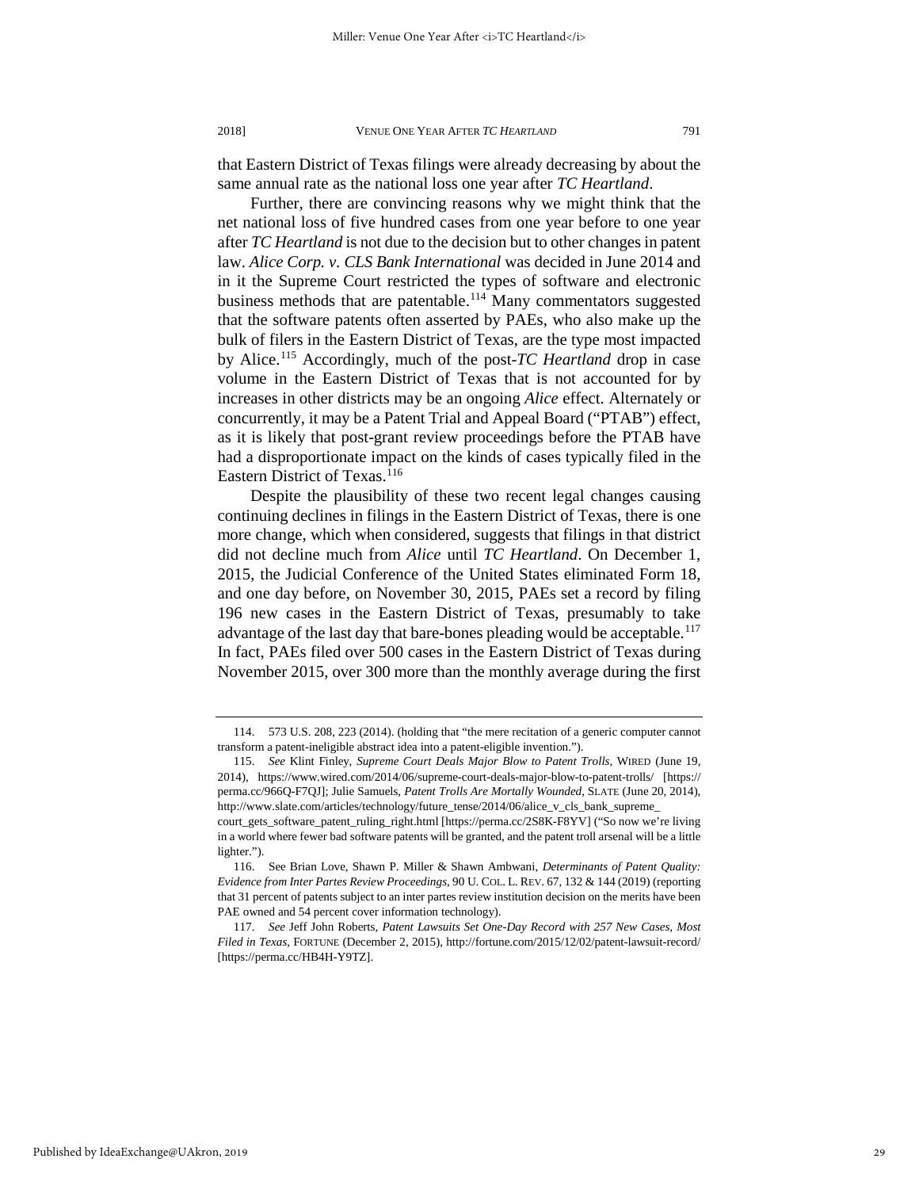that Eastern District of Texas filings were already decreasing by about the same annual rate as the national loss one year after *TC Heartland*.

Further, there are convincing reasons why we might think that the net national loss of five hundred cases from one year before to one year after *TC Heartland* is not due to the decision but to other changes in patent law. *Alice Corp. v. CLS Bank International* was decided in June 2014 and in it the Supreme Court restricted the types of software and electronic business methods that are patentable.[114] Many commentators suggested that the software patents often asserted by PAEs, who also make up the bulk of filers in the Eastern District of Texas, are the type most impacted by Alice.[115] Accordingly, much of the post-*TC Heartland* drop in case volume in the Eastern District of Texas that is not accounted for by increases in other districts may be an ongoing *Alice* effect. Alternately or concurrently, it may be a Patent Trial and Appeal Board ("PTAB") effect, as it is likely that post-grant review proceedings before the PTAB have had a disproportionate impact on the kinds of cases typically filed in the Eastern District of Texas.[116]

Despite the plausibility of these two recent legal changes causing continuing declines in filings in the Eastern District of Texas, there is one more change, which when considered, suggests that filings in that district did not decline much from *Alice* until *TC Heartland*. On December 1, 2015, the Judicial Conference of the United States eliminated Form 18, and one day before, on November 30, 2015, PAEs set a record by filing 196 new cases in the Eastern District of Texas, presumably to take advantage of the last day that bare-bones pleading would be acceptable.[117] In fact, PAEs filed over 500 cases in the Eastern District of Texas during November 2015, over 300 more than the monthly average during the first

---

114. 573 U.S. 208, 223 (2014). (holding that "the mere recitation of a generic computer cannot transform a patent-ineligible abstract idea into a patent-eligible invention.").

115. *See* Klint Finley, *Supreme Court Deals Major Blow to Patent Trolls*, WIRED (June 19, 2014), https://www.wired.com/2014/06/supreme-court-deals-major-blow-to-patent-trolls/ [https://perma.cc/966Q-F7QJ]; Julie Samuels, *Patent Trolls Are Mortally Wounded*, SLATE (June 20, 2014), http://www.slate.com/articles/technology/future_tense/2014/06/alice_v_cls_bank_supreme_court_gets_software_patent_ruling_right.html [https://perma.cc/2S8K-F8YV] ("So now we're living in a world where fewer bad software patents will be granted, and the patent troll arsenal will be a little lighter.").

116. See Brian Love, Shawn P. Miller & Shawn Ambwani, *Determinants of Patent Quality: Evidence from Inter Partes Review Proceedings*, 90 U. COL. L. REV. 67, 132 & 144 (2019) (reporting that 31 percent of patents subject to an inter partes review institution decision on the merits have been PAE owned and 54 percent cover information technology).

117. *See* Jeff John Roberts, *Patent Lawsuits Set One-Day Record with 257 New Cases, Most Filed in Texas*, FORTUNE (December 2, 2015), http://fortune.com/2015/12/02/patent-lawsuit-record/ [https://perma.cc/HB4H-Y9TZ].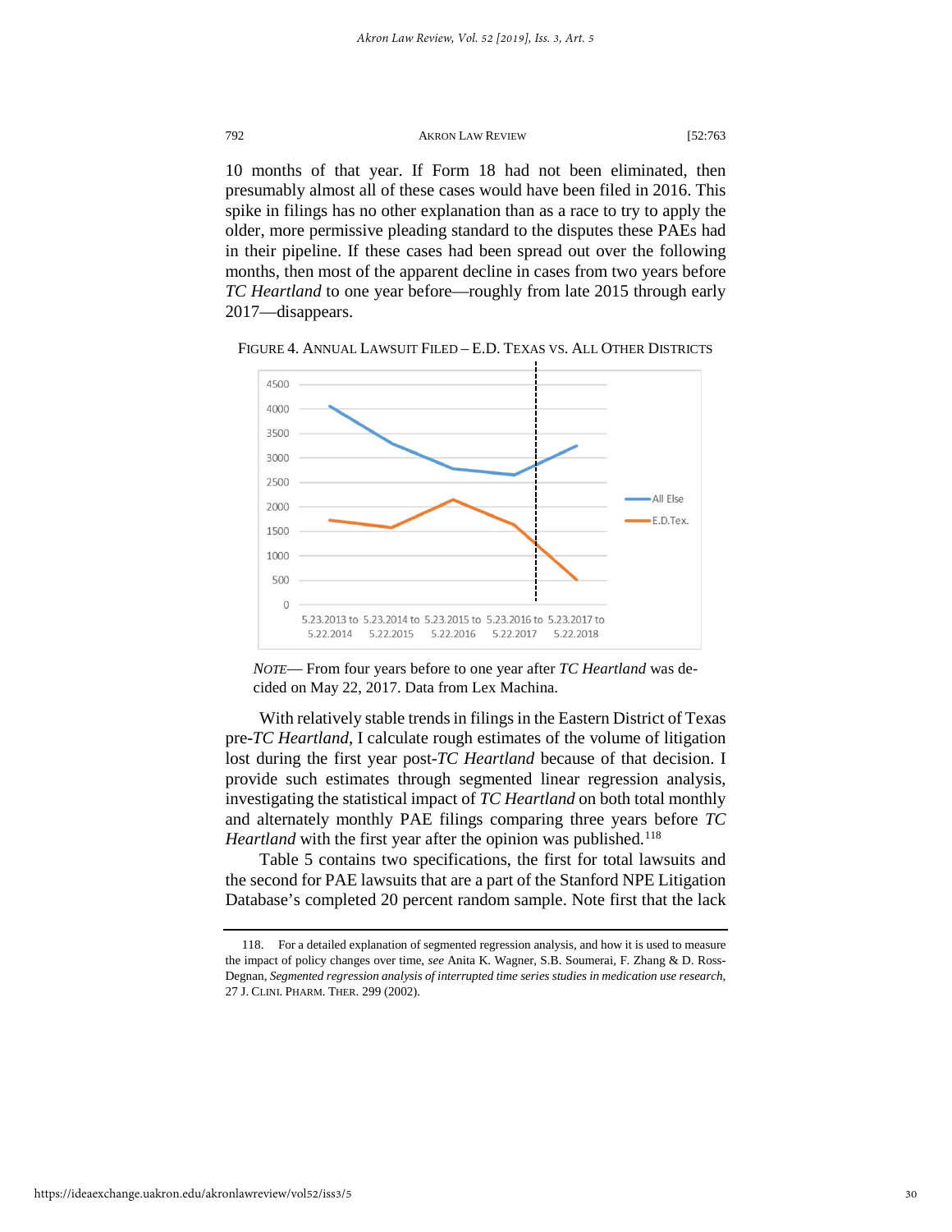10 months of that year. If Form 18 had not been eliminated, then presumably almost all of these cases would have been filed in 2016. This spike in filings has no other explanation than as a race to try to apply the older, more permissive pleading standard to the disputes these PAEs had in their pipeline. If these cases had been spread out over the following months, then most of the apparent decline in cases from two years before *TC Heartland* to one year before—roughly from late 2015 through early 2017—disappears.

FIGURE 4. ANNUAL LAWSUIT FILED – E.D. TEXAS VS. ALL OTHER DISTRICTS

*NOTE*— From four years before to one year after *TC Heartland* was decided on May 22, 2017. Data from Lex Machina.

With relatively stable trends in filings in the Eastern District of Texas pre-*TC Heartland*, I calculate rough estimates of the volume of litigation lost during the first year post-*TC Heartland* because of that decision. I provide such estimates through segmented linear regression analysis, investigating the statistical impact of *TC Heartland* on both total monthly and alternately monthly PAE filings comparing three years before *TC Heartland* with the first year after the opinion was published.[118]

Table 5 contains two specifications, the first for total lawsuits and the second for PAE lawsuits that are a part of the Stanford NPE Litigation Database's completed 20 percent random sample. Note first that the lack

118. For a detailed explanation of segmented regression analysis, and how it is used to measure the impact of policy changes over time, *see* Anita K. Wagner, S.B. Soumerai, F. Zhang & D. Ross-Degnan, *Segmented regression analysis of interrupted time series studies in medication use research*, 27 J. CLINI. PHARM. THER. 299 (2002).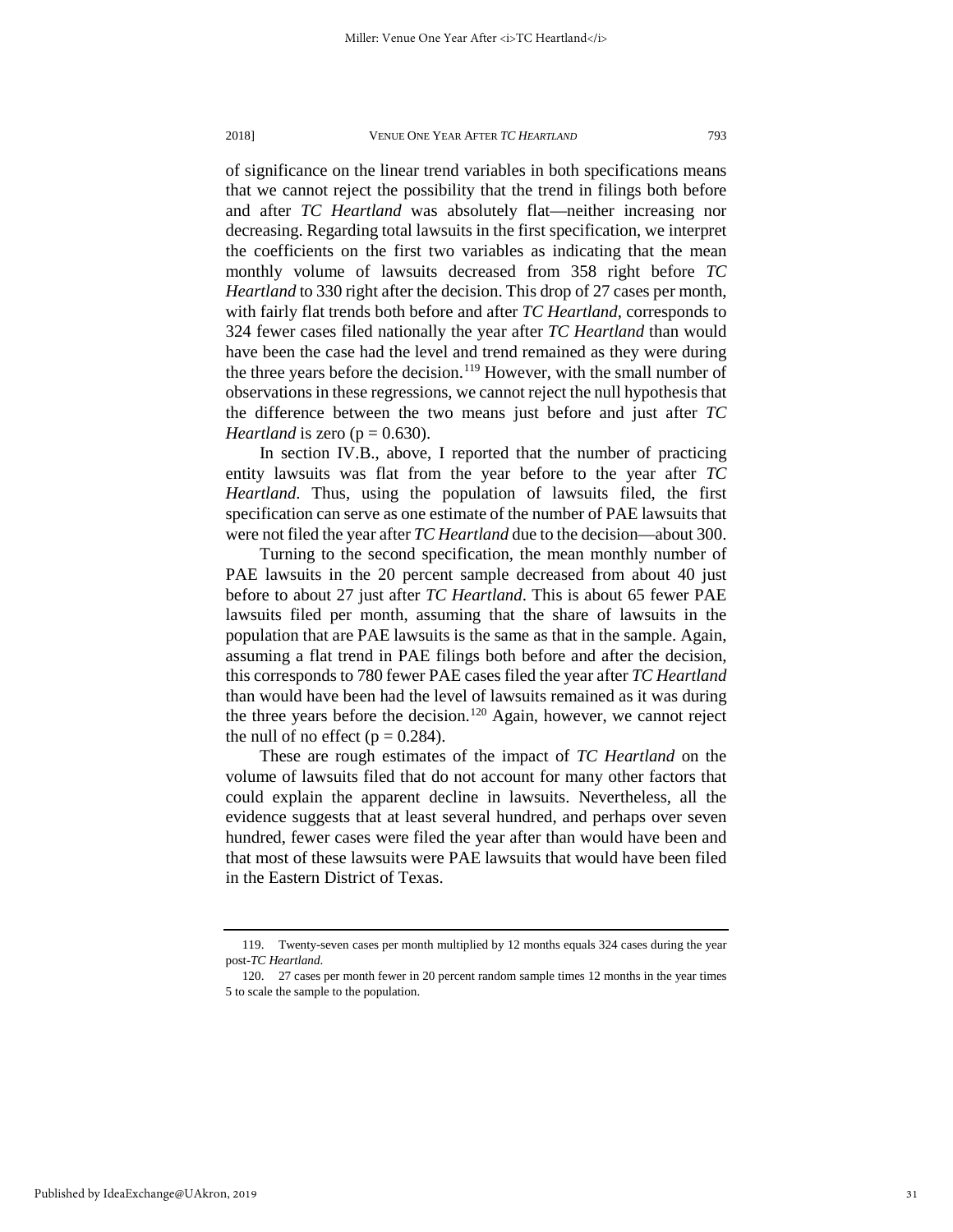of significance on the linear trend variables in both specifications means that we cannot reject the possibility that the trend in filings both before and after *TC Heartland* was absolutely flat—neither increasing nor decreasing. Regarding total lawsuits in the first specification, we interpret the coefficients on the first two variables as indicating that the mean monthly volume of lawsuits decreased from 358 right before *TC Heartland* to 330 right after the decision. This drop of 27 cases per month, with fairly flat trends both before and after *TC Heartland*, corresponds to 324 fewer cases filed nationally the year after *TC Heartland* than would have been the case had the level and trend remained as they were during the three years before the decision.[119] However, with the small number of observations in these regressions, we cannot reject the null hypothesis that the difference between the two means just before and just after *TC Heartland* is zero ($p = 0.630$).

In section IV.B., above, I reported that the number of practicing entity lawsuits was flat from the year before to the year after *TC Heartland*. Thus, using the population of lawsuits filed, the first specification can serve as one estimate of the number of PAE lawsuits that were not filed the year after *TC Heartland* due to the decision—about 300.

Turning to the second specification, the mean monthly number of PAE lawsuits in the 20 percent sample decreased from about 40 just before to about 27 just after *TC Heartland*. This is about 65 fewer PAE lawsuits filed per month, assuming that the share of lawsuits in the population that are PAE lawsuits is the same as that in the sample. Again, assuming a flat trend in PAE filings both before and after the decision, this corresponds to 780 fewer PAE cases filed the year after *TC Heartland* than would have been had the level of lawsuits remained as it was during the three years before the decision.[120] Again, however, we cannot reject the null of no effect ($p = 0.284$).

These are rough estimates of the impact of *TC Heartland* on the volume of lawsuits filed that do not account for many other factors that could explain the apparent decline in lawsuits. Nevertheless, all the evidence suggests that at least several hundred, and perhaps over seven hundred, fewer cases were filed the year after than would have been and that most of these lawsuits were PAE lawsuits that would have been filed in the Eastern District of Texas.

---

119. Twenty-seven cases per month multiplied by 12 months equals 324 cases during the year post-*TC Heartland*.

120. 27 cases per month fewer in 20 percent random sample times 12 months in the year times 5 to scale the sample to the population.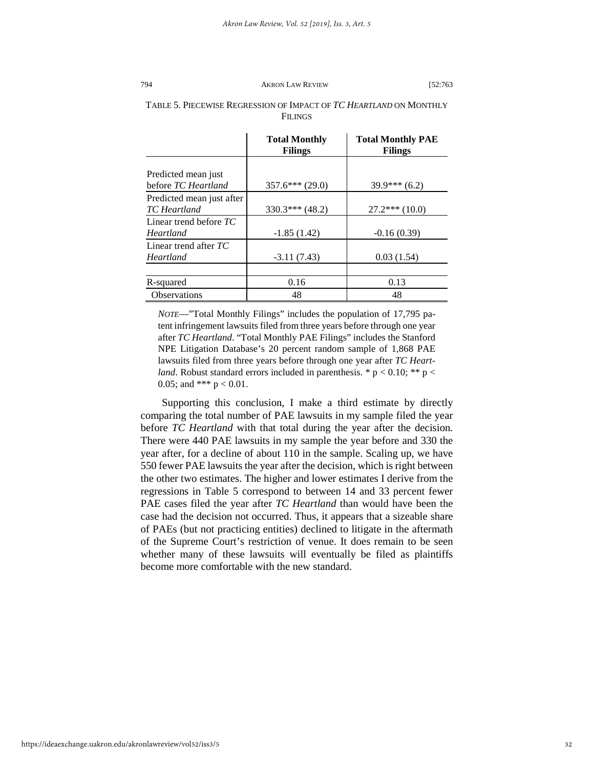TABLE 5. PIECEWISE REGRESSION OF IMPACT OF *TC HEARTLAND* ON MONTHLY FILINGS

| | **Total Monthly Filings** | **Total Monthly PAE Filings** |
|---|---|---|
| Predicted mean just before *TC Heartland* | 357.6*** (29.0) | 39.9*** (6.2) |
| Predicted mean just after *TC Heartland* | 330.3*** (48.2) | 27.2*** (10.0) |
| Linear trend before *TC Heartland* | -1.85 (1.42) | -0.16 (0.39) |
| Linear trend after *TC Heartland* | -3.11 (7.43) | 0.03 (1.54) |
| | | |
| R-squared | 0.16 | 0.13 |
| Observations | 48 | 48 |

*NOTE*—"Total Monthly Filings" includes the population of 17,795 patent infringement lawsuits filed from three years before through one year after *TC Heartland*. "Total Monthly PAE Filings" includes the Stanford NPE Litigation Database's 20 percent random sample of 1,868 PAE lawsuits filed from three years before through one year after *TC Heartland*. Robust standard errors included in parenthesis. * $p < 0.10$; ** $p < 0.05$; and *** $p < 0.01$.

Supporting this conclusion, I make a third estimate by directly comparing the total number of PAE lawsuits in my sample filed the year before *TC Heartland* with that total during the year after the decision. There were 440 PAE lawsuits in my sample the year before and 330 the year after, for a decline of about 110 in the sample. Scaling up, we have 550 fewer PAE lawsuits the year after the decision, which is right between the other two estimates. The higher and lower estimates I derive from the regressions in Table 5 correspond to between 14 and 33 percent fewer PAE cases filed the year after *TC Heartland* than would have been the case had the decision not occurred. Thus, it appears that a sizeable share of PAEs (but not practicing entities) declined to litigate in the aftermath of the Supreme Court's restriction of venue. It does remain to be seen whether many of these lawsuits will eventually be filed as plaintiffs become more comfortable with the new standard.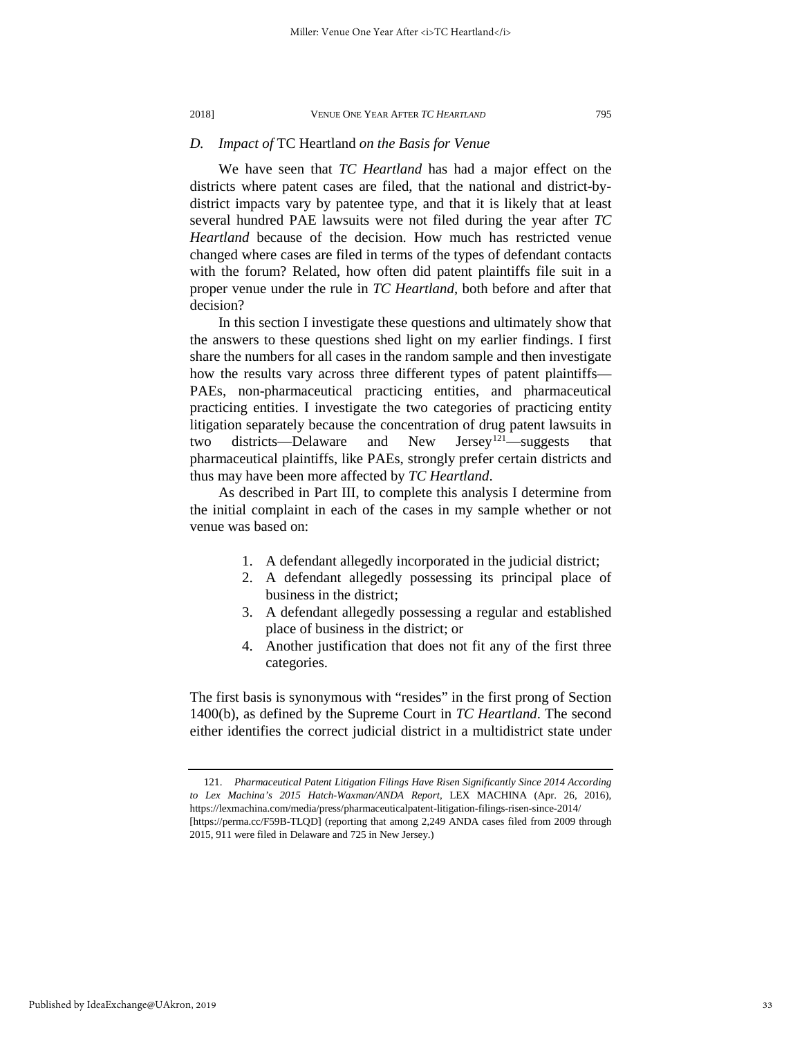### D. *Impact of* TC Heartland *on the Basis for Venue*

We have seen that *TC Heartland* has had a major effect on the districts where patent cases are filed, that the national and district-by-district impacts vary by patentee type, and that it is likely that at least several hundred PAE lawsuits were not filed during the year after *TC Heartland* because of the decision. How much has restricted venue changed where cases are filed in terms of the types of defendant contacts with the forum? Related, how often did patent plaintiffs file suit in a proper venue under the rule in *TC Heartland*, both before and after that decision?

In this section I investigate these questions and ultimately show that the answers to these questions shed light on my earlier findings. I first share the numbers for all cases in the random sample and then investigate how the results vary across three different types of patent plaintiffs—PAEs, non-pharmaceutical practicing entities, and pharmaceutical practicing entities. I investigate the two categories of practicing entity litigation separately because the concentration of drug patent lawsuits in two districts—Delaware and New Jersey[121]—suggests that pharmaceutical plaintiffs, like PAEs, strongly prefer certain districts and thus may have been more affected by *TC Heartland*.

As described in Part III, to complete this analysis I determine from the initial complaint in each of the cases in my sample whether or not venue was based on:

1. A defendant allegedly incorporated in the judicial district;
2. A defendant allegedly possessing its principal place of business in the district;
3. A defendant allegedly possessing a regular and established place of business in the district; or
4. Another justification that does not fit any of the first three categories.

The first basis is synonymous with "resides" in the first prong of Section 1400(b), as defined by the Supreme Court in *TC Heartland*. The second either identifies the correct judicial district in a multidistrict state under

---

121. *Pharmaceutical Patent Litigation Filings Have Risen Significantly Since 2014 According to Lex Machina's 2015 Hatch-Waxman/ANDA Report*, LEX MACHINA (Apr. 26, 2016), https://lexmachina.com/media/press/pharmaceuticalpatent-litigation-filings-risen-since-2014/ [https://perma.cc/F59B-TLQD] (reporting that among 2,249 ANDA cases filed from 2009 through 2015, 911 were filed in Delaware and 725 in New Jersey.)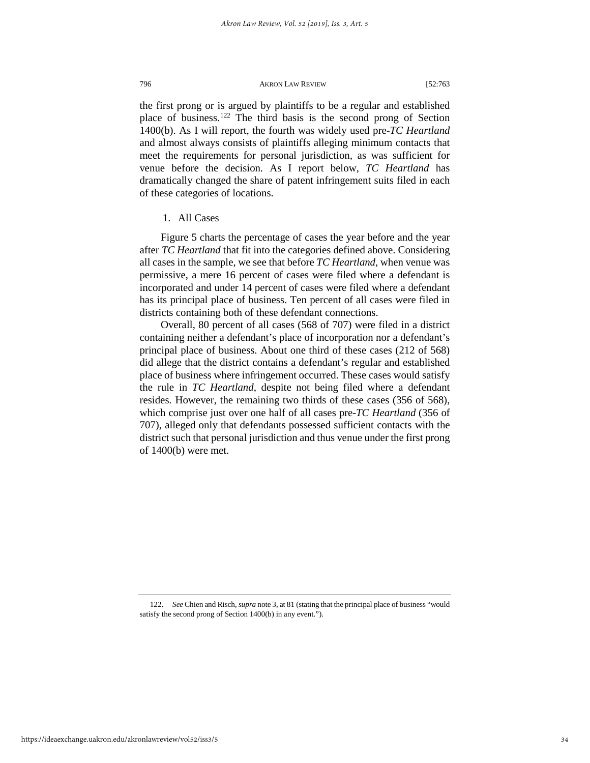the first prong or is argued by plaintiffs to be a regular and established place of business.[122] The third basis is the second prong of Section 1400(b). As I will report, the fourth was widely used pre-*TC Heartland* and almost always consists of plaintiffs alleging minimum contacts that meet the requirements for personal jurisdiction, as was sufficient for venue before the decision. As I report below, *TC Heartland* has dramatically changed the share of patent infringement suits filed in each of these categories of locations.

1. All Cases

Figure 5 charts the percentage of cases the year before and the year after *TC Heartland* that fit into the categories defined above. Considering all cases in the sample, we see that before *TC Heartland*, when venue was permissive, a mere 16 percent of cases were filed where a defendant is incorporated and under 14 percent of cases were filed where a defendant has its principal place of business. Ten percent of all cases were filed in districts containing both of these defendant connections.

Overall, 80 percent of all cases (568 of 707) were filed in a district containing neither a defendant's place of incorporation nor a defendant's principal place of business. About one third of these cases (212 of 568) did allege that the district contains a defendant's regular and established place of business where infringement occurred. These cases would satisfy the rule in *TC Heartland*, despite not being filed where a defendant resides. However, the remaining two thirds of these cases (356 of 568), which comprise just over one half of all cases pre-*TC Heartland* (356 of 707), alleged only that defendants possessed sufficient contacts with the district such that personal jurisdiction and thus venue under the first prong of 1400(b) were met.

---

122. *See* Chien and Risch, *supra* note 3, at 81 (stating that the principal place of business "would satisfy the second prong of Section 1400(b) in any event.").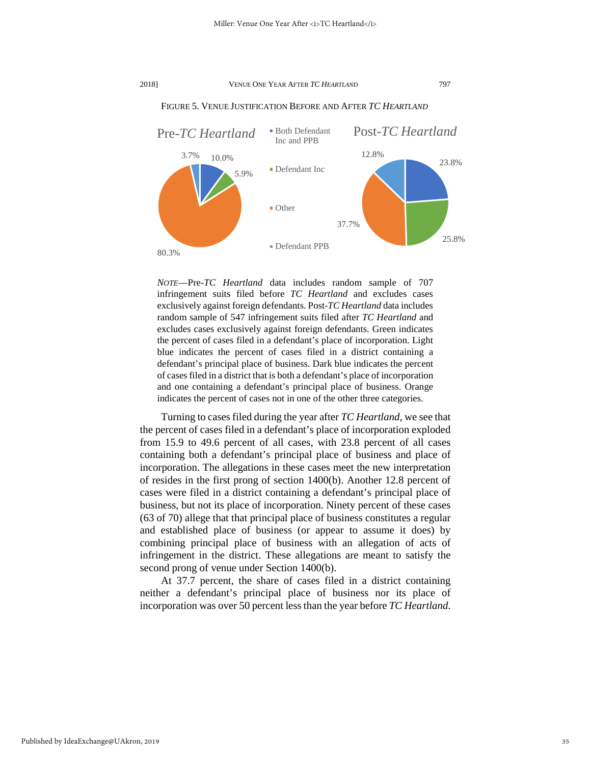FIGURE 5. VENUE JUSTIFICATION BEFORE AND AFTER *TC HEARTLAND*

*NOTE*—Pre-*TC Heartland* data includes random sample of 707 infringement suits filed before *TC Heartland* and excludes cases exclusively against foreign defendants. Post-*TC Heartland* data includes random sample of 547 infringement suits filed after *TC Heartland* and excludes cases exclusively against foreign defendants. Green indicates the percent of cases filed in a defendant's place of incorporation. Light blue indicates the percent of cases filed in a district containing a defendant's principal place of business. Dark blue indicates the percent of cases filed in a district that is both a defendant's place of incorporation and one containing a defendant's principal place of business. Orange indicates the percent of cases not in one of the other three categories.

Turning to cases filed during the year after *TC Heartland*, we see that the percent of cases filed in a defendant's place of incorporation exploded from 15.9 to 49.6 percent of all cases, with 23.8 percent of all cases containing both a defendant's principal place of business and place of incorporation. The allegations in these cases meet the new interpretation of resides in the first prong of section 1400(b). Another 12.8 percent of cases were filed in a district containing a defendant's principal place of business, but not its place of incorporation. Ninety percent of these cases (63 of 70) allege that that principal place of business constitutes a regular and established place of business (or appear to assume it does) by combining principal place of business with an allegation of acts of infringement in the district. These allegations are meant to satisfy the second prong of venue under Section 1400(b).

At 37.7 percent, the share of cases filed in a district containing neither a defendant's principal place of business nor its place of incorporation was over 50 percent less than the year before *TC Heartland*.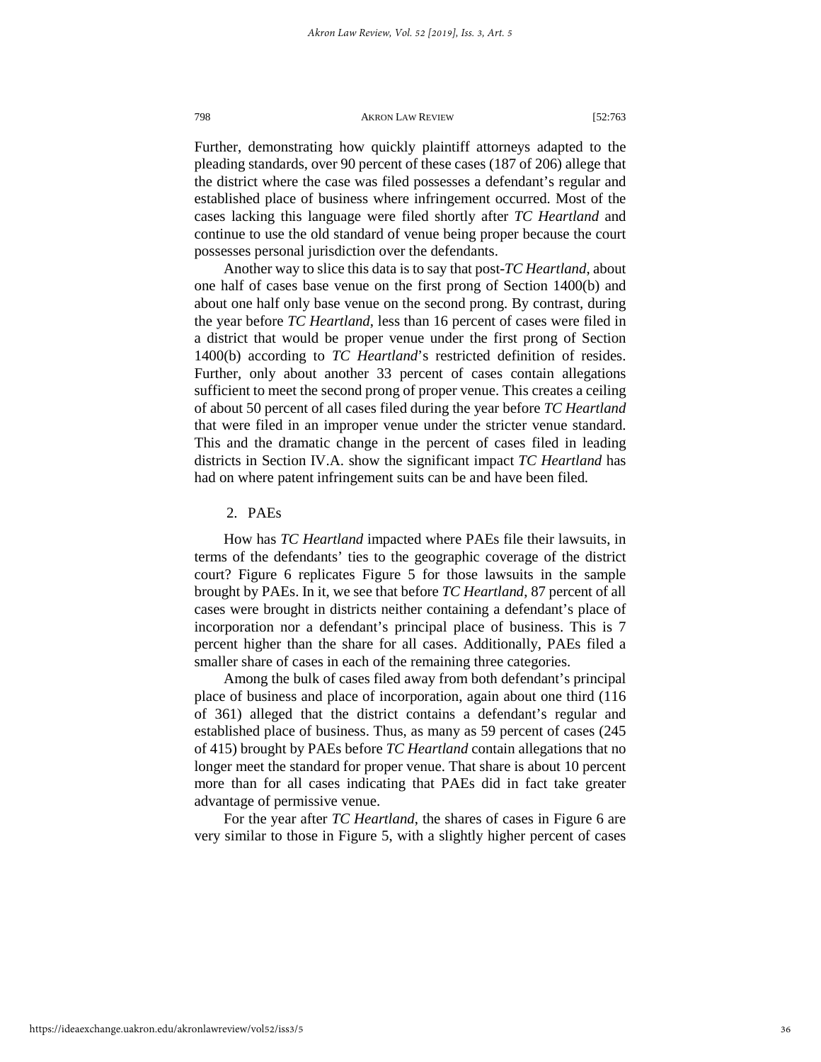Further, demonstrating how quickly plaintiff attorneys adapted to the pleading standards, over 90 percent of these cases (187 of 206) allege that the district where the case was filed possesses a defendant's regular and established place of business where infringement occurred. Most of the cases lacking this language were filed shortly after *TC Heartland* and continue to use the old standard of venue being proper because the court possesses personal jurisdiction over the defendants.

Another way to slice this data is to say that post-*TC Heartland*, about one half of cases base venue on the first prong of Section 1400(b) and about one half only base venue on the second prong. By contrast, during the year before *TC Heartland*, less than 16 percent of cases were filed in a district that would be proper venue under the first prong of Section 1400(b) according to *TC Heartland*'s restricted definition of resides. Further, only about another 33 percent of cases contain allegations sufficient to meet the second prong of proper venue. This creates a ceiling of about 50 percent of all cases filed during the year before *TC Heartland* that were filed in an improper venue under the stricter venue standard. This and the dramatic change in the percent of cases filed in leading districts in Section IV.A. show the significant impact *TC Heartland* has had on where patent infringement suits can be and have been filed.

### 2. PAEs

How has *TC Heartland* impacted where PAEs file their lawsuits, in terms of the defendants' ties to the geographic coverage of the district court? Figure 6 replicates Figure 5 for those lawsuits in the sample brought by PAEs. In it, we see that before *TC Heartland*, 87 percent of all cases were brought in districts neither containing a defendant's place of incorporation nor a defendant's principal place of business. This is 7 percent higher than the share for all cases. Additionally, PAEs filed a smaller share of cases in each of the remaining three categories.

Among the bulk of cases filed away from both defendant's principal place of business and place of incorporation, again about one third (116 of 361) alleged that the district contains a defendant's regular and established place of business. Thus, as many as 59 percent of cases (245 of 415) brought by PAEs before *TC Heartland* contain allegations that no longer meet the standard for proper venue. That share is about 10 percent more than for all cases indicating that PAEs did in fact take greater advantage of permissive venue.

For the year after *TC Heartland*, the shares of cases in Figure 6 are very similar to those in Figure 5, with a slightly higher percent of cases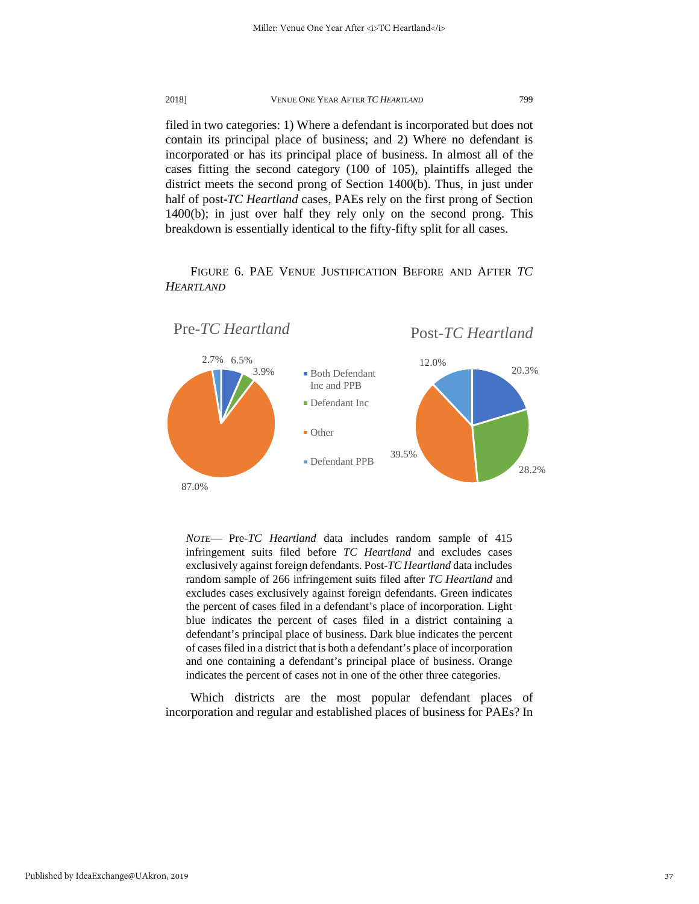filed in two categories: 1) Where a defendant is incorporated but does not contain its principal place of business; and 2) Where no defendant is incorporated or has its principal place of business. In almost all of the cases fitting the second category (100 of 105), plaintiffs alleged the district meets the second prong of Section 1400(b). Thus, in just under half of post-*TC Heartland* cases, PAEs rely on the first prong of Section 1400(b); in just over half they rely only on the second prong. This breakdown is essentially identical to the fifty-fifty split for all cases.

FIGURE 6. PAE VENUE JUSTIFICATION BEFORE AND AFTER *TC HEARTLAND*

| Category | Pre-*TC Heartland* | Post-*TC Heartland* |
| --- | --- | --- |
| Both Defendant Inc and PPB | 6.5% | 20.3% |
| Defendant Inc | 3.9% | 28.2% |
| Other | 87.0% | 39.5% |
| Defendant PPB | 2.7% | 12.0% |

*NOTE*— Pre-*TC Heartland* data includes random sample of 415 infringement suits filed before *TC Heartland* and excludes cases exclusively against foreign defendants. Post-*TC Heartland* data includes random sample of 266 infringement suits filed after *TC Heartland* and excludes cases exclusively against foreign defendants. Green indicates the percent of cases filed in a defendant's place of incorporation. Light blue indicates the percent of cases filed in a district containing a defendant's principal place of business. Dark blue indicates the percent of cases filed in a district that is both a defendant's place of incorporation and one containing a defendant's principal place of business. Orange indicates the percent of cases not in one of the other three categories.

Which districts are the most popular defendant places of incorporation and regular and established places of business for PAEs? In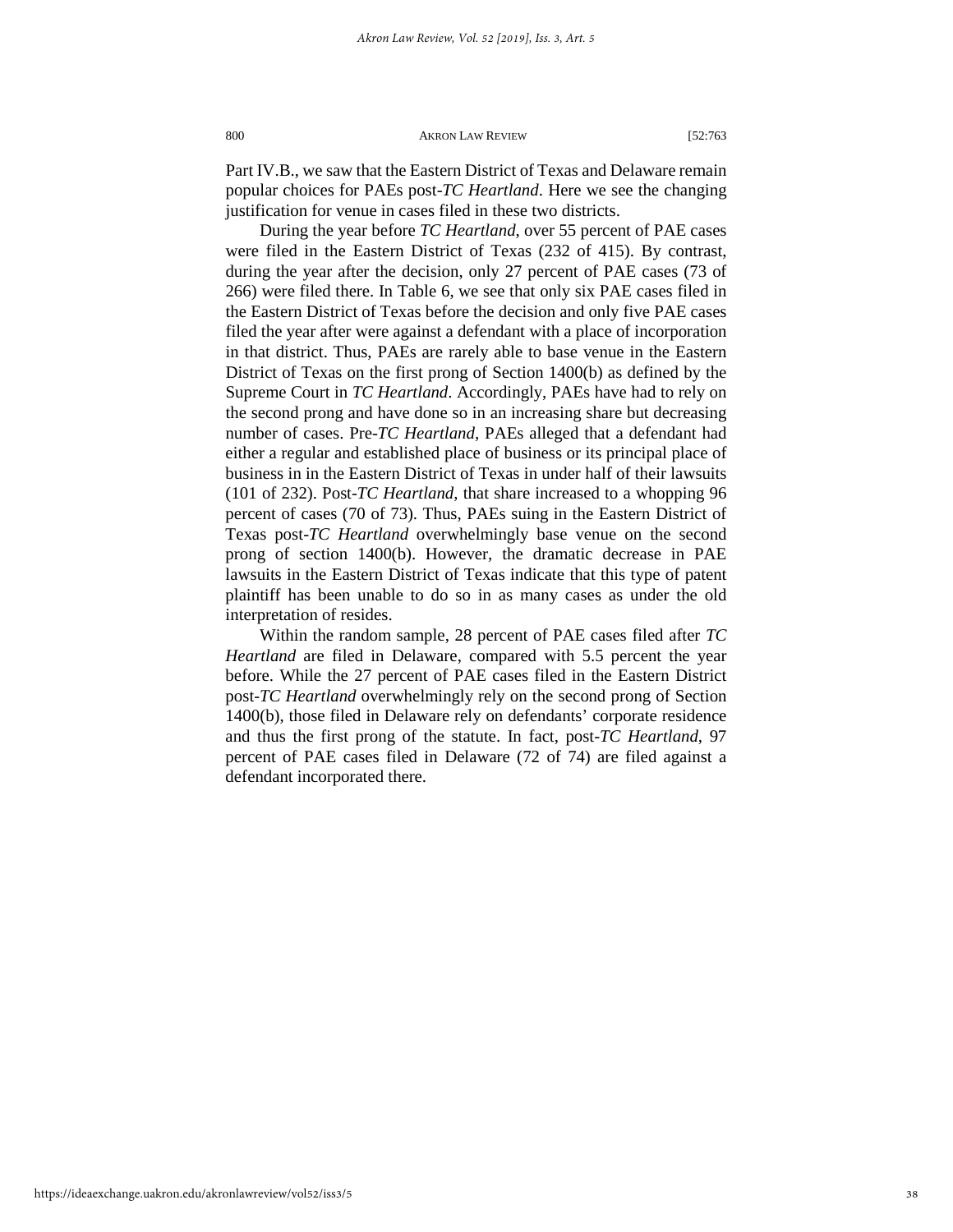Part IV.B., we saw that the Eastern District of Texas and Delaware remain popular choices for PAEs post-*TC Heartland*. Here we see the changing justification for venue in cases filed in these two districts.

During the year before *TC Heartland*, over 55 percent of PAE cases were filed in the Eastern District of Texas (232 of 415). By contrast, during the year after the decision, only 27 percent of PAE cases (73 of 266) were filed there. In Table 6, we see that only six PAE cases filed in the Eastern District of Texas before the decision and only five PAE cases filed the year after were against a defendant with a place of incorporation in that district. Thus, PAEs are rarely able to base venue in the Eastern District of Texas on the first prong of Section 1400(b) as defined by the Supreme Court in *TC Heartland*. Accordingly, PAEs have had to rely on the second prong and have done so in an increasing share but decreasing number of cases. Pre-*TC Heartland*, PAEs alleged that a defendant had either a regular and established place of business or its principal place of business in in the Eastern District of Texas in under half of their lawsuits (101 of 232). Post-*TC Heartland*, that share increased to a whopping 96 percent of cases (70 of 73). Thus, PAEs suing in the Eastern District of Texas post-*TC Heartland* overwhelmingly base venue on the second prong of section 1400(b). However, the dramatic decrease in PAE lawsuits in the Eastern District of Texas indicate that this type of patent plaintiff has been unable to do so in as many cases as under the old interpretation of resides.

Within the random sample, 28 percent of PAE cases filed after *TC Heartland* are filed in Delaware, compared with 5.5 percent the year before. While the 27 percent of PAE cases filed in the Eastern District post-*TC Heartland* overwhelmingly rely on the second prong of Section 1400(b), those filed in Delaware rely on defendants' corporate residence and thus the first prong of the statute. In fact, post-*TC Heartland*, 97 percent of PAE cases filed in Delaware (72 of 74) are filed against a defendant incorporated there.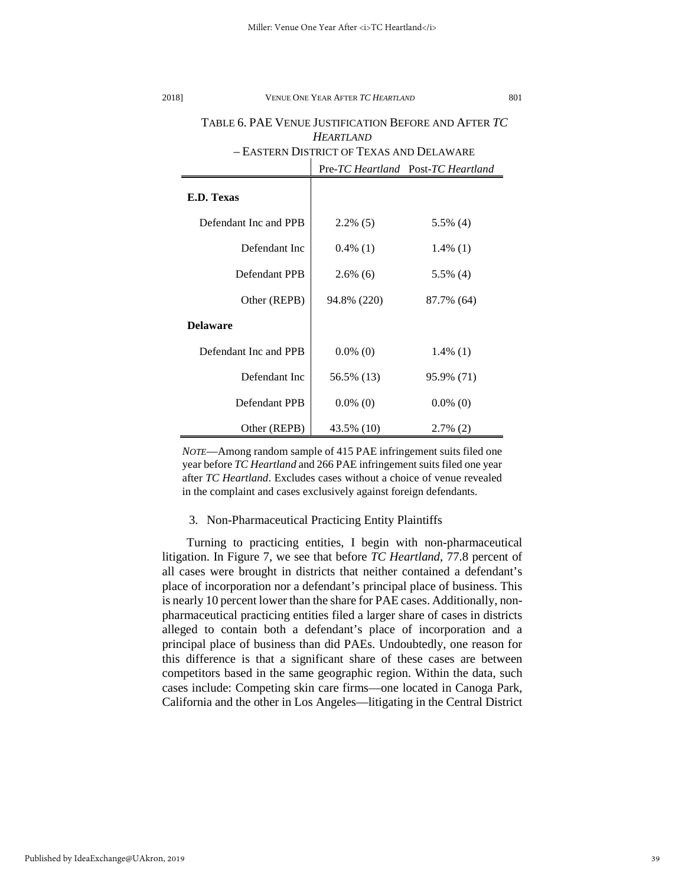TABLE 6. PAE VENUE JUSTIFICATION BEFORE AND AFTER *TC HEARTLAND* – EASTERN DISTRICT OF TEXAS AND DELAWARE

| | Pre-*TC Heartland* | Post-*TC Heartland* |
|---|---|---|
| **E.D. Texas** | | |
| Defendant Inc and PPB | 2.2% (5) | 5.5% (4) |
| Defendant Inc | 0.4% (1) | 1.4% (1) |
| Defendant PPB | 2.6% (6) | 5.5% (4) |
| Other (REPB) | 94.8% (220) | 87.7% (64) |
| **Delaware** | | |
| Defendant Inc and PPB | 0.0% (0) | 1.4% (1) |
| Defendant Inc | 56.5% (13) | 95.9% (71) |
| Defendant PPB | 0.0% (0) | 0.0% (0) |
| Other (REPB) | 43.5% (10) | 2.7% (2) |

*NOTE*—Among random sample of 415 PAE infringement suits filed one year before *TC Heartland* and 266 PAE infringement suits filed one year after *TC Heartland*. Excludes cases without a choice of venue revealed in the complaint and cases exclusively against foreign defendants.

### 3. Non-Pharmaceutical Practicing Entity Plaintiffs

Turning to practicing entities, I begin with non-pharmaceutical litigation. In Figure 7, we see that before *TC Heartland*, 77.8 percent of all cases were brought in districts that neither contained a defendant's place of incorporation nor a defendant's principal place of business. This is nearly 10 percent lower than the share for PAE cases. Additionally, non-pharmaceutical practicing entities filed a larger share of cases in districts alleged to contain both a defendant's place of incorporation and a principal place of business than did PAEs. Undoubtedly, one reason for this difference is that a significant share of these cases are between competitors based in the same geographic region. Within the data, such cases include: Competing skin care firms—one located in Canoga Park, California and the other in Los Angeles—litigating in the Central District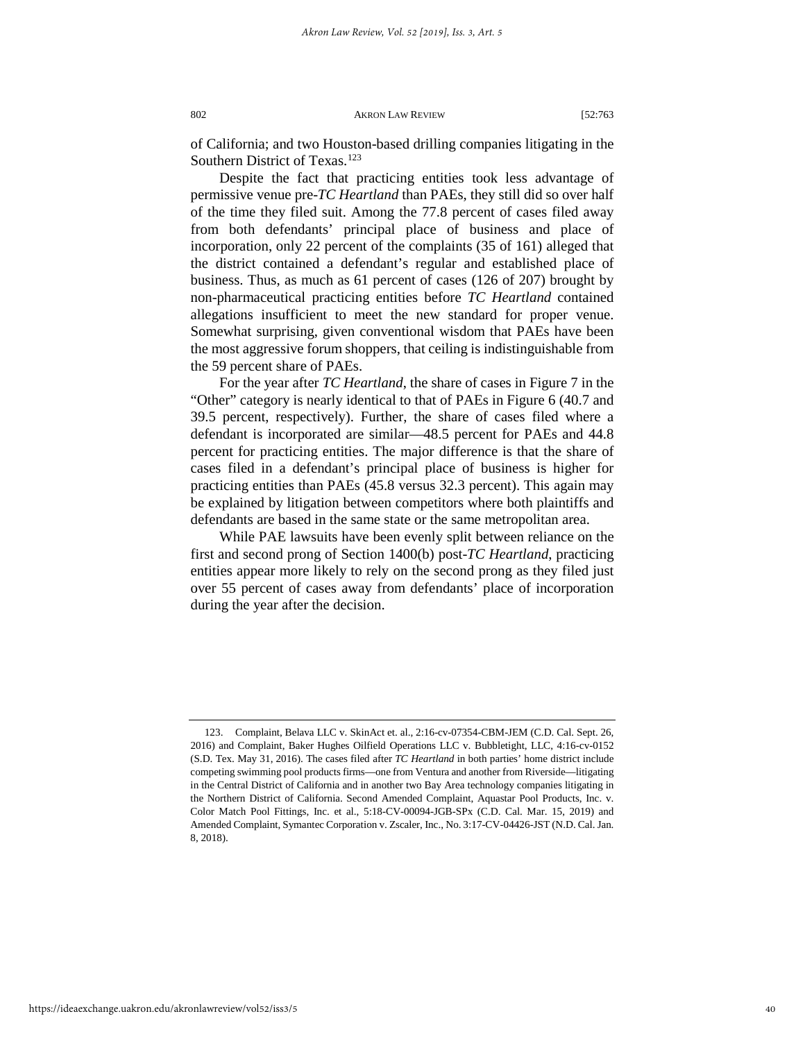of California; and two Houston-based drilling companies litigating in the Southern District of Texas.[123]

Despite the fact that practicing entities took less advantage of permissive venue pre-*TC Heartland* than PAEs, they still did so over half of the time they filed suit. Among the 77.8 percent of cases filed away from both defendants' principal place of business and place of incorporation, only 22 percent of the complaints (35 of 161) alleged that the district contained a defendant's regular and established place of business. Thus, as much as 61 percent of cases (126 of 207) brought by non-pharmaceutical practicing entities before *TC Heartland* contained allegations insufficient to meet the new standard for proper venue. Somewhat surprising, given conventional wisdom that PAEs have been the most aggressive forum shoppers, that ceiling is indistinguishable from the 59 percent share of PAEs.

For the year after *TC Heartland*, the share of cases in Figure 7 in the "Other" category is nearly identical to that of PAEs in Figure 6 (40.7 and 39.5 percent, respectively). Further, the share of cases filed where a defendant is incorporated are similar—48.5 percent for PAEs and 44.8 percent for practicing entities. The major difference is that the share of cases filed in a defendant's principal place of business is higher for practicing entities than PAEs (45.8 versus 32.3 percent). This again may be explained by litigation between competitors where both plaintiffs and defendants are based in the same state or the same metropolitan area.

While PAE lawsuits have been evenly split between reliance on the first and second prong of Section 1400(b) post-*TC Heartland*, practicing entities appear more likely to rely on the second prong as they filed just over 55 percent of cases away from defendants' place of incorporation during the year after the decision.

---

123. Complaint, Belava LLC v. SkinAct et. al., 2:16-cv-07354-CBM-JEM (C.D. Cal. Sept. 26, 2016) and Complaint, Baker Hughes Oilfield Operations LLC v. Bubbletight, LLC, 4:16-cv-0152 (S.D. Tex. May 31, 2016). The cases filed after *TC Heartland* in both parties' home district include competing swimming pool products firms—one from Ventura and another from Riverside—litigating in the Central District of California and in another two Bay Area technology companies litigating in the Northern District of California. Second Amended Complaint, Aquastar Pool Products, Inc. v. Color Match Pool Fittings, Inc. et al., 5:18-CV-00094-JGB-SPx (C.D. Cal. Mar. 15, 2019) and Amended Complaint, Symantec Corporation v. Zscaler, Inc., No. 3:17-CV-04426-JST (N.D. Cal. Jan. 8, 2018).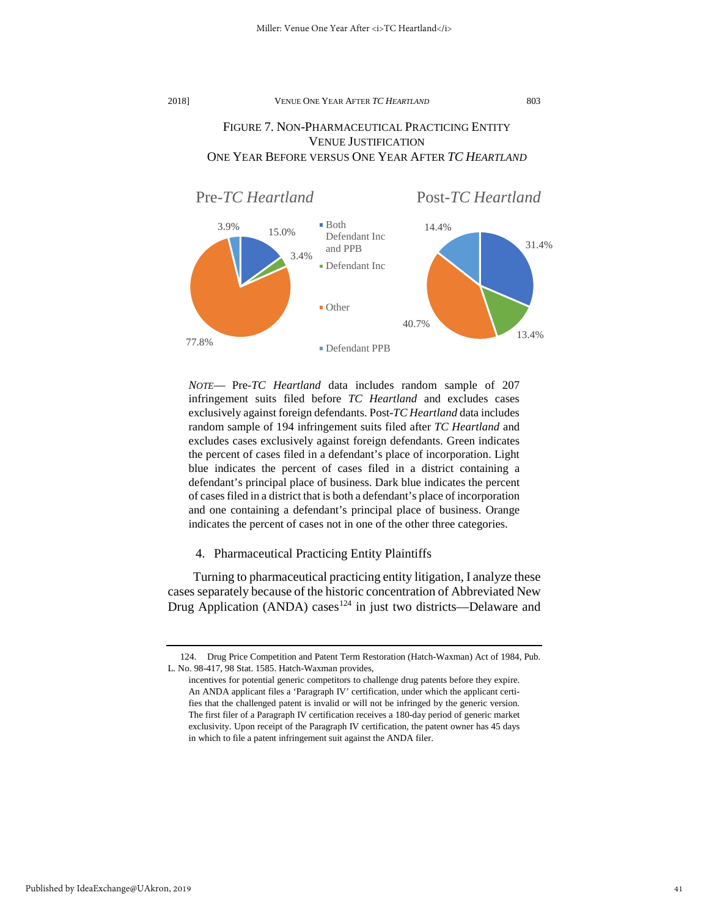FIGURE 7. NON-PHARMACEUTICAL PRACTICING ENTITY VENUE JUSTIFICATION
ONE YEAR BEFORE VERSUS ONE YEAR AFTER *TC HEARTLAND*

Pre-*TC Heartland*

| Category | Percent |
|---|---|
| Both Defendant Inc and PPB | 15.0% |
| Defendant Inc | 3.4% |
| Other | 77.8% |
| Defendant PPB | 3.9% |

Post-*TC Heartland*

| Category | Percent |
|---|---|
| Both Defendant Inc and PPB | 31.4% |
| Defendant Inc | 13.4% |
| Other | 40.7% |
| Defendant PPB | 14.4% |

*NOTE*— Pre-*TC Heartland* data includes random sample of 207 infringement suits filed before *TC Heartland* and excludes cases exclusively against foreign defendants. Post-*TC Heartland* data includes random sample of 194 infringement suits filed after *TC Heartland* and excludes cases exclusively against foreign defendants. Green indicates the percent of cases filed in a defendant's place of incorporation. Light blue indicates the percent of cases filed in a district containing a defendant's principal place of business. Dark blue indicates the percent of cases filed in a district that is both a defendant's place of incorporation and one containing a defendant's principal place of business. Orange indicates the percent of cases not in one of the other three categories.

4. Pharmaceutical Practicing Entity Plaintiffs

Turning to pharmaceutical practicing entity litigation, I analyze these cases separately because of the historic concentration of Abbreviated New Drug Application (ANDA) cases[124] in just two districts—Delaware and

---

124. Drug Price Competition and Patent Term Restoration (Hatch-Waxman) Act of 1984, Pub. L. No. 98-417, 98 Stat. 1585. Hatch-Waxman provides,

> incentives for potential generic competitors to challenge drug patents before they expire. An ANDA applicant files a 'Paragraph IV' certification, under which the applicant certifies that the challenged patent is invalid or will not be infringed by the generic version. The first filer of a Paragraph IV certification receives a 180-day period of generic market exclusivity. Upon receipt of the Paragraph IV certification, the patent owner has 45 days in which to file a patent infringement suit against the ANDA filer.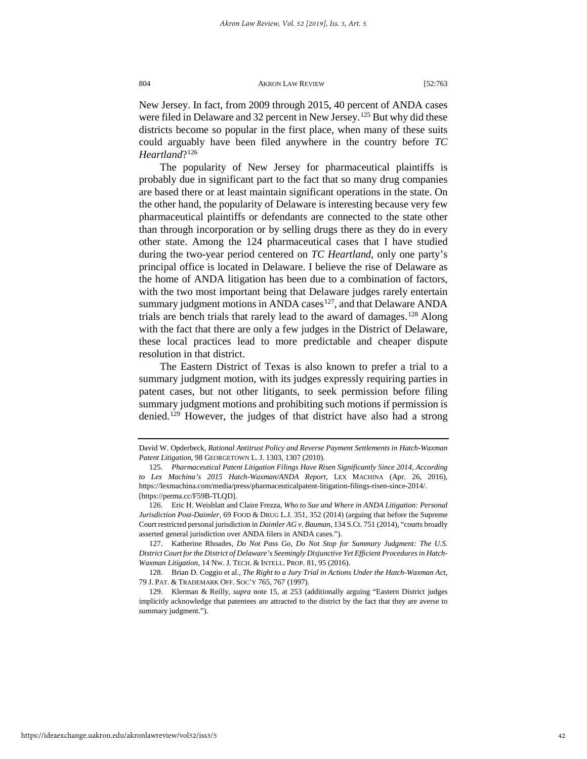New Jersey. In fact, from 2009 through 2015, 40 percent of ANDA cases were filed in Delaware and 32 percent in New Jersey.[125] But why did these districts become so popular in the first place, when many of these suits could arguably have been filed anywhere in the country before *TC Heartland*?[126]

The popularity of New Jersey for pharmaceutical plaintiffs is probably due in significant part to the fact that so many drug companies are based there or at least maintain significant operations in the state. On the other hand, the popularity of Delaware is interesting because very few pharmaceutical plaintiffs or defendants are connected to the state other than through incorporation or by selling drugs there as they do in every other state. Among the 124 pharmaceutical cases that I have studied during the two-year period centered on *TC Heartland*, only one party's principal office is located in Delaware. I believe the rise of Delaware as the home of ANDA litigation has been due to a combination of factors, with the two most important being that Delaware judges rarely entertain summary judgment motions in ANDA cases[127], and that Delaware ANDA trials are bench trials that rarely lead to the award of damages.[128] Along with the fact that there are only a few judges in the District of Delaware, these local practices lead to more predictable and cheaper dispute resolution in that district.

The Eastern District of Texas is also known to prefer a trial to a summary judgment motion, with its judges expressly requiring parties in patent cases, but not other litigants, to seek permission before filing summary judgment motions and prohibiting such motions if permission is denied.[129] However, the judges of that district have also had a strong

---

David W. Opderbeck, *Rational Antitrust Policy and Reverse Payment Settlements in Hatch-Waxman Patent Litigation*, 98 GEORGETOWN L. J. 1303, 1307 (2010).

125. *Pharmaceutical Patent Litigation Filings Have Risen Significantly Since 2014, According to Lex Machina's 2015 Hatch-Waxman/ANDA Report*, LEX MACHINA (Apr. 26, 2016), https://lexmachina.com/media/press/pharmaceuticalpatent-litigation-filings-risen-since-2014/. [https://perma.cc/F59B-TLQD].

126. Eric H. Weisblatt and Claire Frezza, *Who to Sue and Where in ANDA Litigation: Personal Jurisdiction Post-Daimler*, 69 FOOD & DRUG L.J. 351, 352 (2014) (arguing that before the Supreme Court restricted personal jurisdiction in *Daimler AG v. Bauman*, 134 S.Ct. 751 (2014), "courts broadly asserted general jurisdiction over ANDA filers in ANDA cases.").

127. Katherine Rhoades, *Do Not Pass Go, Do Not Stop for Summary Judgment: The U.S. District Court for the District of Delaware's Seemingly Disjunctive Yet Efficient Procedures in Hatch-Waxman Litigation*, 14 NW. J. TECH. & INTELL. PROP. 81, 95 (2016).

128. Brian D. Coggio et al., *The Right to a Jury Trial in Actions Under the Hatch-Waxman Act*, 79 J. PAT. & TRADEMARK OFF. SOC'Y 765, 767 (1997).

129. Klerman & Reilly, *supra* note 15, at 253 (additionally arguing "Eastern District judges implicitly acknowledge that patentees are attracted to the district by the fact that they are averse to summary judgment.").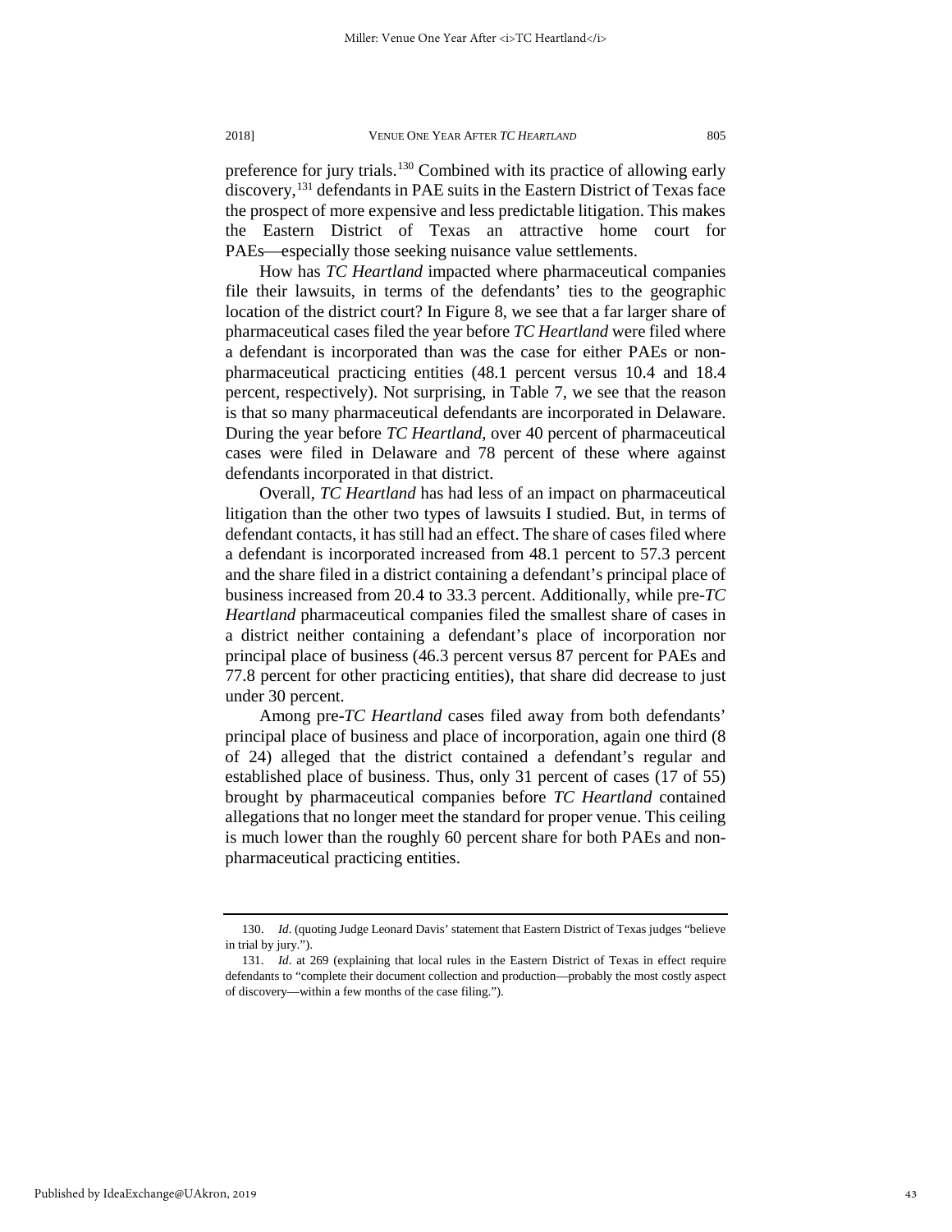preference for jury trials.[130] Combined with its practice of allowing early discovery,[131] defendants in PAE suits in the Eastern District of Texas face the prospect of more expensive and less predictable litigation. This makes the Eastern District of Texas an attractive home court for PAEs—especially those seeking nuisance value settlements.

How has *TC Heartland* impacted where pharmaceutical companies file their lawsuits, in terms of the defendants' ties to the geographic location of the district court? In Figure 8, we see that a far larger share of pharmaceutical cases filed the year before *TC Heartland* were filed where a defendant is incorporated than was the case for either PAEs or non-pharmaceutical practicing entities (48.1 percent versus 10.4 and 18.4 percent, respectively). Not surprising, in Table 7, we see that the reason is that so many pharmaceutical defendants are incorporated in Delaware. During the year before *TC Heartland*, over 40 percent of pharmaceutical cases were filed in Delaware and 78 percent of these where against defendants incorporated in that district.

Overall, *TC Heartland* has had less of an impact on pharmaceutical litigation than the other two types of lawsuits I studied. But, in terms of defendant contacts, it has still had an effect. The share of cases filed where a defendant is incorporated increased from 48.1 percent to 57.3 percent and the share filed in a district containing a defendant's principal place of business increased from 20.4 to 33.3 percent. Additionally, while pre-*TC Heartland* pharmaceutical companies filed the smallest share of cases in a district neither containing a defendant's place of incorporation nor principal place of business (46.3 percent versus 87 percent for PAEs and 77.8 percent for other practicing entities), that share did decrease to just under 30 percent.

Among pre-*TC Heartland* cases filed away from both defendants' principal place of business and place of incorporation, again one third (8 of 24) alleged that the district contained a defendant's regular and established place of business. Thus, only 31 percent of cases (17 of 55) brought by pharmaceutical companies before *TC Heartland* contained allegations that no longer meet the standard for proper venue. This ceiling is much lower than the roughly 60 percent share for both PAEs and non-pharmaceutical practicing entities.

---

130. *Id*. (quoting Judge Leonard Davis' statement that Eastern District of Texas judges "believe in trial by jury.").

131. *Id*. at 269 (explaining that local rules in the Eastern District of Texas in effect require defendants to "complete their document collection and production—probably the most costly aspect of discovery—within a few months of the case filing.").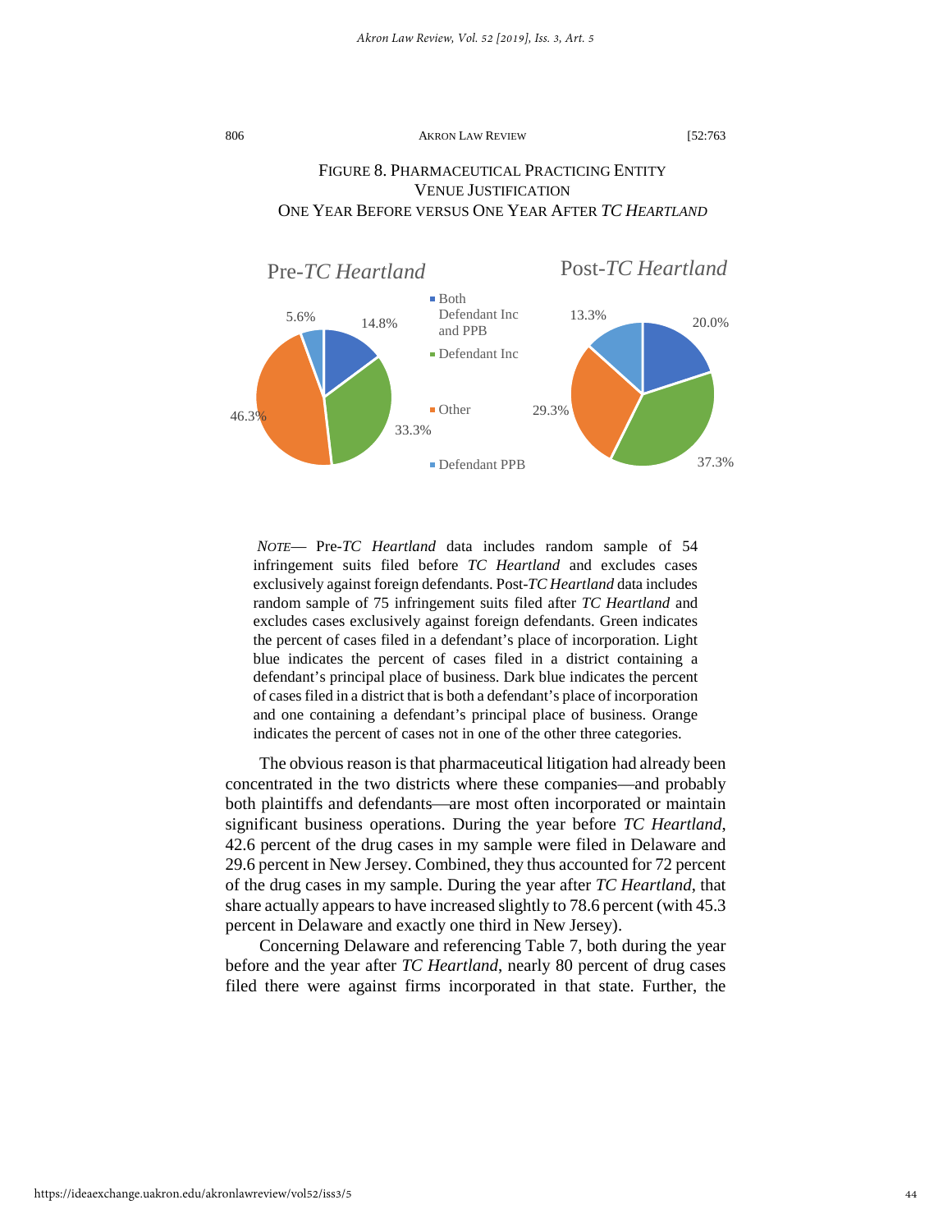FIGURE 8. PHARMACEUTICAL PRACTICING ENTITY VENUE JUSTIFICATION
ONE YEAR BEFORE VERSUS ONE YEAR AFTER *TC HEARTLAND*

Pre-*TC Heartland*

- Both Defendant Inc and PPB: 14.8%
- Defendant Inc: 33.3%
- Other: 46.3%
- Defendant PPB: 5.6%

Post-*TC Heartland*

- Both Defendant Inc and PPB: 20.0%
- Defendant Inc: 37.3%
- Other: 29.3%
- Defendant PPB: 13.3%

*NOTE*— Pre-*TC Heartland* data includes random sample of 54 infringement suits filed before *TC Heartland* and excludes cases exclusively against foreign defendants. Post-*TC Heartland* data includes random sample of 75 infringement suits filed after *TC Heartland* and excludes cases exclusively against foreign defendants. Green indicates the percent of cases filed in a defendant's place of incorporation. Light blue indicates the percent of cases filed in a district containing a defendant's principal place of business. Dark blue indicates the percent of cases filed in a district that is both a defendant's place of incorporation and one containing a defendant's principal place of business. Orange indicates the percent of cases not in one of the other three categories.

The obvious reason is that pharmaceutical litigation had already been concentrated in the two districts where these companies—and probably both plaintiffs and defendants—are most often incorporated or maintain significant business operations. During the year before *TC Heartland*, 42.6 percent of the drug cases in my sample were filed in Delaware and 29.6 percent in New Jersey. Combined, they thus accounted for 72 percent of the drug cases in my sample. During the year after *TC Heartland*, that share actually appears to have increased slightly to 78.6 percent (with 45.3 percent in Delaware and exactly one third in New Jersey).

Concerning Delaware and referencing Table 7, both during the year before and the year after *TC Heartland*, nearly 80 percent of drug cases filed there were against firms incorporated in that state. Further, the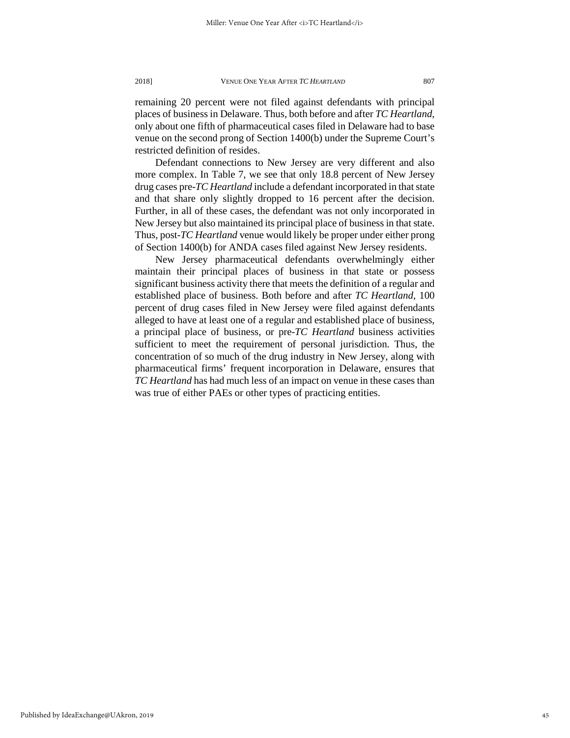remaining 20 percent were not filed against defendants with principal places of business in Delaware. Thus, both before and after *TC Heartland*, only about one fifth of pharmaceutical cases filed in Delaware had to base venue on the second prong of Section 1400(b) under the Supreme Court's restricted definition of resides.

Defendant connections to New Jersey are very different and also more complex. In Table 7, we see that only 18.8 percent of New Jersey drug cases pre-*TC Heartland* include a defendant incorporated in that state and that share only slightly dropped to 16 percent after the decision. Further, in all of these cases, the defendant was not only incorporated in New Jersey but also maintained its principal place of business in that state. Thus, post-*TC Heartland* venue would likely be proper under either prong of Section 1400(b) for ANDA cases filed against New Jersey residents.

New Jersey pharmaceutical defendants overwhelmingly either maintain their principal places of business in that state or possess significant business activity there that meets the definition of a regular and established place of business. Both before and after *TC Heartland*, 100 percent of drug cases filed in New Jersey were filed against defendants alleged to have at least one of a regular and established place of business, a principal place of business, or pre-*TC Heartland* business activities sufficient to meet the requirement of personal jurisdiction. Thus, the concentration of so much of the drug industry in New Jersey, along with pharmaceutical firms' frequent incorporation in Delaware, ensures that *TC Heartland* has had much less of an impact on venue in these cases than was true of either PAEs or other types of practicing entities.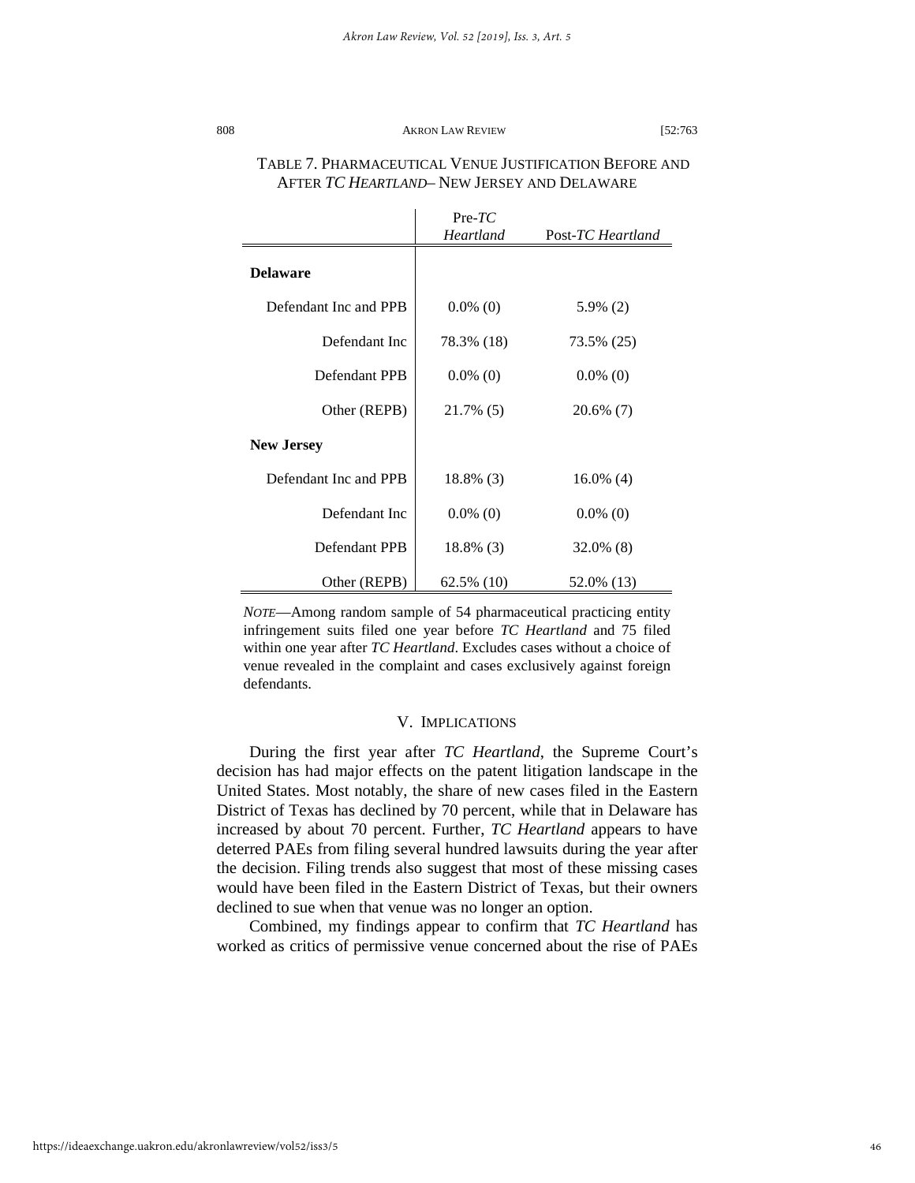TABLE 7. PHARMACEUTICAL VENUE JUSTIFICATION BEFORE AND AFTER *TC HEARTLAND*– NEW JERSEY AND DELAWARE

| | Pre-*TC Heartland* | Post-*TC Heartland* |
|---|---|---|
| **Delaware** | | |
| Defendant Inc and PPB | 0.0% (0) | 5.9% (2) |
| Defendant Inc | 78.3% (18) | 73.5% (25) |
| Defendant PPB | 0.0% (0) | 0.0% (0) |
| Other (REPB) | 21.7% (5) | 20.6% (7) |
| **New Jersey** | | |
| Defendant Inc and PPB | 18.8% (3) | 16.0% (4) |
| Defendant Inc | 0.0% (0) | 0.0% (0) |
| Defendant PPB | 18.8% (3) | 32.0% (8) |
| Other (REPB) | 62.5% (10) | 52.0% (13) |

*NOTE*—Among random sample of 54 pharmaceutical practicing entity infringement suits filed one year before *TC Heartland* and 75 filed within one year after *TC Heartland*. Excludes cases without a choice of venue revealed in the complaint and cases exclusively against foreign defendants.

## V. IMPLICATIONS

During the first year after *TC Heartland*, the Supreme Court's decision has had major effects on the patent litigation landscape in the United States. Most notably, the share of new cases filed in the Eastern District of Texas has declined by 70 percent, while that in Delaware has increased by about 70 percent. Further, *TC Heartland* appears to have deterred PAEs from filing several hundred lawsuits during the year after the decision. Filing trends also suggest that most of these missing cases would have been filed in the Eastern District of Texas, but their owners declined to sue when that venue was no longer an option.

Combined, my findings appear to confirm that *TC Heartland* has worked as critics of permissive venue concerned about the rise of PAEs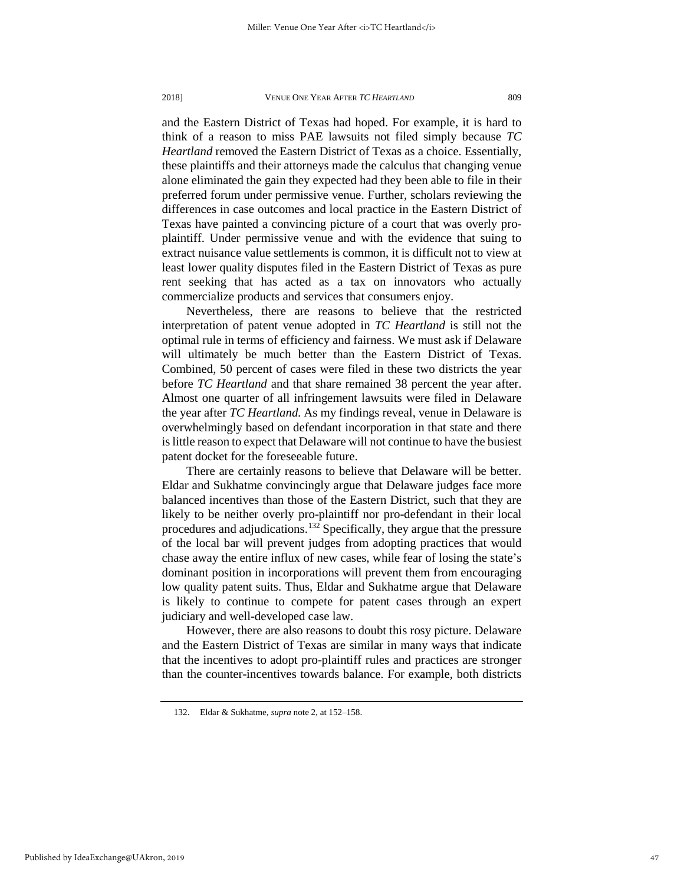and the Eastern District of Texas had hoped. For example, it is hard to think of a reason to miss PAE lawsuits not filed simply because *TC Heartland* removed the Eastern District of Texas as a choice. Essentially, these plaintiffs and their attorneys made the calculus that changing venue alone eliminated the gain they expected had they been able to file in their preferred forum under permissive venue. Further, scholars reviewing the differences in case outcomes and local practice in the Eastern District of Texas have painted a convincing picture of a court that was overly pro-plaintiff. Under permissive venue and with the evidence that suing to extract nuisance value settlements is common, it is difficult not to view at least lower quality disputes filed in the Eastern District of Texas as pure rent seeking that has acted as a tax on innovators who actually commercialize products and services that consumers enjoy.

Nevertheless, there are reasons to believe that the restricted interpretation of patent venue adopted in *TC Heartland* is still not the optimal rule in terms of efficiency and fairness. We must ask if Delaware will ultimately be much better than the Eastern District of Texas. Combined, 50 percent of cases were filed in these two districts the year before *TC Heartland* and that share remained 38 percent the year after. Almost one quarter of all infringement lawsuits were filed in Delaware the year after *TC Heartland*. As my findings reveal, venue in Delaware is overwhelmingly based on defendant incorporation in that state and there is little reason to expect that Delaware will not continue to have the busiest patent docket for the foreseeable future.

There are certainly reasons to believe that Delaware will be better. Eldar and Sukhatme convincingly argue that Delaware judges face more balanced incentives than those of the Eastern District, such that they are likely to be neither overly pro-plaintiff nor pro-defendant in their local procedures and adjudications.[132] Specifically, they argue that the pressure of the local bar will prevent judges from adopting practices that would chase away the entire influx of new cases, while fear of losing the state's dominant position in incorporations will prevent them from encouraging low quality patent suits. Thus, Eldar and Sukhatme argue that Delaware is likely to continue to compete for patent cases through an expert judiciary and well-developed case law.

However, there are also reasons to doubt this rosy picture. Delaware and the Eastern District of Texas are similar in many ways that indicate that the incentives to adopt pro-plaintiff rules and practices are stronger than the counter-incentives towards balance. For example, both districts

---

132. Eldar & Sukhatme, *supra* note 2, at 152–158.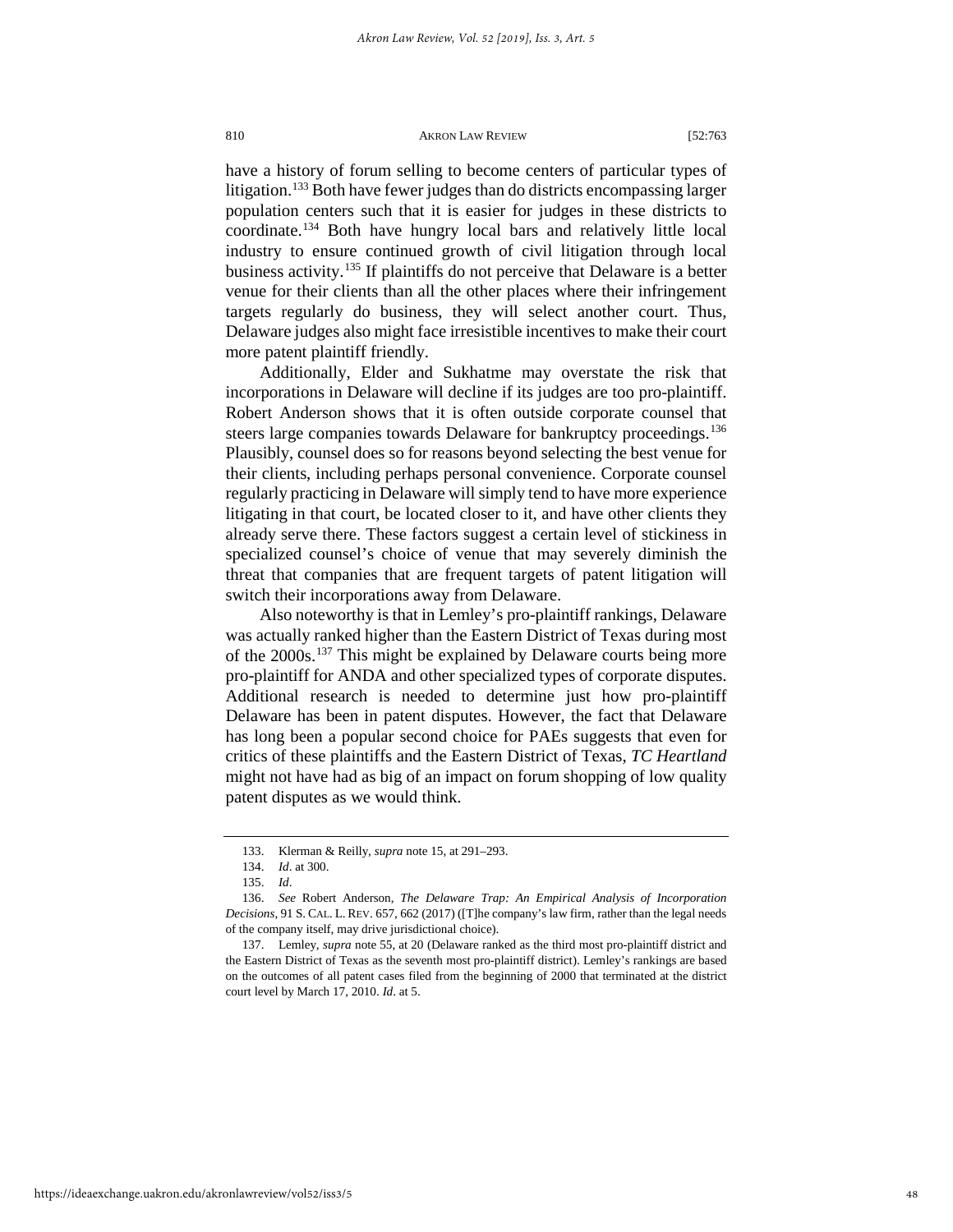have a history of forum selling to become centers of particular types of litigation.[133] Both have fewer judges than do districts encompassing larger population centers such that it is easier for judges in these districts to coordinate.[134] Both have hungry local bars and relatively little local industry to ensure continued growth of civil litigation through local business activity.[135] If plaintiffs do not perceive that Delaware is a better venue for their clients than all the other places where their infringement targets regularly do business, they will select another court. Thus, Delaware judges also might face irresistible incentives to make their court more patent plaintiff friendly.

Additionally, Elder and Sukhatme may overstate the risk that incorporations in Delaware will decline if its judges are too pro-plaintiff. Robert Anderson shows that it is often outside corporate counsel that steers large companies towards Delaware for bankruptcy proceedings.[136] Plausibly, counsel does so for reasons beyond selecting the best venue for their clients, including perhaps personal convenience. Corporate counsel regularly practicing in Delaware will simply tend to have more experience litigating in that court, be located closer to it, and have other clients they already serve there. These factors suggest a certain level of stickiness in specialized counsel's choice of venue that may severely diminish the threat that companies that are frequent targets of patent litigation will switch their incorporations away from Delaware.

Also noteworthy is that in Lemley's pro-plaintiff rankings, Delaware was actually ranked higher than the Eastern District of Texas during most of the 2000s.[137] This might be explained by Delaware courts being more pro-plaintiff for ANDA and other specialized types of corporate disputes. Additional research is needed to determine just how pro-plaintiff Delaware has been in patent disputes. However, the fact that Delaware has long been a popular second choice for PAEs suggests that even for critics of these plaintiffs and the Eastern District of Texas, *TC Heartland* might not have had as big of an impact on forum shopping of low quality patent disputes as we would think.

---

133. Klerman & Reilly, *supra* note 15, at 291–293.

134. *Id*. at 300.

135. *Id*.

136. *See* Robert Anderson, *The Delaware Trap: An Empirical Analysis of Incorporation Decisions*, 91 S. CAL. L. REV. 657, 662 (2017) ([T]he company's law firm, rather than the legal needs of the company itself, may drive jurisdictional choice).

137. Lemley, *supra* note 55, at 20 (Delaware ranked as the third most pro-plaintiff district and the Eastern District of Texas as the seventh most pro-plaintiff district). Lemley's rankings are based on the outcomes of all patent cases filed from the beginning of 2000 that terminated at the district court level by March 17, 2010. *Id*. at 5.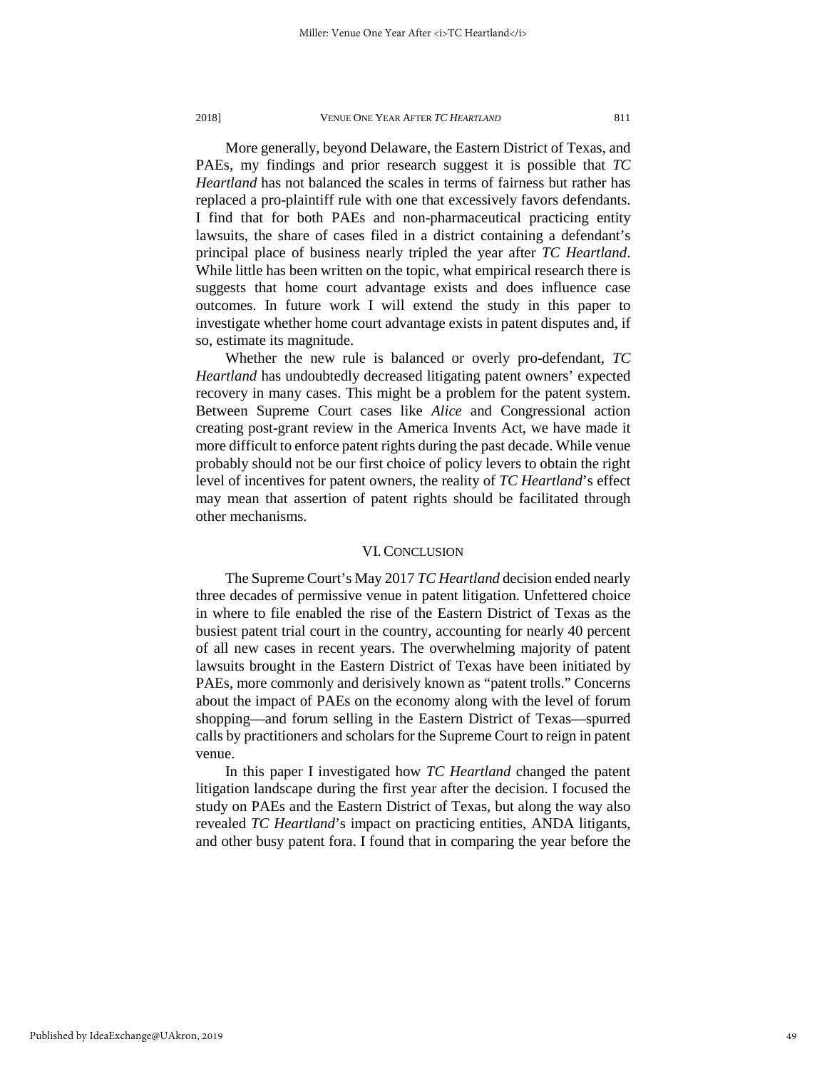More generally, beyond Delaware, the Eastern District of Texas, and PAEs, my findings and prior research suggest it is possible that *TC Heartland* has not balanced the scales in terms of fairness but rather has replaced a pro-plaintiff rule with one that excessively favors defendants. I find that for both PAEs and non-pharmaceutical practicing entity lawsuits, the share of cases filed in a district containing a defendant's principal place of business nearly tripled the year after *TC Heartland*. While little has been written on the topic, what empirical research there is suggests that home court advantage exists and does influence case outcomes. In future work I will extend the study in this paper to investigate whether home court advantage exists in patent disputes and, if so, estimate its magnitude.

Whether the new rule is balanced or overly pro-defendant, *TC Heartland* has undoubtedly decreased litigating patent owners' expected recovery in many cases. This might be a problem for the patent system. Between Supreme Court cases like *Alice* and Congressional action creating post-grant review in the America Invents Act, we have made it more difficult to enforce patent rights during the past decade. While venue probably should not be our first choice of policy levers to obtain the right level of incentives for patent owners, the reality of *TC Heartland*'s effect may mean that assertion of patent rights should be facilitated through other mechanisms.

## VI. CONCLUSION

The Supreme Court's May 2017 *TC Heartland* decision ended nearly three decades of permissive venue in patent litigation. Unfettered choice in where to file enabled the rise of the Eastern District of Texas as the busiest patent trial court in the country, accounting for nearly 40 percent of all new cases in recent years. The overwhelming majority of patent lawsuits brought in the Eastern District of Texas have been initiated by PAEs, more commonly and derisively known as "patent trolls." Concerns about the impact of PAEs on the economy along with the level of forum shopping—and forum selling in the Eastern District of Texas—spurred calls by practitioners and scholars for the Supreme Court to reign in patent venue.

In this paper I investigated how *TC Heartland* changed the patent litigation landscape during the first year after the decision. I focused the study on PAEs and the Eastern District of Texas, but along the way also revealed *TC Heartland*'s impact on practicing entities, ANDA litigants, and other busy patent fora. I found that in comparing the year before the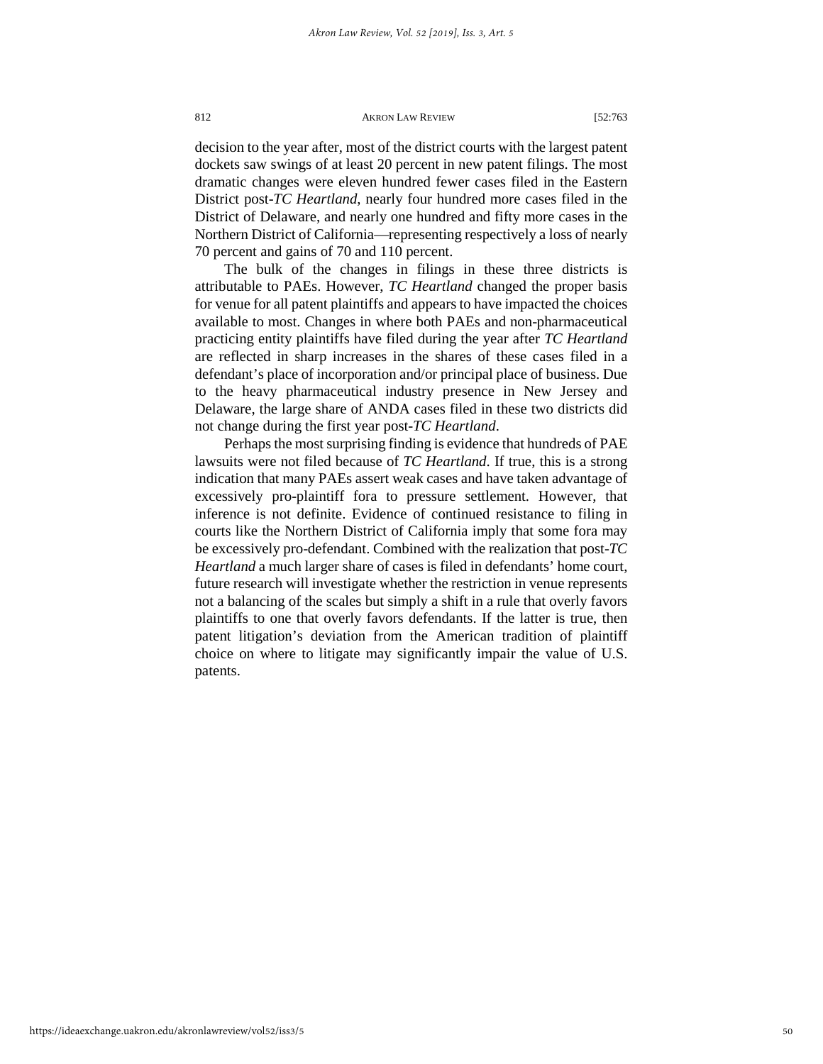decision to the year after, most of the district courts with the largest patent dockets saw swings of at least 20 percent in new patent filings. The most dramatic changes were eleven hundred fewer cases filed in the Eastern District post-*TC Heartland*, nearly four hundred more cases filed in the District of Delaware, and nearly one hundred and fifty more cases in the Northern District of California—representing respectively a loss of nearly 70 percent and gains of 70 and 110 percent.

The bulk of the changes in filings in these three districts is attributable to PAEs. However, *TC Heartland* changed the proper basis for venue for all patent plaintiffs and appears to have impacted the choices available to most. Changes in where both PAEs and non-pharmaceutical practicing entity plaintiffs have filed during the year after *TC Heartland* are reflected in sharp increases in the shares of these cases filed in a defendant's place of incorporation and/or principal place of business. Due to the heavy pharmaceutical industry presence in New Jersey and Delaware, the large share of ANDA cases filed in these two districts did not change during the first year post-*TC Heartland*.

Perhaps the most surprising finding is evidence that hundreds of PAE lawsuits were not filed because of *TC Heartland*. If true, this is a strong indication that many PAEs assert weak cases and have taken advantage of excessively pro-plaintiff fora to pressure settlement. However, that inference is not definite. Evidence of continued resistance to filing in courts like the Northern District of California imply that some fora may be excessively pro-defendant. Combined with the realization that post-*TC Heartland* a much larger share of cases is filed in defendants' home court, future research will investigate whether the restriction in venue represents not a balancing of the scales but simply a shift in a rule that overly favors plaintiffs to one that overly favors defendants. If the latter is true, then patent litigation's deviation from the American tradition of plaintiff choice on where to litigate may significantly impair the value of U.S. patents.